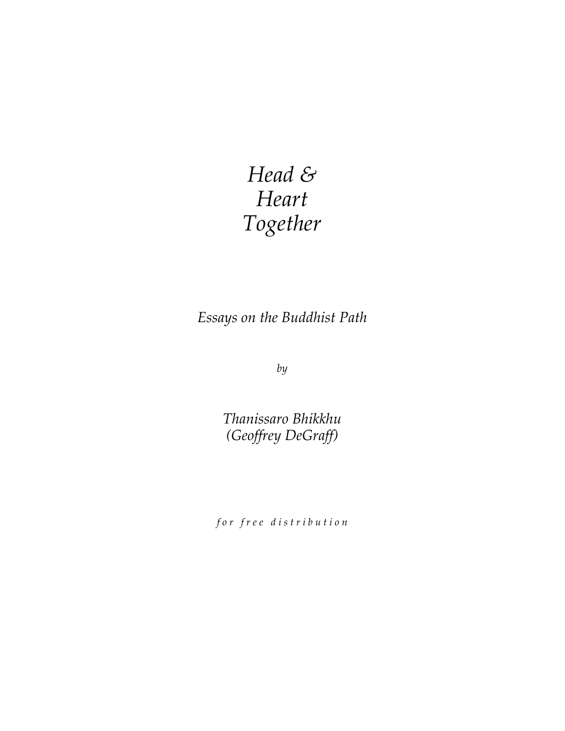# *Head & Heart Together*

*Essays on the Buddhist Path*

*by*

*Thanissaro Bhikkhu*
*(Geoffrey DeGraff)*

*for free distribution*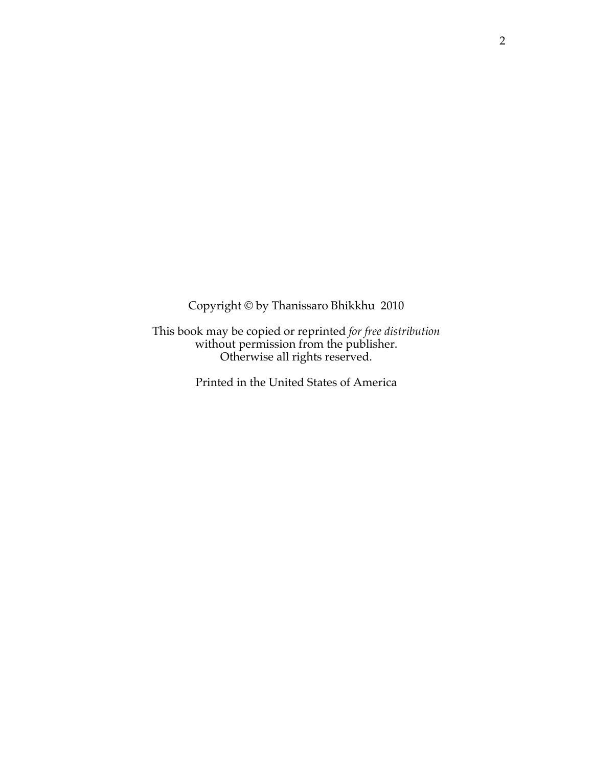Copyright © by Thanissaro Bhikkhu 2010

This book may be copied or reprinted *for free distribution* without permission from the publisher. Otherwise all rights reserved.

Printed in the United States of America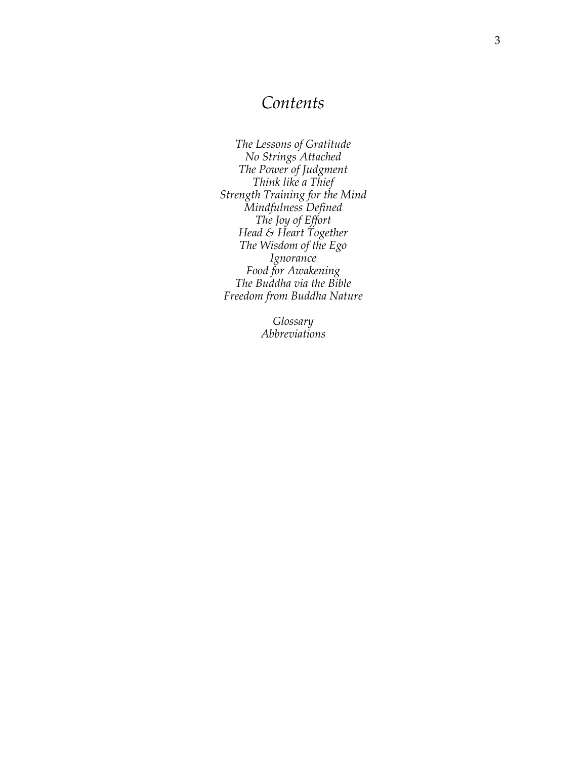# *Contents*

*The Lessons of Gratitude*
*No Strings Attached*
*The Power of Judgment*
*Think like a Thief*
*Strength Training for the Mind*
*Mindfulness Defined*
*The Joy of Effort*
*Head & Heart Together*
*The Wisdom of the Ego*
*Ignorance*
*Food for Awakening*
*The Buddha via the Bible*
*Freedom from Buddha Nature*

*Glossary*
*Abbreviations*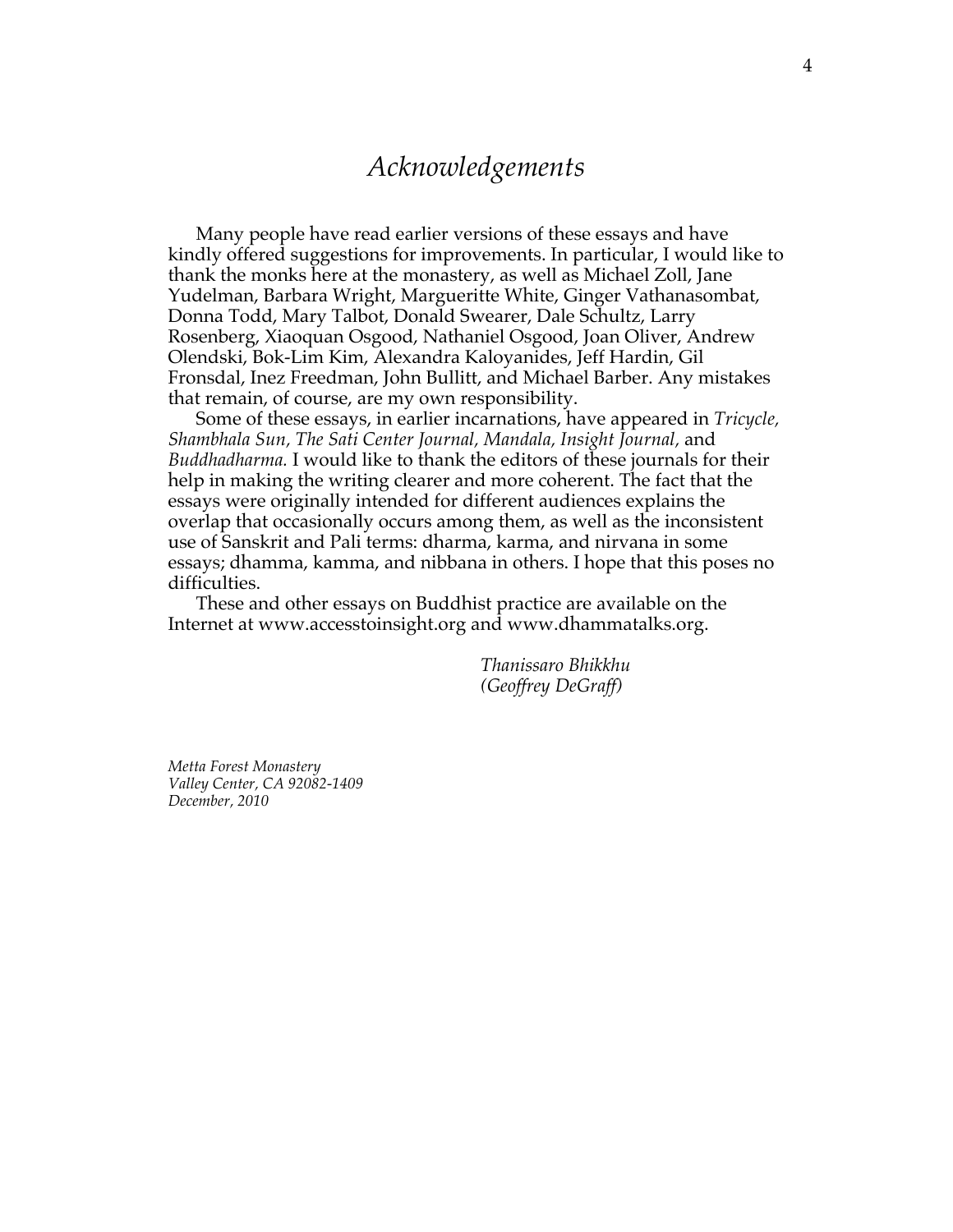# *Acknowledgements*

Many people have read earlier versions of these essays and have kindly offered suggestions for improvements. In particular, I would like to thank the monks here at the monastery, as well as Michael Zoll, Jane Yudelman, Barbara Wright, Margueritte White, Ginger Vathanasombat, Donna Todd, Mary Talbot, Donald Swearer, Dale Schultz, Larry Rosenberg, Xiaoquan Osgood, Nathaniel Osgood, Joan Oliver, Andrew Olendski, Bok-Lim Kim, Alexandra Kaloyanides, Jeff Hardin, Gil Fronsdal, Inez Freedman, John Bullitt, and Michael Barber. Any mistakes that remain, of course, are my own responsibility.

Some of these essays, in earlier incarnations, have appeared in *Tricycle, Shambhala Sun, The Sati Center Journal, Mandala, Insight Journal,* and *Buddhadharma.* I would like to thank the editors of these journals for their help in making the writing clearer and more coherent. The fact that the essays were originally intended for different audiences explains the overlap that occasionally occurs among them, as well as the inconsistent use of Sanskrit and Pali terms: dharma, karma, and nirvana in some essays; dhamma, kamma, and nibbana in others. I hope that this poses no difficulties.

These and other essays on Buddhist practice are available on the Internet at www.accesstoinsight.org and www.dhammatalks.org.

*Thanissaro Bhikkhu*
*(Geoffrey DeGraff)*

*Metta Forest Monastery*
*Valley Center, CA 92082-1409*
*December, 2010*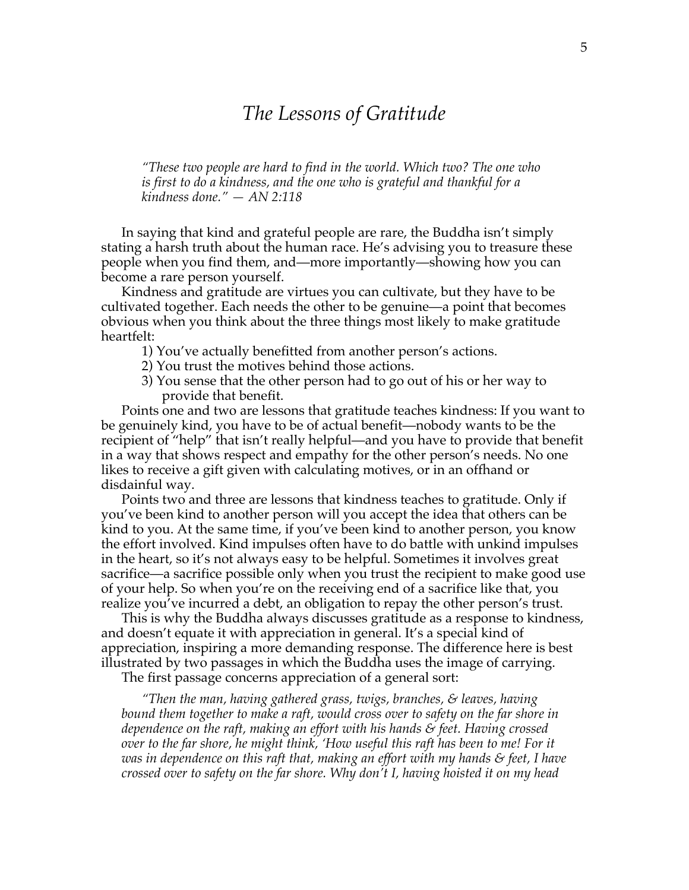# *The Lessons of Gratitude*

> *"These two people are hard to find in the world. Which two? The one who is first to do a kindness, and the one who is grateful and thankful for a kindness done." — AN 2:118*

In saying that kind and grateful people are rare, the Buddha isn't simply stating a harsh truth about the human race. He's advising you to treasure these people when you find them, and—more importantly—showing how you can become a rare person yourself.

Kindness and gratitude are virtues you can cultivate, but they have to be cultivated together. Each needs the other to be genuine—a point that becomes obvious when you think about the three things most likely to make gratitude heartfelt:

1) You've actually benefitted from another person's actions.
2) You trust the motives behind those actions.
3) You sense that the other person had to go out of his or her way to provide that benefit.

Points one and two are lessons that gratitude teaches kindness: If you want to be genuinely kind, you have to be of actual benefit—nobody wants to be the recipient of "help" that isn't really helpful—and you have to provide that benefit in a way that shows respect and empathy for the other person's needs. No one likes to receive a gift given with calculating motives, or in an offhand or disdainful way.

Points two and three are lessons that kindness teaches to gratitude. Only if you've been kind to another person will you accept the idea that others can be kind to you. At the same time, if you've been kind to another person, you know the effort involved. Kind impulses often have to do battle with unkind impulses in the heart, so it's not always easy to be helpful. Sometimes it involves great sacrifice—a sacrifice possible only when you trust the recipient to make good use of your help. So when you're on the receiving end of a sacrifice like that, you realize you've incurred a debt, an obligation to repay the other person's trust.

This is why the Buddha always discusses gratitude as a response to kindness, and doesn't equate it with appreciation in general. It's a special kind of appreciation, inspiring a more demanding response. The difference here is best illustrated by two passages in which the Buddha uses the image of carrying.

The first passage concerns appreciation of a general sort:

> *"Then the man, having gathered grass, twigs, branches, & leaves, having bound them together to make a raft, would cross over to safety on the far shore in dependence on the raft, making an effort with his hands & feet. Having crossed over to the far shore, he might think, 'How useful this raft has been to me! For it was in dependence on this raft that, making an effort with my hands & feet, I have crossed over to safety on the far shore. Why don't I, having hoisted it on my head*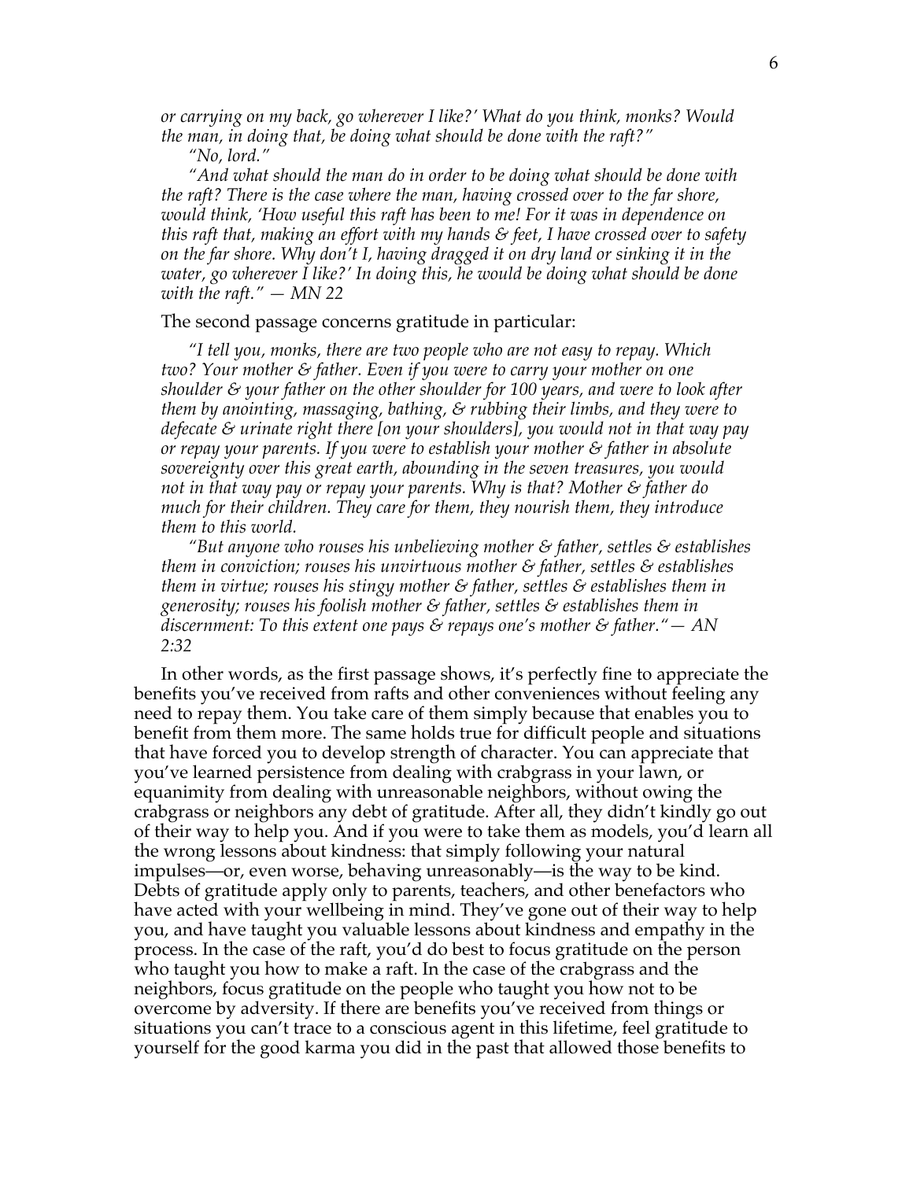*or carrying on my back, go wherever I like?' What do you think, monks? Would the man, in doing that, be doing what should be done with the raft?"*

*"No, lord."*

*"And what should the man do in order to be doing what should be done with the raft? There is the case where the man, having crossed over to the far shore, would think, 'How useful this raft has been to me! For it was in dependence on this raft that, making an effort with my hands & feet, I have crossed over to safety on the far shore. Why don't I, having dragged it on dry land or sinking it in the water, go wherever I like?' In doing this, he would be doing what should be done with the raft." — MN 22*

The second passage concerns gratitude in particular:

*"I tell you, monks, there are two people who are not easy to repay. Which two? Your mother & father. Even if you were to carry your mother on one shoulder & your father on the other shoulder for 100 years, and were to look after them by anointing, massaging, bathing, & rubbing their limbs, and they were to defecate & urinate right there [on your shoulders], you would not in that way pay or repay your parents. If you were to establish your mother & father in absolute sovereignty over this great earth, abounding in the seven treasures, you would not in that way pay or repay your parents. Why is that? Mother & father do much for their children. They care for them, they nourish them, they introduce them to this world.*

*"But anyone who rouses his unbelieving mother & father, settles & establishes them in conviction; rouses his unvirtuous mother & father, settles & establishes them in virtue; rouses his stingy mother & father, settles & establishes them in generosity; rouses his foolish mother & father, settles & establishes them in discernment: To this extent one pays & repays one's mother & father."— AN 2:32*

In other words, as the first passage shows, it's perfectly fine to appreciate the benefits you've received from rafts and other conveniences without feeling any need to repay them. You take care of them simply because that enables you to benefit from them more. The same holds true for difficult people and situations that have forced you to develop strength of character. You can appreciate that you've learned persistence from dealing with crabgrass in your lawn, or equanimity from dealing with unreasonable neighbors, without owing the crabgrass or neighbors any debt of gratitude. After all, they didn't kindly go out of their way to help you. And if you were to take them as models, you'd learn all the wrong lessons about kindness: that simply following your natural impulses—or, even worse, behaving unreasonably—is the way to be kind. Debts of gratitude apply only to parents, teachers, and other benefactors who have acted with your wellbeing in mind. They've gone out of their way to help you, and have taught you valuable lessons about kindness and empathy in the process. In the case of the raft, you'd do best to focus gratitude on the person who taught you how to make a raft. In the case of the crabgrass and the neighbors, focus gratitude on the people who taught you how not to be overcome by adversity. If there are benefits you've received from things or situations you can't trace to a conscious agent in this lifetime, feel gratitude to yourself for the good karma you did in the past that allowed those benefits to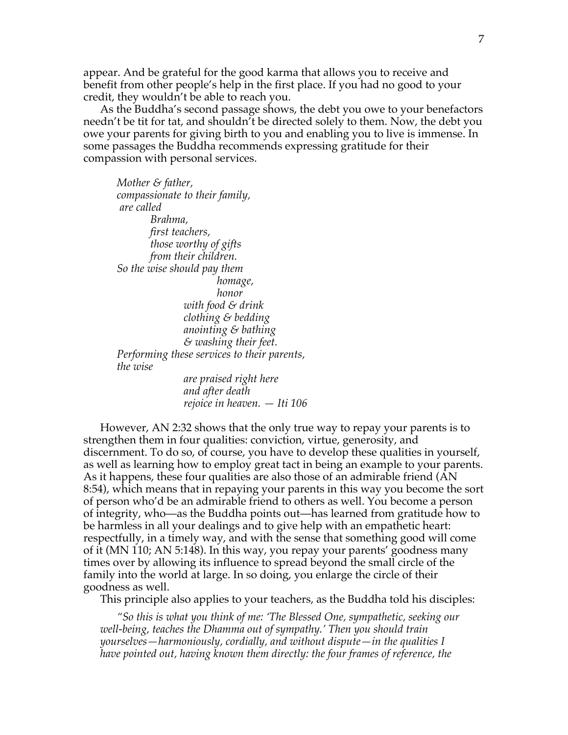appear. And be grateful for the good karma that allows you to receive and benefit from other people's help in the first place. If you had no good to your credit, they wouldn't be able to reach you.

As the Buddha's second passage shows, the debt you owe to your benefactors needn't be tit for tat, and shouldn't be directed solely to them. Now, the debt you owe your parents for giving birth to you and enabling you to live is immense. In some passages the Buddha recommends expressing gratitude for their compassion with personal services.

> *Mother & father,*
> *compassionate to their family,*
> *are called*
> *Brahma,*
> *first teachers,*
> *those worthy of gifts*
> *from their children.*
> *So the wise should pay them*
> *homage,*
> *honor*
> *with food & drink*
> *clothing & bedding*
> *anointing & bathing*
> *& washing their feet.*
> *Performing these services to their parents,*
> *the wise*
> *are praised right here*
> *and after death*
> *rejoice in heaven. — Iti 106*

However, AN 2:32 shows that the only true way to repay your parents is to strengthen them in four qualities: conviction, virtue, generosity, and discernment. To do so, of course, you have to develop these qualities in yourself, as well as learning how to employ great tact in being an example to your parents. As it happens, these four qualities are also those of an admirable friend (AN 8:54), which means that in repaying your parents in this way you become the sort of person who'd be an admirable friend to others as well. You become a person of integrity, who—as the Buddha points out—has learned from gratitude how to be harmless in all your dealings and to give help with an empathetic heart: respectfully, in a timely way, and with the sense that something good will come of it (MN 110; AN 5:148). In this way, you repay your parents' goodness many times over by allowing its influence to spread beyond the small circle of the family into the world at large. In so doing, you enlarge the circle of their goodness as well.

This principle also applies to your teachers, as the Buddha told his disciples:

> *"So this is what you think of me: 'The Blessed One, sympathetic, seeking our well-being, teaches the Dhamma out of sympathy.' Then you should train yourselves—harmoniously, cordially, and without dispute—in the qualities I have pointed out, having known them directly: the four frames of reference, the*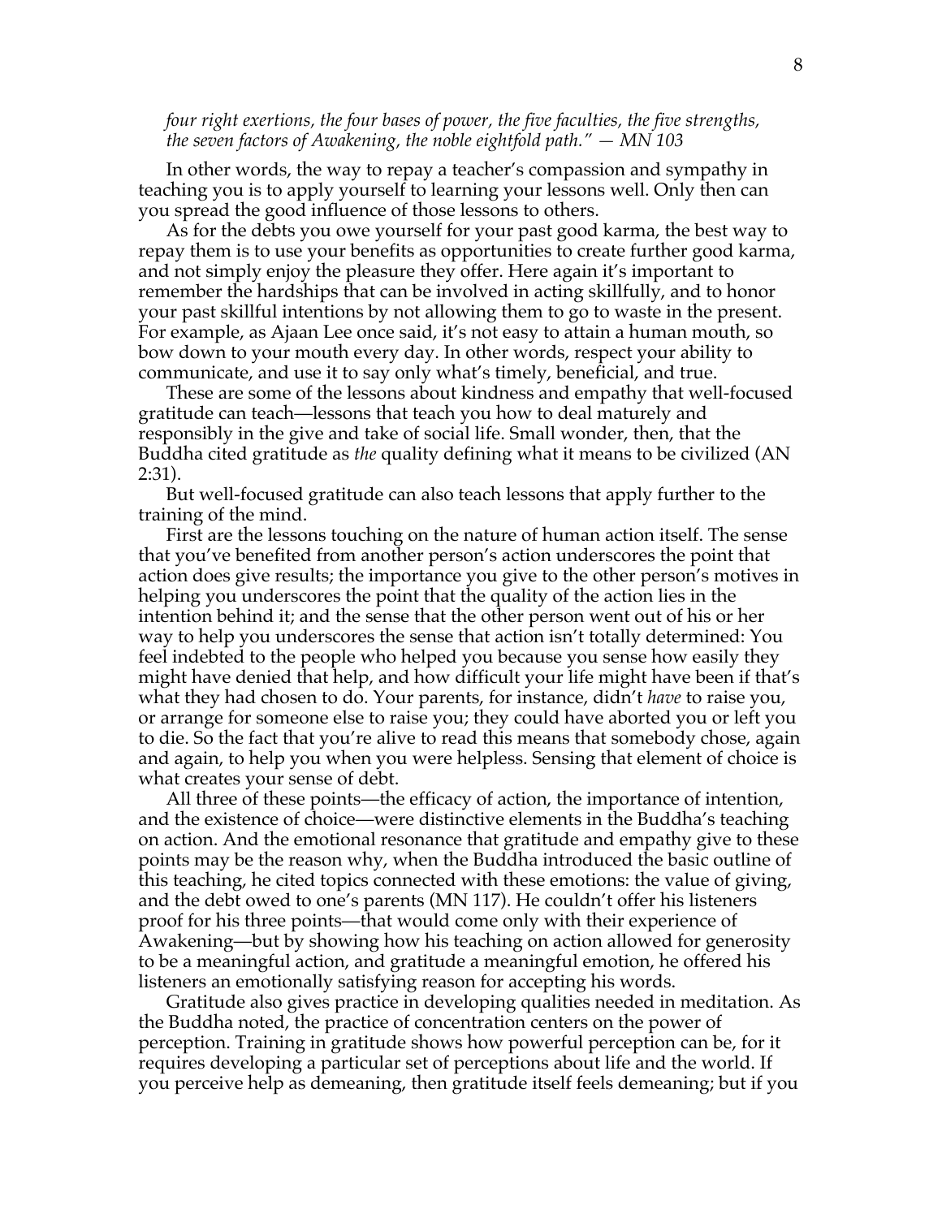*four right exertions, the four bases of power, the five faculties, the five strengths, the seven factors of Awakening, the noble eightfold path." — MN 103*

In other words, the way to repay a teacher's compassion and sympathy in teaching you is to apply yourself to learning your lessons well. Only then can you spread the good influence of those lessons to others.

As for the debts you owe yourself for your past good karma, the best way to repay them is to use your benefits as opportunities to create further good karma, and not simply enjoy the pleasure they offer. Here again it's important to remember the hardships that can be involved in acting skillfully, and to honor your past skillful intentions by not allowing them to go to waste in the present. For example, as Ajaan Lee once said, it's not easy to attain a human mouth, so bow down to your mouth every day. In other words, respect your ability to communicate, and use it to say only what's timely, beneficial, and true.

These are some of the lessons about kindness and empathy that well-focused gratitude can teach—lessons that teach you how to deal maturely and responsibly in the give and take of social life. Small wonder, then, that the Buddha cited gratitude as *the* quality defining what it means to be civilized (AN 2:31).

But well-focused gratitude can also teach lessons that apply further to the training of the mind.

First are the lessons touching on the nature of human action itself. The sense that you've benefited from another person's action underscores the point that action does give results; the importance you give to the other person's motives in helping you underscores the point that the quality of the action lies in the intention behind it; and the sense that the other person went out of his or her way to help you underscores the sense that action isn't totally determined: You feel indebted to the people who helped you because you sense how easily they might have denied that help, and how difficult your life might have been if that's what they had chosen to do. Your parents, for instance, didn't *have* to raise you, or arrange for someone else to raise you; they could have aborted you or left you to die. So the fact that you're alive to read this means that somebody chose, again and again, to help you when you were helpless. Sensing that element of choice is what creates your sense of debt.

All three of these points—the efficacy of action, the importance of intention, and the existence of choice—were distinctive elements in the Buddha's teaching on action. And the emotional resonance that gratitude and empathy give to these points may be the reason why, when the Buddha introduced the basic outline of this teaching, he cited topics connected with these emotions: the value of giving, and the debt owed to one's parents (MN 117). He couldn't offer his listeners proof for his three points—that would come only with their experience of Awakening—but by showing how his teaching on action allowed for generosity to be a meaningful action, and gratitude a meaningful emotion, he offered his listeners an emotionally satisfying reason for accepting his words.

Gratitude also gives practice in developing qualities needed in meditation. As the Buddha noted, the practice of concentration centers on the power of perception. Training in gratitude shows how powerful perception can be, for it requires developing a particular set of perceptions about life and the world. If you perceive help as demeaning, then gratitude itself feels demeaning; but if you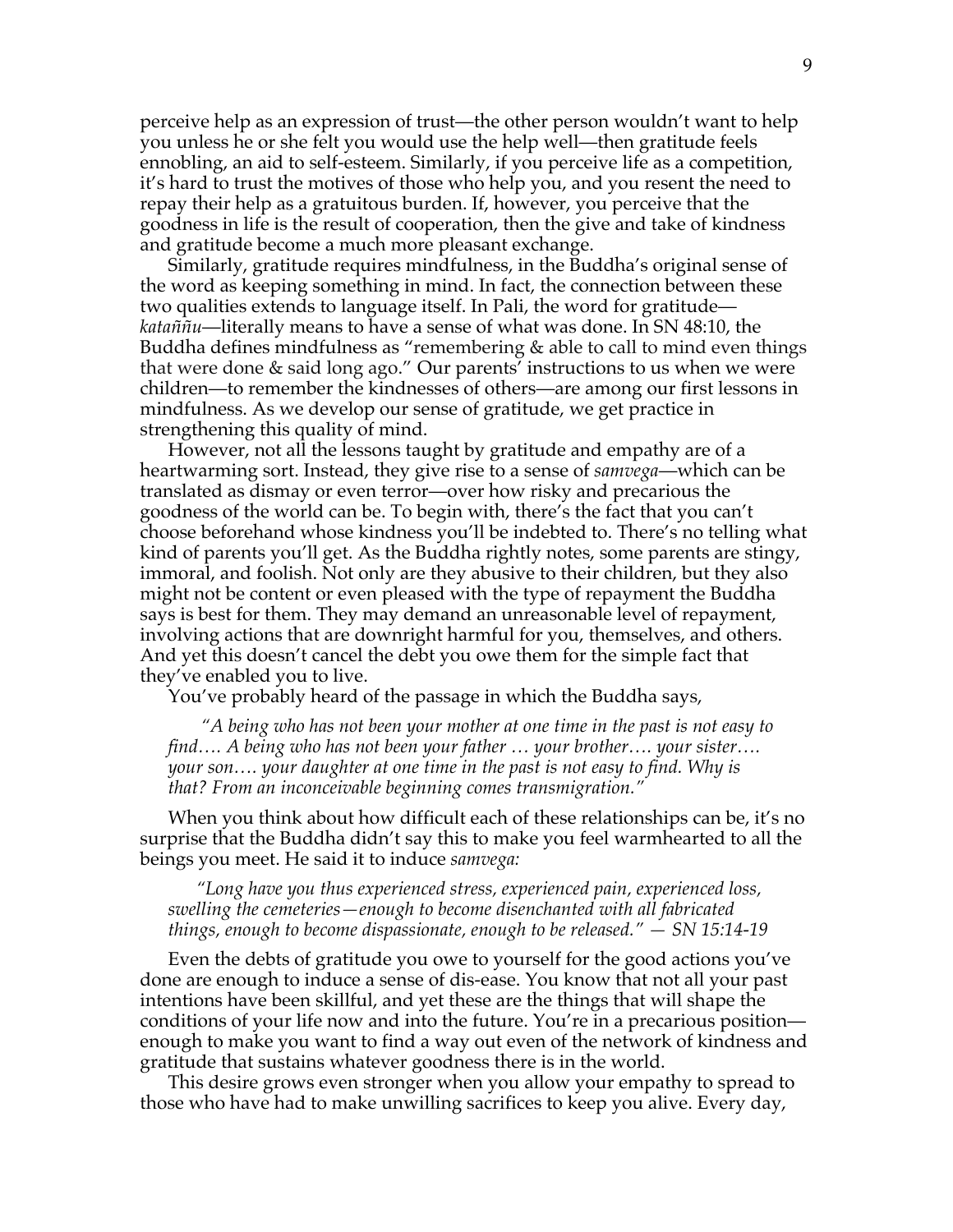perceive help as an expression of trust—the other person wouldn't want to help you unless he or she felt you would use the help well—then gratitude feels ennobling, an aid to self-esteem. Similarly, if you perceive life as a competition, it's hard to trust the motives of those who help you, and you resent the need to repay their help as a gratuitous burden. If, however, you perceive that the goodness in life is the result of cooperation, then the give and take of kindness and gratitude become a much more pleasant exchange.

Similarly, gratitude requires mindfulness, in the Buddha's original sense of the word as keeping something in mind. In fact, the connection between these two qualities extends to language itself. In Pali, the word for gratitude—*kataññu*—literally means to have a sense of what was done. In SN 48:10, the Buddha defines mindfulness as "remembering & able to call to mind even things that were done & said long ago." Our parents' instructions to us when we were children—to remember the kindnesses of others—are among our first lessons in mindfulness. As we develop our sense of gratitude, we get practice in strengthening this quality of mind.

However, not all the lessons taught by gratitude and empathy are of a heartwarming sort. Instead, they give rise to a sense of *samvega*—which can be translated as dismay or even terror—over how risky and precarious the goodness of the world can be. To begin with, there's the fact that you can't choose beforehand whose kindness you'll be indebted to. There's no telling what kind of parents you'll get. As the Buddha rightly notes, some parents are stingy, immoral, and foolish. Not only are they abusive to their children, but they also might not be content or even pleased with the type of repayment the Buddha says is best for them. They may demand an unreasonable level of repayment, involving actions that are downright harmful for you, themselves, and others. And yet this doesn't cancel the debt you owe them for the simple fact that they've enabled you to live.

You've probably heard of the passage in which the Buddha says,

> *"A being who has not been your mother at one time in the past is not easy to find…. A being who has not been your father … your brother…. your sister…. your son…. your daughter at one time in the past is not easy to find. Why is that? From an inconceivable beginning comes transmigration."*

When you think about how difficult each of these relationships can be, it's no surprise that the Buddha didn't say this to make you feel warmhearted to all the beings you meet. He said it to induce *samvega:*

> *"Long have you thus experienced stress, experienced pain, experienced loss, swelling the cemeteries—enough to become disenchanted with all fabricated things, enough to become dispassionate, enough to be released." — SN 15:14-19*

Even the debts of gratitude you owe to yourself for the good actions you've done are enough to induce a sense of dis-ease. You know that not all your past intentions have been skillful, and yet these are the things that will shape the conditions of your life now and into the future. You're in a precarious position—enough to make you want to find a way out even of the network of kindness and gratitude that sustains whatever goodness there is in the world.

This desire grows even stronger when you allow your empathy to spread to those who have had to make unwilling sacrifices to keep you alive. Every day,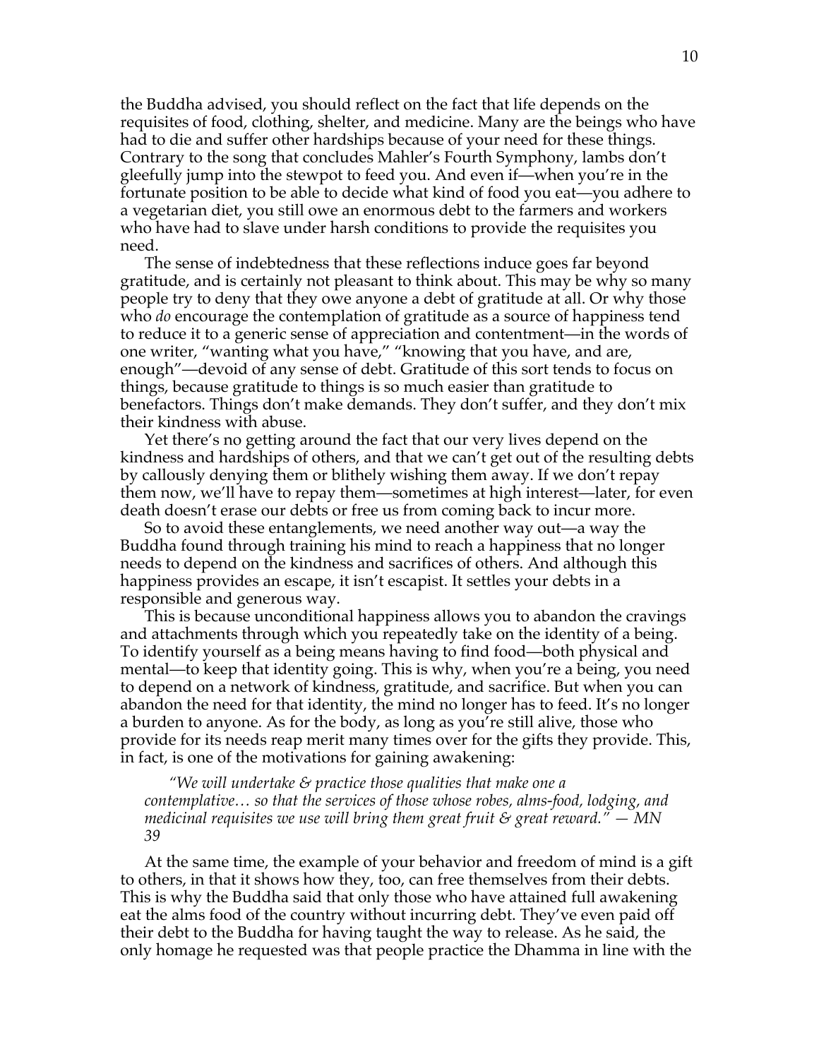the Buddha advised, you should reflect on the fact that life depends on the requisites of food, clothing, shelter, and medicine. Many are the beings who have had to die and suffer other hardships because of your need for these things. Contrary to the song that concludes Mahler's Fourth Symphony, lambs don't gleefully jump into the stewpot to feed you. And even if—when you're in the fortunate position to be able to decide what kind of food you eat—you adhere to a vegetarian diet, you still owe an enormous debt to the farmers and workers who have had to slave under harsh conditions to provide the requisites you need.

The sense of indebtedness that these reflections induce goes far beyond gratitude, and is certainly not pleasant to think about. This may be why so many people try to deny that they owe anyone a debt of gratitude at all. Or why those who *do* encourage the contemplation of gratitude as a source of happiness tend to reduce it to a generic sense of appreciation and contentment—in the words of one writer, "wanting what you have," "knowing that you have, and are, enough"—devoid of any sense of debt. Gratitude of this sort tends to focus on things, because gratitude to things is so much easier than gratitude to benefactors. Things don't make demands. They don't suffer, and they don't mix their kindness with abuse.

Yet there's no getting around the fact that our very lives depend on the kindness and hardships of others, and that we can't get out of the resulting debts by callously denying them or blithely wishing them away. If we don't repay them now, we'll have to repay them—sometimes at high interest—later, for even death doesn't erase our debts or free us from coming back to incur more.

So to avoid these entanglements, we need another way out—a way the Buddha found through training his mind to reach a happiness that no longer needs to depend on the kindness and sacrifices of others. And although this happiness provides an escape, it isn't escapist. It settles your debts in a responsible and generous way.

This is because unconditional happiness allows you to abandon the cravings and attachments through which you repeatedly take on the identity of a being. To identify yourself as a being means having to find food—both physical and mental—to keep that identity going. This is why, when you're a being, you need to depend on a network of kindness, gratitude, and sacrifice. But when you can abandon the need for that identity, the mind no longer has to feed. It's no longer a burden to anyone. As for the body, as long as you're still alive, those who provide for its needs reap merit many times over for the gifts they provide. This, in fact, is one of the motivations for gaining awakening:

> *"We will undertake & practice those qualities that make one a contemplative… so that the services of those whose robes, alms-food, lodging, and medicinal requisites we use will bring them great fruit & great reward." — MN 39*

At the same time, the example of your behavior and freedom of mind is a gift to others, in that it shows how they, too, can free themselves from their debts. This is why the Buddha said that only those who have attained full awakening eat the alms food of the country without incurring debt. They've even paid off their debt to the Buddha for having taught the way to release. As he said, the only homage he requested was that people practice the Dhamma in line with the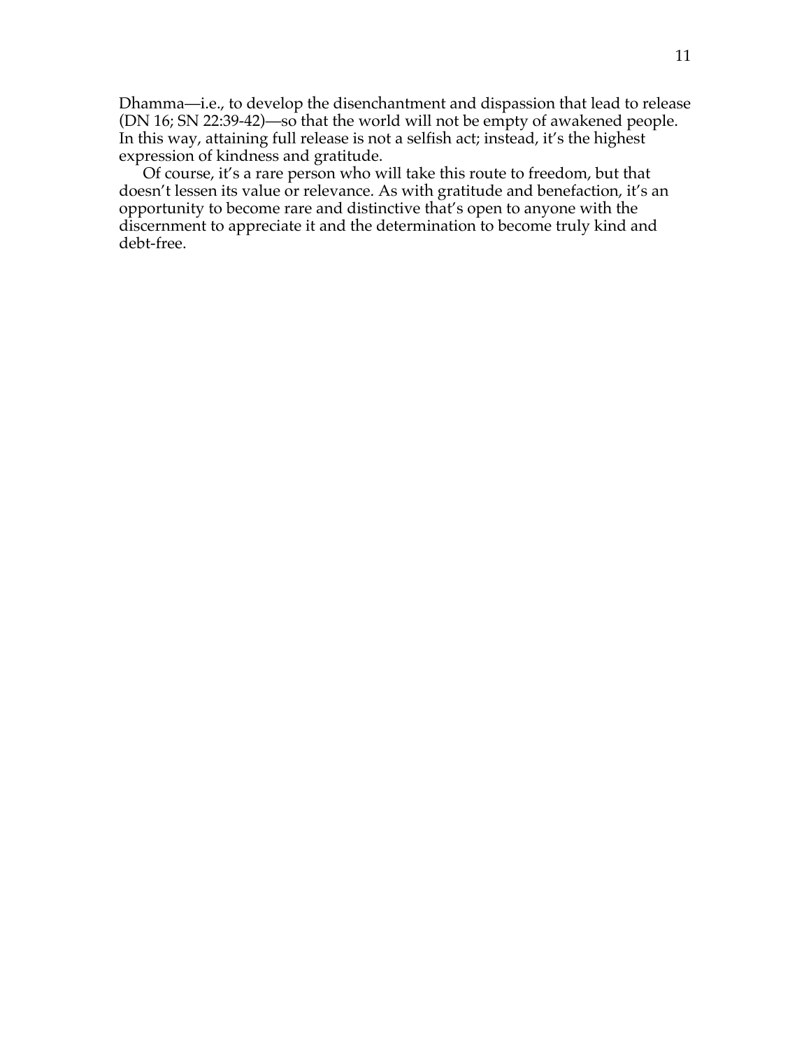Dhamma—i.e., to develop the disenchantment and dispassion that lead to release (DN 16; SN 22:39-42)—so that the world will not be empty of awakened people. In this way, attaining full release is not a selfish act; instead, it's the highest expression of kindness and gratitude.

Of course, it's a rare person who will take this route to freedom, but that doesn't lessen its value or relevance. As with gratitude and benefaction, it's an opportunity to become rare and distinctive that's open to anyone with the discernment to appreciate it and the determination to become truly kind and debt-free.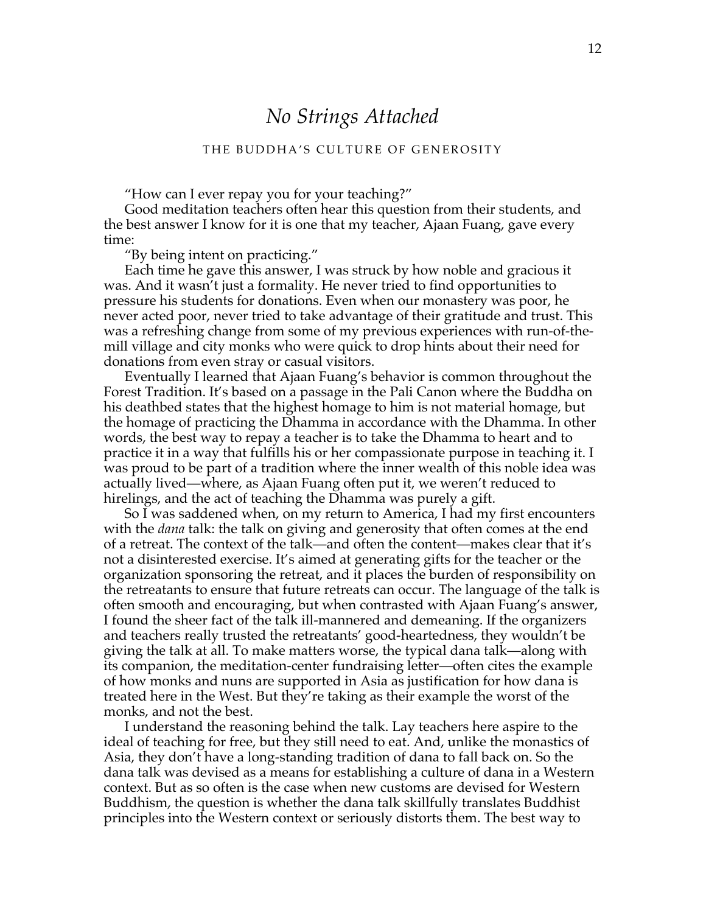# *No Strings Attached*

## THE BUDDHA'S CULTURE OF GENEROSITY

"How can I ever repay you for your teaching?"

Good meditation teachers often hear this question from their students, and the best answer I know for it is one that my teacher, Ajaan Fuang, gave every time:

"By being intent on practicing."

Each time he gave this answer, I was struck by how noble and gracious it was. And it wasn't just a formality. He never tried to find opportunities to pressure his students for donations. Even when our monastery was poor, he never acted poor, never tried to take advantage of their gratitude and trust. This was a refreshing change from some of my previous experiences with run-of-the-mill village and city monks who were quick to drop hints about their need for donations from even stray or casual visitors.

Eventually I learned that Ajaan Fuang's behavior is common throughout the Forest Tradition. It's based on a passage in the Pali Canon where the Buddha on his deathbed states that the highest homage to him is not material homage, but the homage of practicing the Dhamma in accordance with the Dhamma. In other words, the best way to repay a teacher is to take the Dhamma to heart and to practice it in a way that fulfills his or her compassionate purpose in teaching it. I was proud to be part of a tradition where the inner wealth of this noble idea was actually lived—where, as Ajaan Fuang often put it, we weren't reduced to hirelings, and the act of teaching the Dhamma was purely a gift.

So I was saddened when, on my return to America, I had my first encounters with the *dana* talk: the talk on giving and generosity that often comes at the end of a retreat. The context of the talk—and often the content—makes clear that it's not a disinterested exercise. It's aimed at generating gifts for the teacher or the organization sponsoring the retreat, and it places the burden of responsibility on the retreatants to ensure that future retreats can occur. The language of the talk is often smooth and encouraging, but when contrasted with Ajaan Fuang's answer, I found the sheer fact of the talk ill-mannered and demeaning. If the organizers and teachers really trusted the retreatants' good-heartedness, they wouldn't be giving the talk at all. To make matters worse, the typical dana talk—along with its companion, the meditation-center fundraising letter—often cites the example of how monks and nuns are supported in Asia as justification for how dana is treated here in the West. But they're taking as their example the worst of the monks, and not the best.

I understand the reasoning behind the talk. Lay teachers here aspire to the ideal of teaching for free, but they still need to eat. And, unlike the monastics of Asia, they don't have a long-standing tradition of dana to fall back on. So the dana talk was devised as a means for establishing a culture of dana in a Western context. But as so often is the case when new customs are devised for Western Buddhism, the question is whether the dana talk skillfully translates Buddhist principles into the Western context or seriously distorts them. The best way to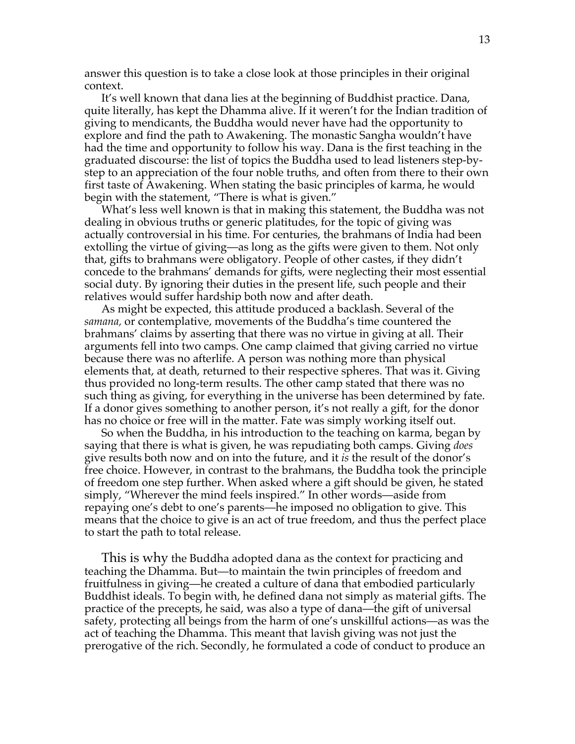answer this question is to take a close look at those principles in their original context.

It's well known that dana lies at the beginning of Buddhist practice. Dana, quite literally, has kept the Dhamma alive. If it weren't for the Indian tradition of giving to mendicants, the Buddha would never have had the opportunity to explore and find the path to Awakening. The monastic Sangha wouldn't have had the time and opportunity to follow his way. Dana is the first teaching in the graduated discourse: the list of topics the Buddha used to lead listeners step-by-step to an appreciation of the four noble truths, and often from there to their own first taste of Awakening. When stating the basic principles of karma, he would begin with the statement, "There is what is given."

What's less well known is that in making this statement, the Buddha was not dealing in obvious truths or generic platitudes, for the topic of giving was actually controversial in his time. For centuries, the brahmans of India had been extolling the virtue of giving—as long as the gifts were given to them. Not only that, gifts to brahmans were obligatory. People of other castes, if they didn't concede to the brahmans' demands for gifts, were neglecting their most essential social duty. By ignoring their duties in the present life, such people and their relatives would suffer hardship both now and after death.

As might be expected, this attitude produced a backlash. Several of the *samana,* or contemplative, movements of the Buddha's time countered the brahmans' claims by asserting that there was no virtue in giving at all. Their arguments fell into two camps. One camp claimed that giving carried no virtue because there was no afterlife. A person was nothing more than physical elements that, at death, returned to their respective spheres. That was it. Giving thus provided no long-term results. The other camp stated that there was no such thing as giving, for everything in the universe has been determined by fate. If a donor gives something to another person, it's not really a gift, for the donor has no choice or free will in the matter. Fate was simply working itself out.

So when the Buddha, in his introduction to the teaching on karma, began by saying that there is what is given, he was repudiating both camps. Giving *does* give results both now and on into the future, and it *is* the result of the donor's free choice. However, in contrast to the brahmans, the Buddha took the principle of freedom one step further. When asked where a gift should be given, he stated simply, "Wherever the mind feels inspired." In other words—aside from repaying one's debt to one's parents—he imposed no obligation to give. This means that the choice to give is an act of true freedom, and thus the perfect place to start the path to total release.

This is why the Buddha adopted dana as the context for practicing and teaching the Dhamma. But—to maintain the twin principles of freedom and fruitfulness in giving—he created a culture of dana that embodied particularly Buddhist ideals. To begin with, he defined dana not simply as material gifts. The practice of the precepts, he said, was also a type of dana—the gift of universal safety, protecting all beings from the harm of one's unskillful actions—as was the act of teaching the Dhamma. This meant that lavish giving was not just the prerogative of the rich. Secondly, he formulated a code of conduct to produce an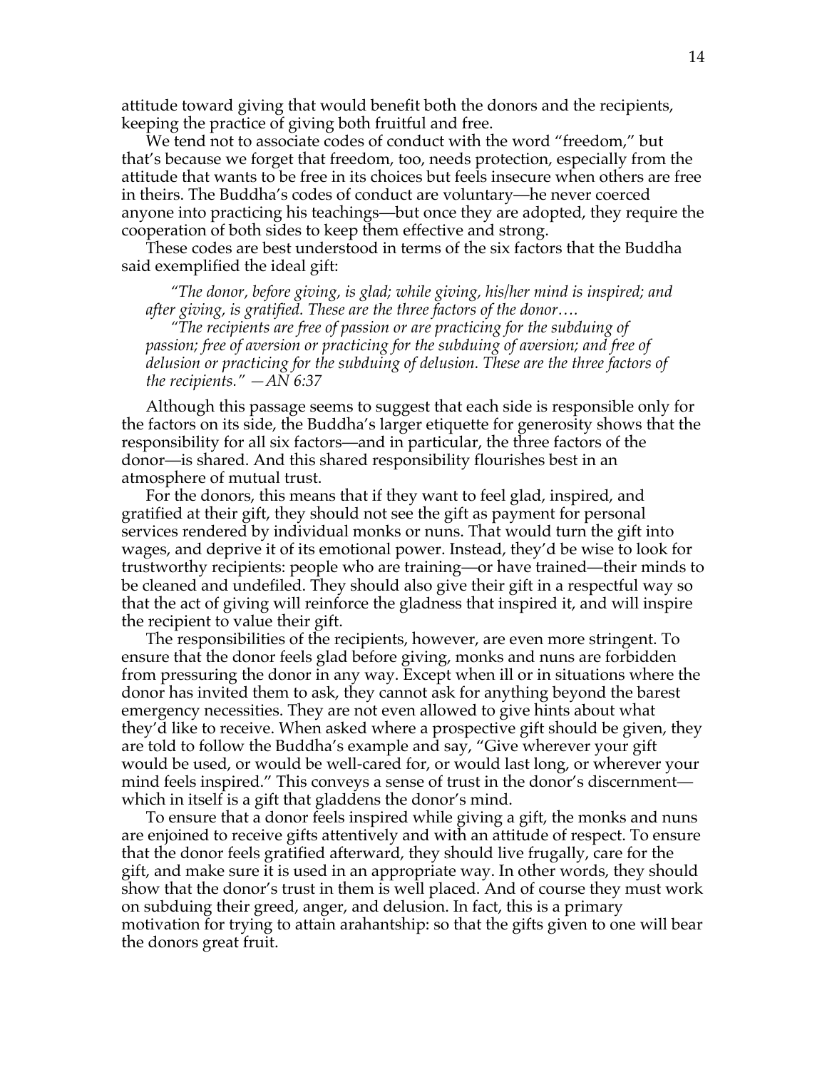attitude toward giving that would benefit both the donors and the recipients, keeping the practice of giving both fruitful and free.

We tend not to associate codes of conduct with the word "freedom," but that's because we forget that freedom, too, needs protection, especially from the attitude that wants to be free in its choices but feels insecure when others are free in theirs. The Buddha's codes of conduct are voluntary—he never coerced anyone into practicing his teachings—but once they are adopted, they require the cooperation of both sides to keep them effective and strong.

These codes are best understood in terms of the six factors that the Buddha said exemplified the ideal gift:

> *"The donor, before giving, is glad; while giving, his/her mind is inspired; and after giving, is gratified. These are the three factors of the donor….*
>
> *"The recipients are free of passion or are practicing for the subduing of passion; free of aversion or practicing for the subduing of aversion; and free of delusion or practicing for the subduing of delusion. These are the three factors of the recipients." —AN 6:37*

Although this passage seems to suggest that each side is responsible only for the factors on its side, the Buddha's larger etiquette for generosity shows that the responsibility for all six factors—and in particular, the three factors of the donor—is shared. And this shared responsibility flourishes best in an atmosphere of mutual trust.

For the donors, this means that if they want to feel glad, inspired, and gratified at their gift, they should not see the gift as payment for personal services rendered by individual monks or nuns. That would turn the gift into wages, and deprive it of its emotional power. Instead, they'd be wise to look for trustworthy recipients: people who are training—or have trained—their minds to be cleaned and undefiled. They should also give their gift in a respectful way so that the act of giving will reinforce the gladness that inspired it, and will inspire the recipient to value their gift.

The responsibilities of the recipients, however, are even more stringent. To ensure that the donor feels glad before giving, monks and nuns are forbidden from pressuring the donor in any way. Except when ill or in situations where the donor has invited them to ask, they cannot ask for anything beyond the barest emergency necessities. They are not even allowed to give hints about what they'd like to receive. When asked where a prospective gift should be given, they are told to follow the Buddha's example and say, "Give wherever your gift would be used, or would be well-cared for, or would last long, or wherever your mind feels inspired." This conveys a sense of trust in the donor's discernment—which in itself is a gift that gladdens the donor's mind.

To ensure that a donor feels inspired while giving a gift, the monks and nuns are enjoined to receive gifts attentively and with an attitude of respect. To ensure that the donor feels gratified afterward, they should live frugally, care for the gift, and make sure it is used in an appropriate way. In other words, they should show that the donor's trust in them is well placed. And of course they must work on subduing their greed, anger, and delusion. In fact, this is a primary motivation for trying to attain arahantship: so that the gifts given to one will bear the donors great fruit.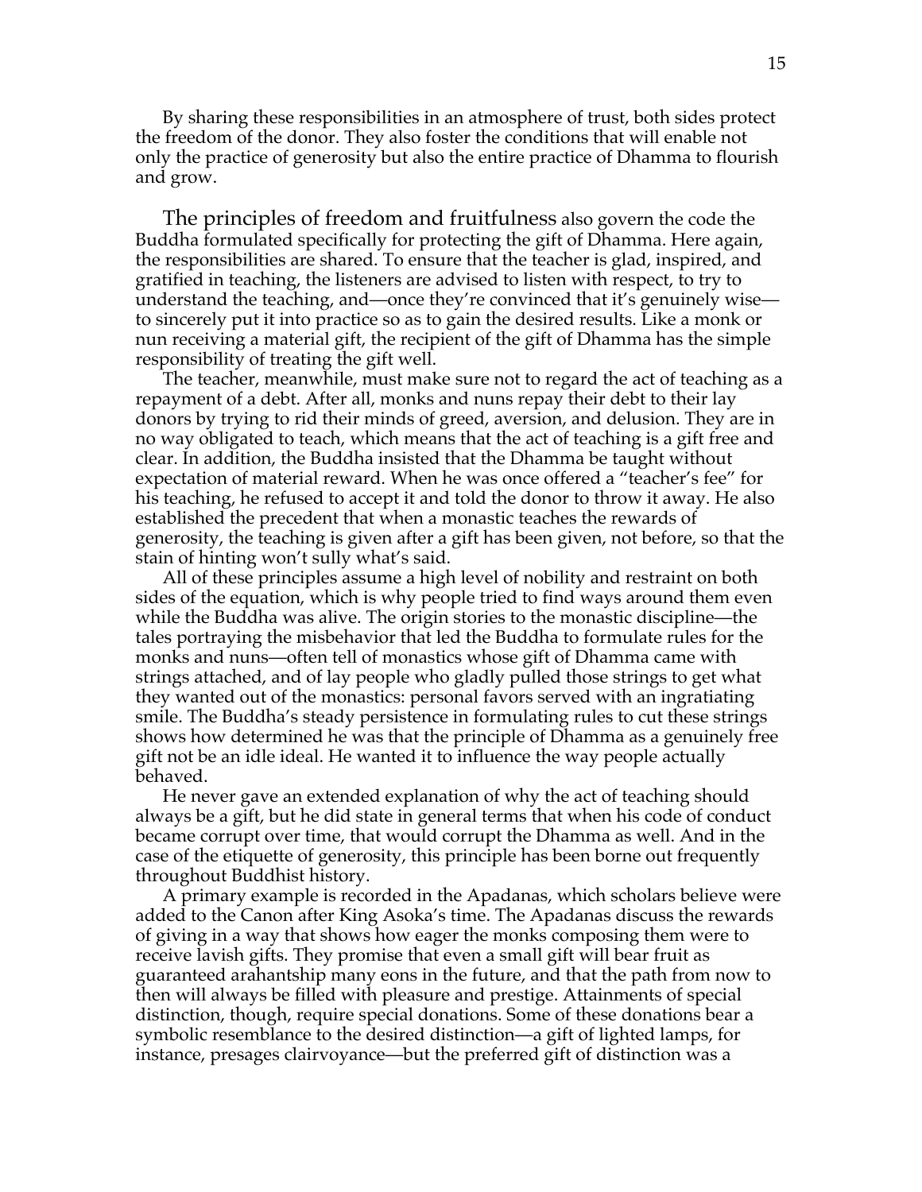By sharing these responsibilities in an atmosphere of trust, both sides protect the freedom of the donor. They also foster the conditions that will enable not only the practice of generosity but also the entire practice of Dhamma to flourish and grow.

The principles of freedom and fruitfulness also govern the code the Buddha formulated specifically for protecting the gift of Dhamma. Here again, the responsibilities are shared. To ensure that the teacher is glad, inspired, and gratified in teaching, the listeners are advised to listen with respect, to try to understand the teaching, and—once they're convinced that it's genuinely wise—to sincerely put it into practice so as to gain the desired results. Like a monk or nun receiving a material gift, the recipient of the gift of Dhamma has the simple responsibility of treating the gift well.

The teacher, meanwhile, must make sure not to regard the act of teaching as a repayment of a debt. After all, monks and nuns repay their debt to their lay donors by trying to rid their minds of greed, aversion, and delusion. They are in no way obligated to teach, which means that the act of teaching is a gift free and clear. In addition, the Buddha insisted that the Dhamma be taught without expectation of material reward. When he was once offered a "teacher's fee" for his teaching, he refused to accept it and told the donor to throw it away. He also established the precedent that when a monastic teaches the rewards of generosity, the teaching is given after a gift has been given, not before, so that the stain of hinting won't sully what's said.

All of these principles assume a high level of nobility and restraint on both sides of the equation, which is why people tried to find ways around them even while the Buddha was alive. The origin stories to the monastic discipline—the tales portraying the misbehavior that led the Buddha to formulate rules for the monks and nuns—often tell of monastics whose gift of Dhamma came with strings attached, and of lay people who gladly pulled those strings to get what they wanted out of the monastics: personal favors served with an ingratiating smile. The Buddha's steady persistence in formulating rules to cut these strings shows how determined he was that the principle of Dhamma as a genuinely free gift not be an idle ideal. He wanted it to influence the way people actually behaved.

He never gave an extended explanation of why the act of teaching should always be a gift, but he did state in general terms that when his code of conduct became corrupt over time, that would corrupt the Dhamma as well. And in the case of the etiquette of generosity, this principle has been borne out frequently throughout Buddhist history.

A primary example is recorded in the Apadanas, which scholars believe were added to the Canon after King Asoka's time. The Apadanas discuss the rewards of giving in a way that shows how eager the monks composing them were to receive lavish gifts. They promise that even a small gift will bear fruit as guaranteed arahantship many eons in the future, and that the path from now to then will always be filled with pleasure and prestige. Attainments of special distinction, though, require special donations. Some of these donations bear a symbolic resemblance to the desired distinction—a gift of lighted lamps, for instance, presages clairvoyance—but the preferred gift of distinction was a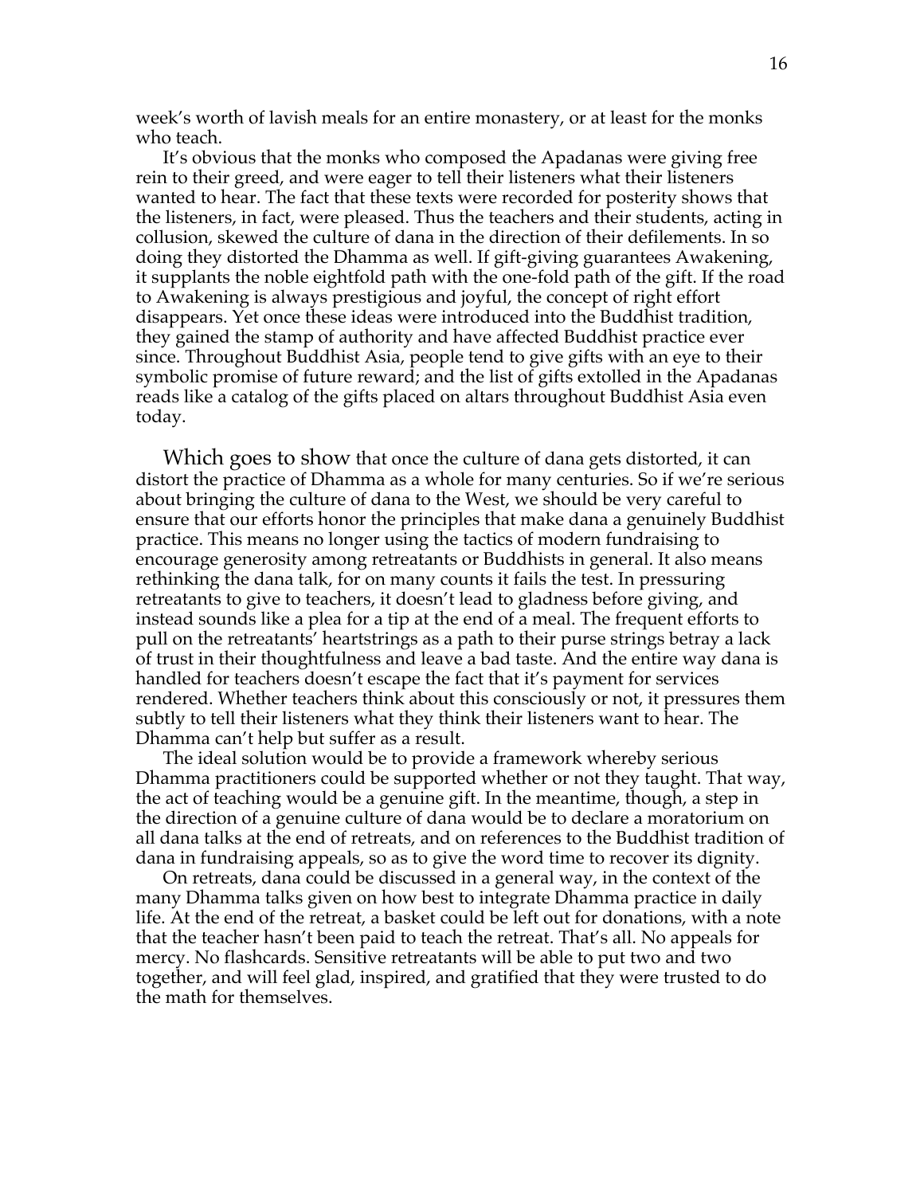week's worth of lavish meals for an entire monastery, or at least for the monks who teach.

It's obvious that the monks who composed the Apadanas were giving free rein to their greed, and were eager to tell their listeners what their listeners wanted to hear. The fact that these texts were recorded for posterity shows that the listeners, in fact, were pleased. Thus the teachers and their students, acting in collusion, skewed the culture of dana in the direction of their defilements. In so doing they distorted the Dhamma as well. If gift-giving guarantees Awakening, it supplants the noble eightfold path with the one-fold path of the gift. If the road to Awakening is always prestigious and joyful, the concept of right effort disappears. Yet once these ideas were introduced into the Buddhist tradition, they gained the stamp of authority and have affected Buddhist practice ever since. Throughout Buddhist Asia, people tend to give gifts with an eye to their symbolic promise of future reward; and the list of gifts extolled in the Apadanas reads like a catalog of the gifts placed on altars throughout Buddhist Asia even today.

Which goes to show that once the culture of dana gets distorted, it can distort the practice of Dhamma as a whole for many centuries. So if we're serious about bringing the culture of dana to the West, we should be very careful to ensure that our efforts honor the principles that make dana a genuinely Buddhist practice. This means no longer using the tactics of modern fundraising to encourage generosity among retreatants or Buddhists in general. It also means rethinking the dana talk, for on many counts it fails the test. In pressuring retreatants to give to teachers, it doesn't lead to gladness before giving, and instead sounds like a plea for a tip at the end of a meal. The frequent efforts to pull on the retreatants' heartstrings as a path to their purse strings betray a lack of trust in their thoughtfulness and leave a bad taste. And the entire way dana is handled for teachers doesn't escape the fact that it's payment for services rendered. Whether teachers think about this consciously or not, it pressures them subtly to tell their listeners what they think their listeners want to hear. The Dhamma can't help but suffer as a result.

The ideal solution would be to provide a framework whereby serious Dhamma practitioners could be supported whether or not they taught. That way, the act of teaching would be a genuine gift. In the meantime, though, a step in the direction of a genuine culture of dana would be to declare a moratorium on all dana talks at the end of retreats, and on references to the Buddhist tradition of dana in fundraising appeals, so as to give the word time to recover its dignity.

On retreats, dana could be discussed in a general way, in the context of the many Dhamma talks given on how best to integrate Dhamma practice in daily life. At the end of the retreat, a basket could be left out for donations, with a note that the teacher hasn't been paid to teach the retreat. That's all. No appeals for mercy. No flashcards. Sensitive retreatants will be able to put two and two together, and will feel glad, inspired, and gratified that they were trusted to do the math for themselves.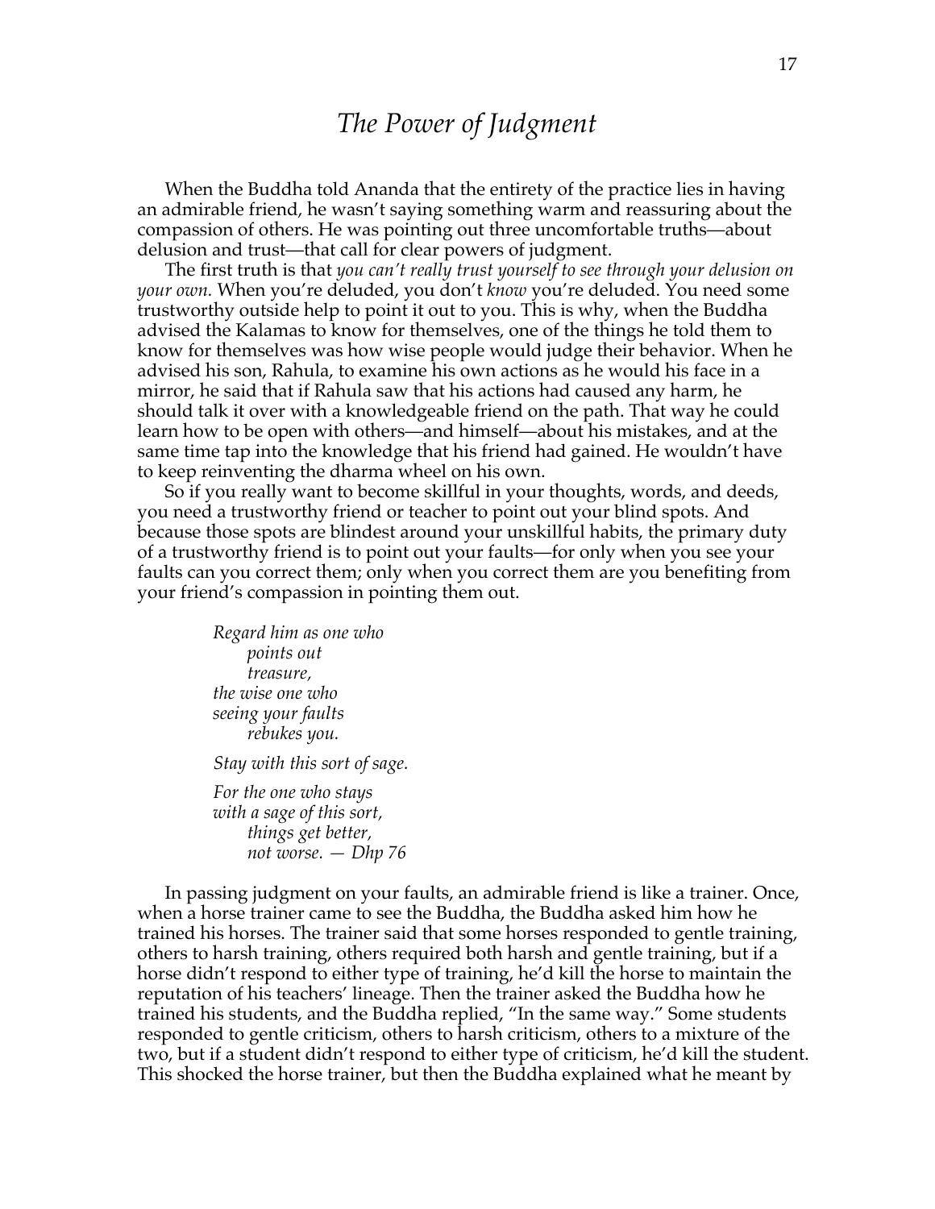# *The Power of Judgment*

When the Buddha told Ananda that the entirety of the practice lies in having an admirable friend, he wasn't saying something warm and reassuring about the compassion of others. He was pointing out three uncomfortable truths—about delusion and trust—that call for clear powers of judgment.

The first truth is that *you can't really trust yourself to see through your delusion on your own.* When you're deluded, you don't *know* you're deluded. You need some trustworthy outside help to point it out to you. This is why, when the Buddha advised the Kalamas to know for themselves, one of the things he told them to know for themselves was how wise people would judge their behavior. When he advised his son, Rahula, to examine his own actions as he would his face in a mirror, he said that if Rahula saw that his actions had caused any harm, he should talk it over with a knowledgeable friend on the path. That way he could learn how to be open with others—and himself—about his mistakes, and at the same time tap into the knowledge that his friend had gained. He wouldn't have to keep reinventing the dharma wheel on his own.

So if you really want to become skillful in your thoughts, words, and deeds, you need a trustworthy friend or teacher to point out your blind spots. And because those spots are blindest around your unskillful habits, the primary duty of a trustworthy friend is to point out your faults—for only when you see your faults can you correct them; only when you correct them are you benefiting from your friend's compassion in pointing them out.

> *Regard him as one who*
> *points out*
> *treasure,*
> *the wise one who*
> *seeing your faults*
> *rebukes you.*
>
> *Stay with this sort of sage.*
>
> *For the one who stays*
> *with a sage of this sort,*
> *things get better,*
> *not worse. — Dhp 76*

In passing judgment on your faults, an admirable friend is like a trainer. Once, when a horse trainer came to see the Buddha, the Buddha asked him how he trained his horses. The trainer said that some horses responded to gentle training, others to harsh training, others required both harsh and gentle training, but if a horse didn't respond to either type of training, he'd kill the horse to maintain the reputation of his teachers' lineage. Then the trainer asked the Buddha how he trained his students, and the Buddha replied, "In the same way." Some students responded to gentle criticism, others to harsh criticism, others to a mixture of the two, but if a student didn't respond to either type of criticism, he'd kill the student. This shocked the horse trainer, but then the Buddha explained what he meant by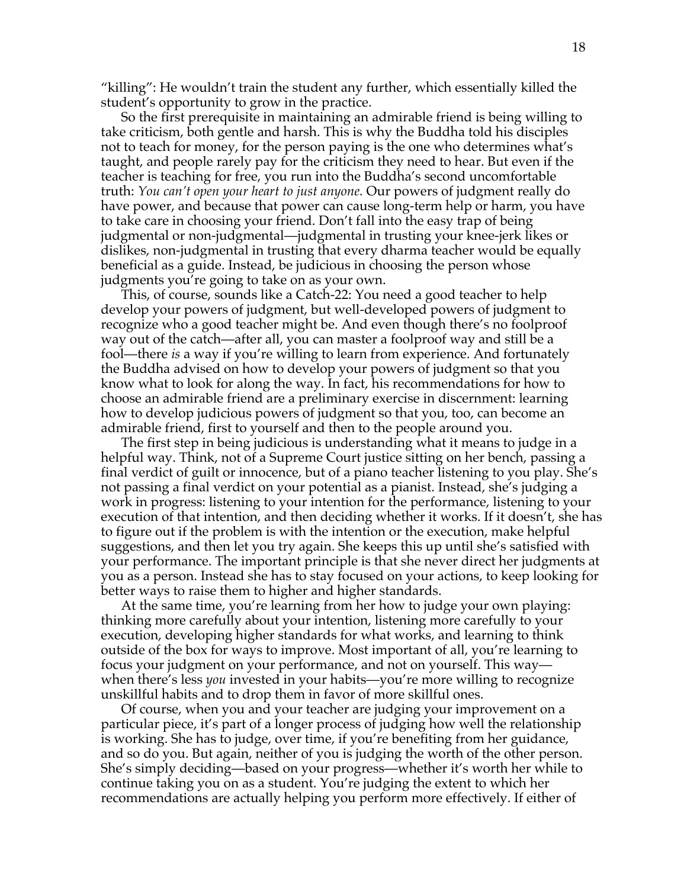"killing": He wouldn't train the student any further, which essentially killed the student's opportunity to grow in the practice.

So the first prerequisite in maintaining an admirable friend is being willing to take criticism, both gentle and harsh. This is why the Buddha told his disciples not to teach for money, for the person paying is the one who determines what's taught, and people rarely pay for the criticism they need to hear. But even if the teacher is teaching for free, you run into the Buddha's second uncomfortable truth: *You can't open your heart to just anyone.* Our powers of judgment really do have power, and because that power can cause long-term help or harm, you have to take care in choosing your friend. Don't fall into the easy trap of being judgmental or non-judgmental—judgmental in trusting your knee-jerk likes or dislikes, non-judgmental in trusting that every dharma teacher would be equally beneficial as a guide. Instead, be judicious in choosing the person whose judgments you're going to take on as your own.

This, of course, sounds like a Catch-22: You need a good teacher to help develop your powers of judgment, but well-developed powers of judgment to recognize who a good teacher might be. And even though there's no foolproof way out of the catch—after all, you can master a foolproof way and still be a fool—there *is* a way if you're willing to learn from experience. And fortunately the Buddha advised on how to develop your powers of judgment so that you know what to look for along the way. In fact, his recommendations for how to choose an admirable friend are a preliminary exercise in discernment: learning how to develop judicious powers of judgment so that you, too, can become an admirable friend, first to yourself and then to the people around you.

The first step in being judicious is understanding what it means to judge in a helpful way. Think, not of a Supreme Court justice sitting on her bench, passing a final verdict of guilt or innocence, but of a piano teacher listening to you play. She's not passing a final verdict on your potential as a pianist. Instead, she's judging a work in progress: listening to your intention for the performance, listening to your execution of that intention, and then deciding whether it works. If it doesn't, she has to figure out if the problem is with the intention or the execution, make helpful suggestions, and then let you try again. She keeps this up until she's satisfied with your performance. The important principle is that she never direct her judgments at you as a person. Instead she has to stay focused on your actions, to keep looking for better ways to raise them to higher and higher standards.

At the same time, you're learning from her how to judge your own playing: thinking more carefully about your intention, listening more carefully to your execution, developing higher standards for what works, and learning to think outside of the box for ways to improve. Most important of all, you're learning to focus your judgment on your performance, and not on yourself. This way—when there's less *you* invested in your habits—you're more willing to recognize unskillful habits and to drop them in favor of more skillful ones.

Of course, when you and your teacher are judging your improvement on a particular piece, it's part of a longer process of judging how well the relationship is working. She has to judge, over time, if you're benefiting from her guidance, and so do you. But again, neither of you is judging the worth of the other person. She's simply deciding—based on your progress—whether it's worth her while to continue taking you on as a student. You're judging the extent to which her recommendations are actually helping you perform more effectively. If either of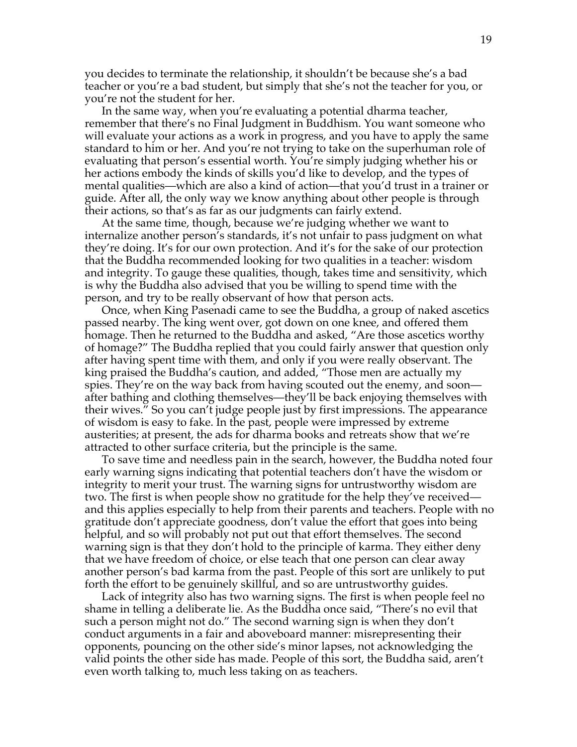you decides to terminate the relationship, it shouldn't be because she's a bad teacher or you're a bad student, but simply that she's not the teacher for you, or you're not the student for her.

In the same way, when you're evaluating a potential dharma teacher, remember that there's no Final Judgment in Buddhism. You want someone who will evaluate your actions as a work in progress, and you have to apply the same standard to him or her. And you're not trying to take on the superhuman role of evaluating that person's essential worth. You're simply judging whether his or her actions embody the kinds of skills you'd like to develop, and the types of mental qualities—which are also a kind of action—that you'd trust in a trainer or guide. After all, the only way we know anything about other people is through their actions, so that's as far as our judgments can fairly extend.

At the same time, though, because we're judging whether we want to internalize another person's standards, it's not unfair to pass judgment on what they're doing. It's for our own protection. And it's for the sake of our protection that the Buddha recommended looking for two qualities in a teacher: wisdom and integrity. To gauge these qualities, though, takes time and sensitivity, which is why the Buddha also advised that you be willing to spend time with the person, and try to be really observant of how that person acts.

Once, when King Pasenadi came to see the Buddha, a group of naked ascetics passed nearby. The king went over, got down on one knee, and offered them homage. Then he returned to the Buddha and asked, "Are those ascetics worthy of homage?" The Buddha replied that you could fairly answer that question only after having spent time with them, and only if you were really observant. The king praised the Buddha's caution, and added, "Those men are actually my spies. They're on the way back from having scouted out the enemy, and soon—after bathing and clothing themselves—they'll be back enjoying themselves with their wives." So you can't judge people just by first impressions. The appearance of wisdom is easy to fake. In the past, people were impressed by extreme austerities; at present, the ads for dharma books and retreats show that we're attracted to other surface criteria, but the principle is the same.

To save time and needless pain in the search, however, the Buddha noted four early warning signs indicating that potential teachers don't have the wisdom or integrity to merit your trust. The warning signs for untrustworthy wisdom are two. The first is when people show no gratitude for the help they've received—and this applies especially to help from their parents and teachers. People with no gratitude don't appreciate goodness, don't value the effort that goes into being helpful, and so will probably not put out that effort themselves. The second warning sign is that they don't hold to the principle of karma. They either deny that we have freedom of choice, or else teach that one person can clear away another person's bad karma from the past. People of this sort are unlikely to put forth the effort to be genuinely skillful, and so are untrustworthy guides.

Lack of integrity also has two warning signs. The first is when people feel no shame in telling a deliberate lie. As the Buddha once said, "There's no evil that such a person might not do." The second warning sign is when they don't conduct arguments in a fair and aboveboard manner: misrepresenting their opponents, pouncing on the other side's minor lapses, not acknowledging the valid points the other side has made. People of this sort, the Buddha said, aren't even worth talking to, much less taking on as teachers.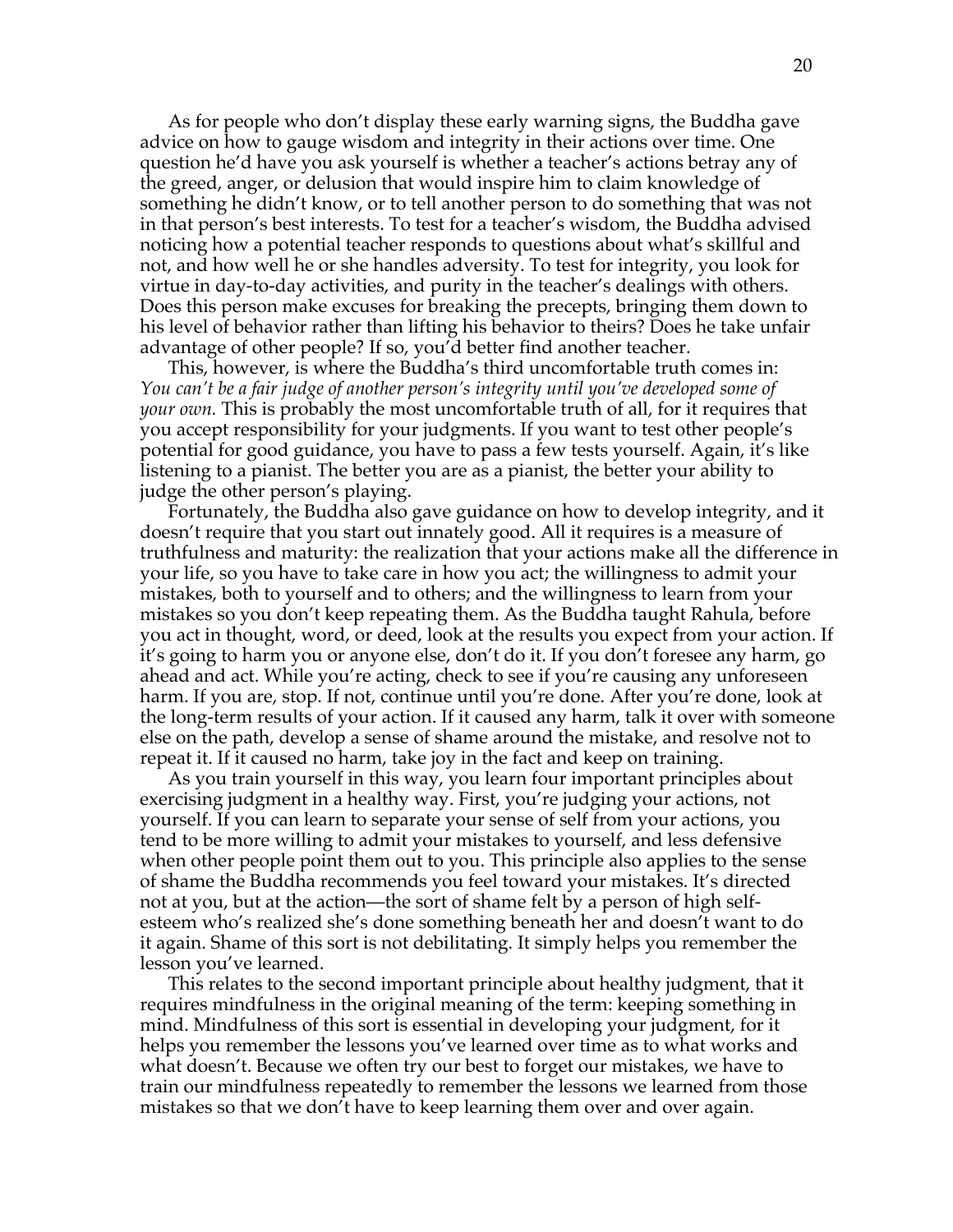As for people who don't display these early warning signs, the Buddha gave advice on how to gauge wisdom and integrity in their actions over time. One question he'd have you ask yourself is whether a teacher's actions betray any of the greed, anger, or delusion that would inspire him to claim knowledge of something he didn't know, or to tell another person to do something that was not in that person's best interests. To test for a teacher's wisdom, the Buddha advised noticing how a potential teacher responds to questions about what's skillful and not, and how well he or she handles adversity. To test for integrity, you look for virtue in day-to-day activities, and purity in the teacher's dealings with others. Does this person make excuses for breaking the precepts, bringing them down to his level of behavior rather than lifting his behavior to theirs? Does he take unfair advantage of other people? If so, you'd better find another teacher.

This, however, is where the Buddha's third uncomfortable truth comes in: *You can't be a fair judge of another person's integrity until you've developed some of your own.* This is probably the most uncomfortable truth of all, for it requires that you accept responsibility for your judgments. If you want to test other people's potential for good guidance, you have to pass a few tests yourself. Again, it's like listening to a pianist. The better you are as a pianist, the better your ability to judge the other person's playing.

Fortunately, the Buddha also gave guidance on how to develop integrity, and it doesn't require that you start out innately good. All it requires is a measure of truthfulness and maturity: the realization that your actions make all the difference in your life, so you have to take care in how you act; the willingness to admit your mistakes, both to yourself and to others; and the willingness to learn from your mistakes so you don't keep repeating them. As the Buddha taught Rahula, before you act in thought, word, or deed, look at the results you expect from your action. If it's going to harm you or anyone else, don't do it. If you don't foresee any harm, go ahead and act. While you're acting, check to see if you're causing any unforeseen harm. If you are, stop. If not, continue until you're done. After you're done, look at the long-term results of your action. If it caused any harm, talk it over with someone else on the path, develop a sense of shame around the mistake, and resolve not to repeat it. If it caused no harm, take joy in the fact and keep on training.

As you train yourself in this way, you learn four important principles about exercising judgment in a healthy way. First, you're judging your actions, not yourself. If you can learn to separate your sense of self from your actions, you tend to be more willing to admit your mistakes to yourself, and less defensive when other people point them out to you. This principle also applies to the sense of shame the Buddha recommends you feel toward your mistakes. It's directed not at you, but at the action—the sort of shame felt by a person of high self-esteem who's realized she's done something beneath her and doesn't want to do it again. Shame of this sort is not debilitating. It simply helps you remember the lesson you've learned.

This relates to the second important principle about healthy judgment, that it requires mindfulness in the original meaning of the term: keeping something in mind. Mindfulness of this sort is essential in developing your judgment, for it helps you remember the lessons you've learned over time as to what works and what doesn't. Because we often try our best to forget our mistakes, we have to train our mindfulness repeatedly to remember the lessons we learned from those mistakes so that we don't have to keep learning them over and over again.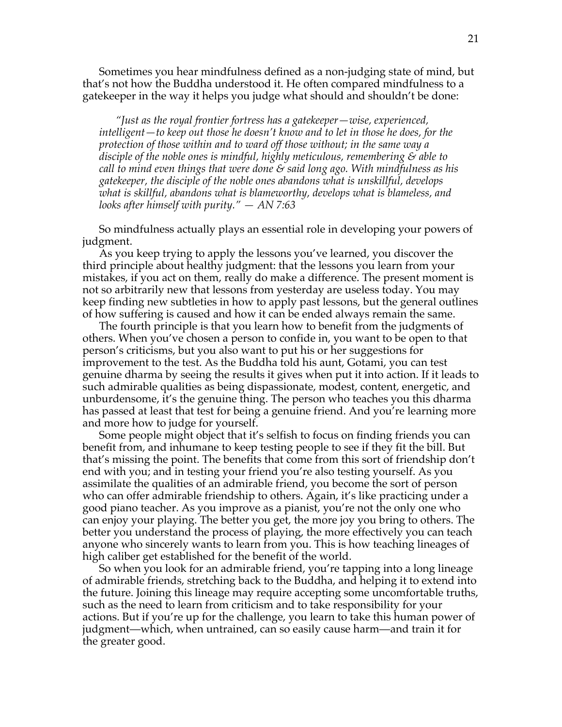Sometimes you hear mindfulness defined as a non-judging state of mind, but that's not how the Buddha understood it. He often compared mindfulness to a gatekeeper in the way it helps you judge what should and shouldn't be done:

> *"Just as the royal frontier fortress has a gatekeeper—wise, experienced, intelligent—to keep out those he doesn't know and to let in those he does, for the protection of those within and to ward off those without; in the same way a disciple of the noble ones is mindful, highly meticulous, remembering & able to call to mind even things that were done & said long ago. With mindfulness as his gatekeeper, the disciple of the noble ones abandons what is unskillful, develops what is skillful, abandons what is blameworthy, develops what is blameless, and looks after himself with purity." — AN 7:63*

So mindfulness actually plays an essential role in developing your powers of judgment.

As you keep trying to apply the lessons you've learned, you discover the third principle about healthy judgment: that the lessons you learn from your mistakes, if you act on them, really do make a difference. The present moment is not so arbitrarily new that lessons from yesterday are useless today. You may keep finding new subtleties in how to apply past lessons, but the general outlines of how suffering is caused and how it can be ended always remain the same.

The fourth principle is that you learn how to benefit from the judgments of others. When you've chosen a person to confide in, you want to be open to that person's criticisms, but you also want to put his or her suggestions for improvement to the test. As the Buddha told his aunt, Gotami, you can test genuine dharma by seeing the results it gives when put it into action. If it leads to such admirable qualities as being dispassionate, modest, content, energetic, and unburdensome, it's the genuine thing. The person who teaches you this dharma has passed at least that test for being a genuine friend. And you're learning more and more how to judge for yourself.

Some people might object that it's selfish to focus on finding friends you can benefit from, and inhumane to keep testing people to see if they fit the bill. But that's missing the point. The benefits that come from this sort of friendship don't end with you; and in testing your friend you're also testing yourself. As you assimilate the qualities of an admirable friend, you become the sort of person who can offer admirable friendship to others. Again, it's like practicing under a good piano teacher. As you improve as a pianist, you're not the only one who can enjoy your playing. The better you get, the more joy you bring to others. The better you understand the process of playing, the more effectively you can teach anyone who sincerely wants to learn from you. This is how teaching lineages of high caliber get established for the benefit of the world.

So when you look for an admirable friend, you're tapping into a long lineage of admirable friends, stretching back to the Buddha, and helping it to extend into the future. Joining this lineage may require accepting some uncomfortable truths, such as the need to learn from criticism and to take responsibility for your actions. But if you're up for the challenge, you learn to take this human power of judgment—which, when untrained, can so easily cause harm—and train it for the greater good.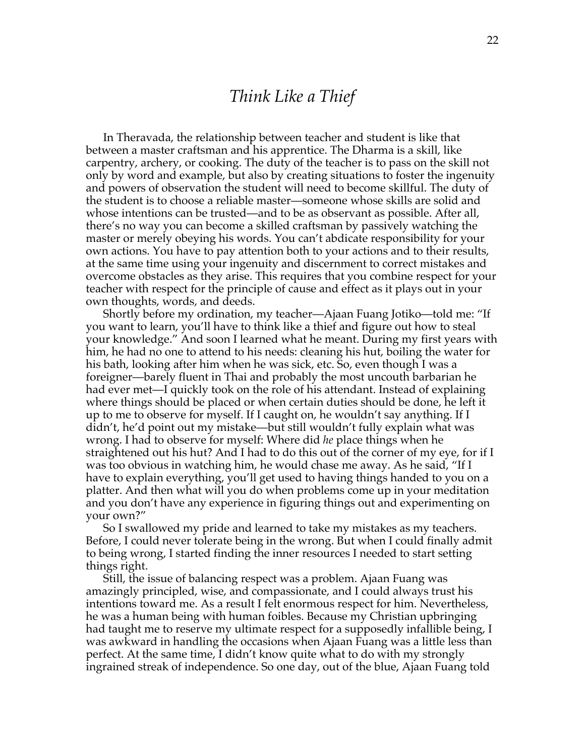# *Think Like a Thief*

In Theravada, the relationship between teacher and student is like that between a master craftsman and his apprentice. The Dharma is a skill, like carpentry, archery, or cooking. The duty of the teacher is to pass on the skill not only by word and example, but also by creating situations to foster the ingenuity and powers of observation the student will need to become skillful. The duty of the student is to choose a reliable master—someone whose skills are solid and whose intentions can be trusted—and to be as observant as possible. After all, there's no way you can become a skilled craftsman by passively watching the master or merely obeying his words. You can't abdicate responsibility for your own actions. You have to pay attention both to your actions and to their results, at the same time using your ingenuity and discernment to correct mistakes and overcome obstacles as they arise. This requires that you combine respect for your teacher with respect for the principle of cause and effect as it plays out in your own thoughts, words, and deeds.

Shortly before my ordination, my teacher—Ajaan Fuang Jotiko—told me: "If you want to learn, you'll have to think like a thief and figure out how to steal your knowledge." And soon I learned what he meant. During my first years with him, he had no one to attend to his needs: cleaning his hut, boiling the water for his bath, looking after him when he was sick, etc. So, even though I was a foreigner—barely fluent in Thai and probably the most uncouth barbarian he had ever met—I quickly took on the role of his attendant. Instead of explaining where things should be placed or when certain duties should be done, he left it up to me to observe for myself. If I caught on, he wouldn't say anything. If I didn't, he'd point out my mistake—but still wouldn't fully explain what was wrong. I had to observe for myself: Where did *he* place things when he straightened out his hut? And I had to do this out of the corner of my eye, for if I was too obvious in watching him, he would chase me away. As he said, "If I have to explain everything, you'll get used to having things handed to you on a platter. And then what will you do when problems come up in your meditation and you don't have any experience in figuring things out and experimenting on your own?"

So I swallowed my pride and learned to take my mistakes as my teachers. Before, I could never tolerate being in the wrong. But when I could finally admit to being wrong, I started finding the inner resources I needed to start setting things right.

Still, the issue of balancing respect was a problem. Ajaan Fuang was amazingly principled, wise, and compassionate, and I could always trust his intentions toward me. As a result I felt enormous respect for him. Nevertheless, he was a human being with human foibles. Because my Christian upbringing had taught me to reserve my ultimate respect for a supposedly infallible being, I was awkward in handling the occasions when Ajaan Fuang was a little less than perfect. At the same time, I didn't know quite what to do with my strongly ingrained streak of independence. So one day, out of the blue, Ajaan Fuang told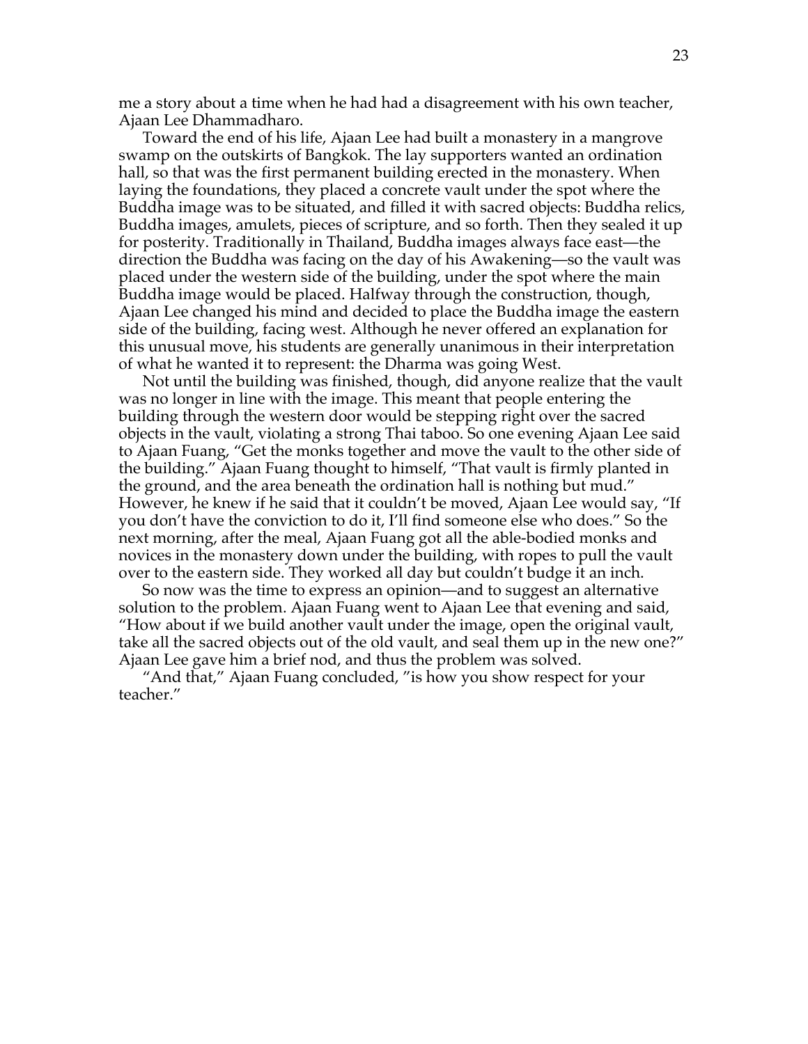me a story about a time when he had had a disagreement with his own teacher, Ajaan Lee Dhammadharo.

Toward the end of his life, Ajaan Lee had built a monastery in a mangrove swamp on the outskirts of Bangkok. The lay supporters wanted an ordination hall, so that was the first permanent building erected in the monastery. When laying the foundations, they placed a concrete vault under the spot where the Buddha image was to be situated, and filled it with sacred objects: Buddha relics, Buddha images, amulets, pieces of scripture, and so forth. Then they sealed it up for posterity. Traditionally in Thailand, Buddha images always face east—the direction the Buddha was facing on the day of his Awakening—so the vault was placed under the western side of the building, under the spot where the main Buddha image would be placed. Halfway through the construction, though, Ajaan Lee changed his mind and decided to place the Buddha image the eastern side of the building, facing west. Although he never offered an explanation for this unusual move, his students are generally unanimous in their interpretation of what he wanted it to represent: the Dharma was going West.

Not until the building was finished, though, did anyone realize that the vault was no longer in line with the image. This meant that people entering the building through the western door would be stepping right over the sacred objects in the vault, violating a strong Thai taboo. So one evening Ajaan Lee said to Ajaan Fuang, "Get the monks together and move the vault to the other side of the building." Ajaan Fuang thought to himself, "That vault is firmly planted in the ground, and the area beneath the ordination hall is nothing but mud." However, he knew if he said that it couldn't be moved, Ajaan Lee would say, "If you don't have the conviction to do it, I'll find someone else who does." So the next morning, after the meal, Ajaan Fuang got all the able-bodied monks and novices in the monastery down under the building, with ropes to pull the vault over to the eastern side. They worked all day but couldn't budge it an inch.

So now was the time to express an opinion—and to suggest an alternative solution to the problem. Ajaan Fuang went to Ajaan Lee that evening and said, "How about if we build another vault under the image, open the original vault, take all the sacred objects out of the old vault, and seal them up in the new one?" Ajaan Lee gave him a brief nod, and thus the problem was solved.

"And that," Ajaan Fuang concluded, "is how you show respect for your teacher."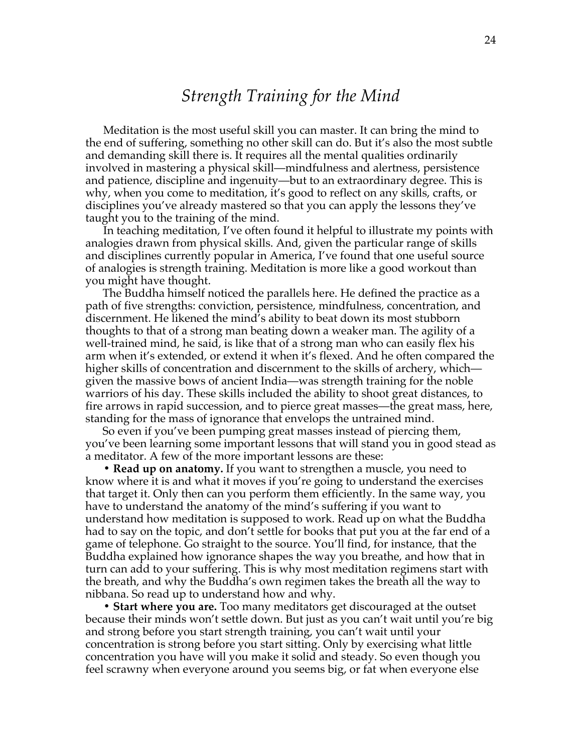# *Strength Training for the Mind*

Meditation is the most useful skill you can master. It can bring the mind to the end of suffering, something no other skill can do. But it's also the most subtle and demanding skill there is. It requires all the mental qualities ordinarily involved in mastering a physical skill—mindfulness and alertness, persistence and patience, discipline and ingenuity—but to an extraordinary degree. This is why, when you come to meditation, it's good to reflect on any skills, crafts, or disciplines you've already mastered so that you can apply the lessons they've taught you to the training of the mind.

In teaching meditation, I've often found it helpful to illustrate my points with analogies drawn from physical skills. And, given the particular range of skills and disciplines currently popular in America, I've found that one useful source of analogies is strength training. Meditation is more like a good workout than you might have thought.

The Buddha himself noticed the parallels here. He defined the practice as a path of five strengths: conviction, persistence, mindfulness, concentration, and discernment. He likened the mind's ability to beat down its most stubborn thoughts to that of a strong man beating down a weaker man. The agility of a well-trained mind, he said, is like that of a strong man who can easily flex his arm when it's extended, or extend it when it's flexed. And he often compared the higher skills of concentration and discernment to the skills of archery, which—given the massive bows of ancient India—was strength training for the noble warriors of his day. These skills included the ability to shoot great distances, to fire arrows in rapid succession, and to pierce great masses—the great mass, here, standing for the mass of ignorance that envelops the untrained mind.

So even if you've been pumping great masses instead of piercing them, you've been learning some important lessons that will stand you in good stead as a meditator. A few of the more important lessons are these:

• **Read up on anatomy.** If you want to strengthen a muscle, you need to know where it is and what it moves if you're going to understand the exercises that target it. Only then can you perform them efficiently. In the same way, you have to understand the anatomy of the mind's suffering if you want to understand how meditation is supposed to work. Read up on what the Buddha had to say on the topic, and don't settle for books that put you at the far end of a game of telephone. Go straight to the source. You'll find, for instance, that the Buddha explained how ignorance shapes the way you breathe, and how that in turn can add to your suffering. This is why most meditation regimens start with the breath, and why the Buddha's own regimen takes the breath all the way to nibbana. So read up to understand how and why.

• **Start where you are.** Too many meditators get discouraged at the outset because their minds won't settle down. But just as you can't wait until you're big and strong before you start strength training, you can't wait until your concentration is strong before you start sitting. Only by exercising what little concentration you have will you make it solid and steady. So even though you feel scrawny when everyone around you seems big, or fat when everyone else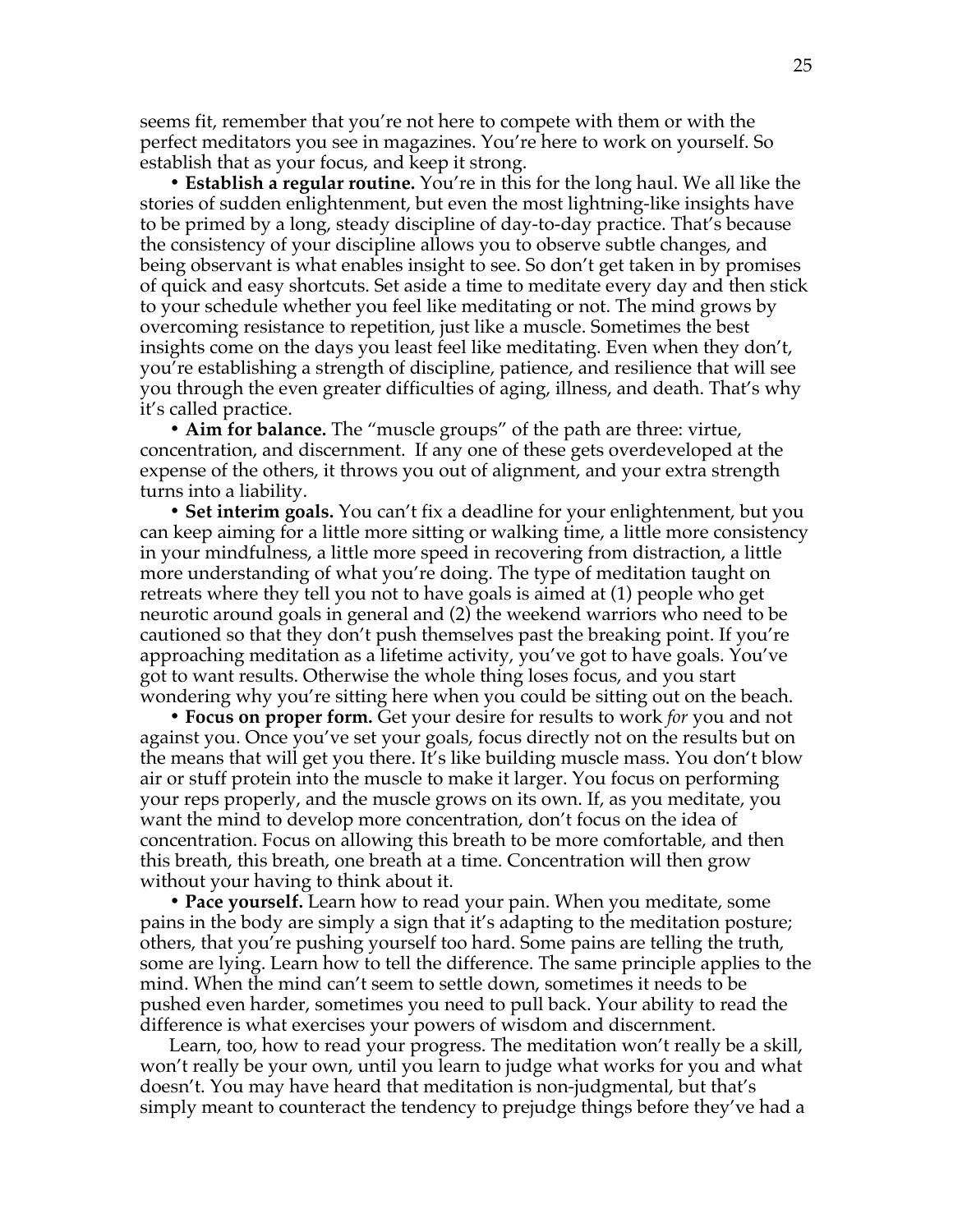seems fit, remember that you're not here to compete with them or with the perfect meditators you see in magazines. You're here to work on yourself. So establish that as your focus, and keep it strong.

• **Establish a regular routine.** You're in this for the long haul. We all like the stories of sudden enlightenment, but even the most lightning-like insights have to be primed by a long, steady discipline of day-to-day practice. That's because the consistency of your discipline allows you to observe subtle changes, and being observant is what enables insight to see. So don't get taken in by promises of quick and easy shortcuts. Set aside a time to meditate every day and then stick to your schedule whether you feel like meditating or not. The mind grows by overcoming resistance to repetition, just like a muscle. Sometimes the best insights come on the days you least feel like meditating. Even when they don't, you're establishing a strength of discipline, patience, and resilience that will see you through the even greater difficulties of aging, illness, and death. That's why it's called practice.

• **Aim for balance.** The "muscle groups" of the path are three: virtue, concentration, and discernment. If any one of these gets overdeveloped at the expense of the others, it throws you out of alignment, and your extra strength turns into a liability.

• **Set interim goals.** You can't fix a deadline for your enlightenment, but you can keep aiming for a little more sitting or walking time, a little more consistency in your mindfulness, a little more speed in recovering from distraction, a little more understanding of what you're doing. The type of meditation taught on retreats where they tell you not to have goals is aimed at (1) people who get neurotic around goals in general and (2) the weekend warriors who need to be cautioned so that they don't push themselves past the breaking point. If you're approaching meditation as a lifetime activity, you've got to have goals. You've got to want results. Otherwise the whole thing loses focus, and you start wondering why you're sitting here when you could be sitting out on the beach.

• **Focus on proper form.** Get your desire for results to work *for* you and not against you. Once you've set your goals, focus directly not on the results but on the means that will get you there. It's like building muscle mass. You don't blow air or stuff protein into the muscle to make it larger. You focus on performing your reps properly, and the muscle grows on its own. If, as you meditate, you want the mind to develop more concentration, don't focus on the idea of concentration. Focus on allowing this breath to be more comfortable, and then this breath, this breath, one breath at a time. Concentration will then grow without your having to think about it.

• **Pace yourself.** Learn how to read your pain. When you meditate, some pains in the body are simply a sign that it's adapting to the meditation posture; others, that you're pushing yourself too hard. Some pains are telling the truth, some are lying. Learn how to tell the difference. The same principle applies to the mind. When the mind can't seem to settle down, sometimes it needs to be pushed even harder, sometimes you need to pull back. Your ability to read the difference is what exercises your powers of wisdom and discernment.

Learn, too, how to read your progress. The meditation won't really be a skill, won't really be your own, until you learn to judge what works for you and what doesn't. You may have heard that meditation is non-judgmental, but that's simply meant to counteract the tendency to prejudge things before they've had a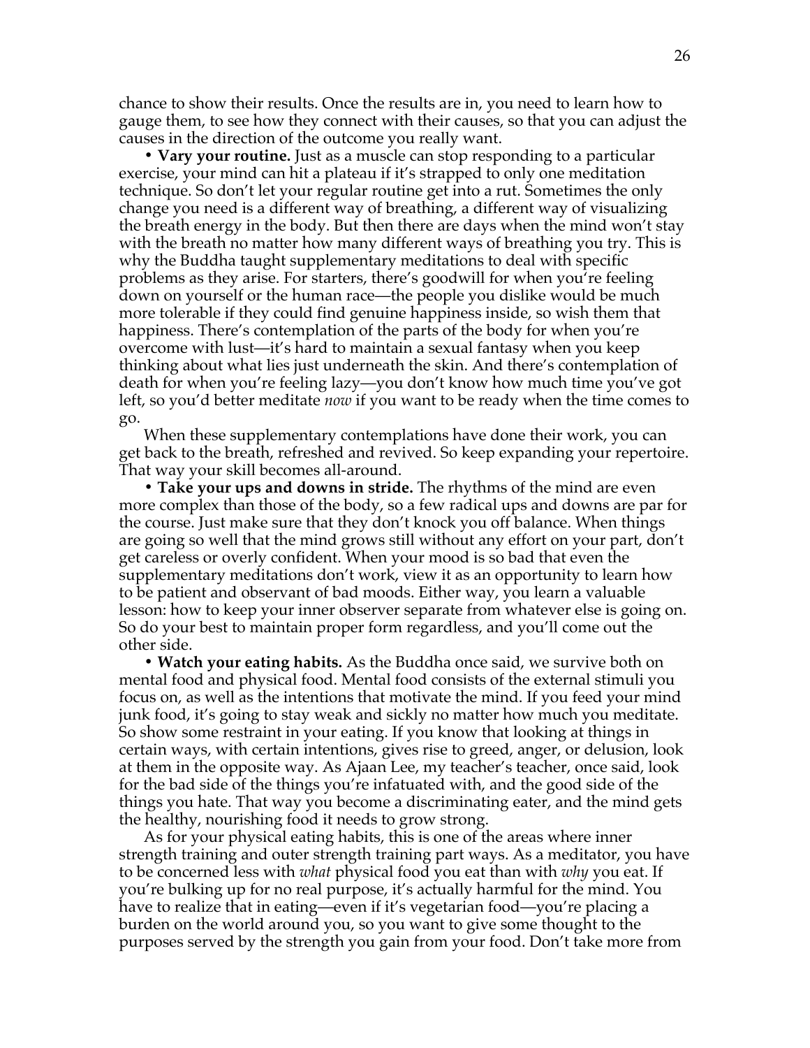chance to show their results. Once the results are in, you need to learn how to gauge them, to see how they connect with their causes, so that you can adjust the causes in the direction of the outcome you really want.

• **Vary your routine.** Just as a muscle can stop responding to a particular exercise, your mind can hit a plateau if it's strapped to only one meditation technique. So don't let your regular routine get into a rut. Sometimes the only change you need is a different way of breathing, a different way of visualizing the breath energy in the body. But then there are days when the mind won't stay with the breath no matter how many different ways of breathing you try. This is why the Buddha taught supplementary meditations to deal with specific problems as they arise. For starters, there's goodwill for when you're feeling down on yourself or the human race—the people you dislike would be much more tolerable if they could find genuine happiness inside, so wish them that happiness. There's contemplation of the parts of the body for when you're overcome with lust—it's hard to maintain a sexual fantasy when you keep thinking about what lies just underneath the skin. And there's contemplation of death for when you're feeling lazy—you don't know how much time you've got left, so you'd better meditate *now* if you want to be ready when the time comes to go.

When these supplementary contemplations have done their work, you can get back to the breath, refreshed and revived. So keep expanding your repertoire. That way your skill becomes all-around.

• **Take your ups and downs in stride.** The rhythms of the mind are even more complex than those of the body, so a few radical ups and downs are par for the course. Just make sure that they don't knock you off balance. When things are going so well that the mind grows still without any effort on your part, don't get careless or overly confident. When your mood is so bad that even the supplementary meditations don't work, view it as an opportunity to learn how to be patient and observant of bad moods. Either way, you learn a valuable lesson: how to keep your inner observer separate from whatever else is going on. So do your best to maintain proper form regardless, and you'll come out the other side.

• **Watch your eating habits.** As the Buddha once said, we survive both on mental food and physical food. Mental food consists of the external stimuli you focus on, as well as the intentions that motivate the mind. If you feed your mind junk food, it's going to stay weak and sickly no matter how much you meditate. So show some restraint in your eating. If you know that looking at things in certain ways, with certain intentions, gives rise to greed, anger, or delusion, look at them in the opposite way. As Ajaan Lee, my teacher's teacher, once said, look for the bad side of the things you're infatuated with, and the good side of the things you hate. That way you become a discriminating eater, and the mind gets the healthy, nourishing food it needs to grow strong.

As for your physical eating habits, this is one of the areas where inner strength training and outer strength training part ways. As a meditator, you have to be concerned less with *what* physical food you eat than with *why* you eat. If you're bulking up for no real purpose, it's actually harmful for the mind. You have to realize that in eating—even if it's vegetarian food—you're placing a burden on the world around you, so you want to give some thought to the purposes served by the strength you gain from your food. Don't take more from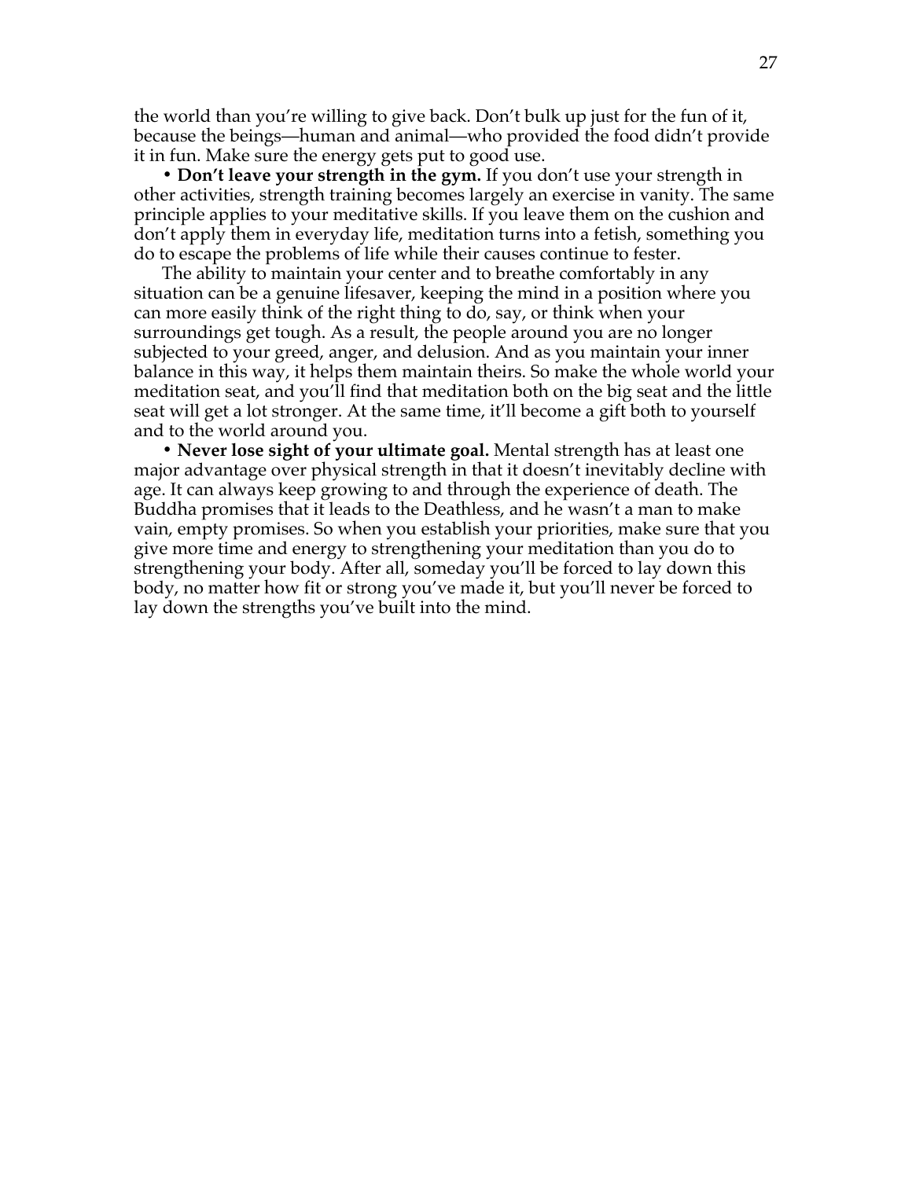the world than you're willing to give back. Don't bulk up just for the fun of it, because the beings—human and animal—who provided the food didn't provide it in fun. Make sure the energy gets put to good use.

• **Don't leave your strength in the gym.** If you don't use your strength in other activities, strength training becomes largely an exercise in vanity. The same principle applies to your meditative skills. If you leave them on the cushion and don't apply them in everyday life, meditation turns into a fetish, something you do to escape the problems of life while their causes continue to fester.

The ability to maintain your center and to breathe comfortably in any situation can be a genuine lifesaver, keeping the mind in a position where you can more easily think of the right thing to do, say, or think when your surroundings get tough. As a result, the people around you are no longer subjected to your greed, anger, and delusion. And as you maintain your inner balance in this way, it helps them maintain theirs. So make the whole world your meditation seat, and you'll find that meditation both on the big seat and the little seat will get a lot stronger. At the same time, it'll become a gift both to yourself and to the world around you.

• **Never lose sight of your ultimate goal.** Mental strength has at least one major advantage over physical strength in that it doesn't inevitably decline with age. It can always keep growing to and through the experience of death. The Buddha promises that it leads to the Deathless, and he wasn't a man to make vain, empty promises. So when you establish your priorities, make sure that you give more time and energy to strengthening your meditation than you do to strengthening your body. After all, someday you'll be forced to lay down this body, no matter how fit or strong you've made it, but you'll never be forced to lay down the strengths you've built into the mind.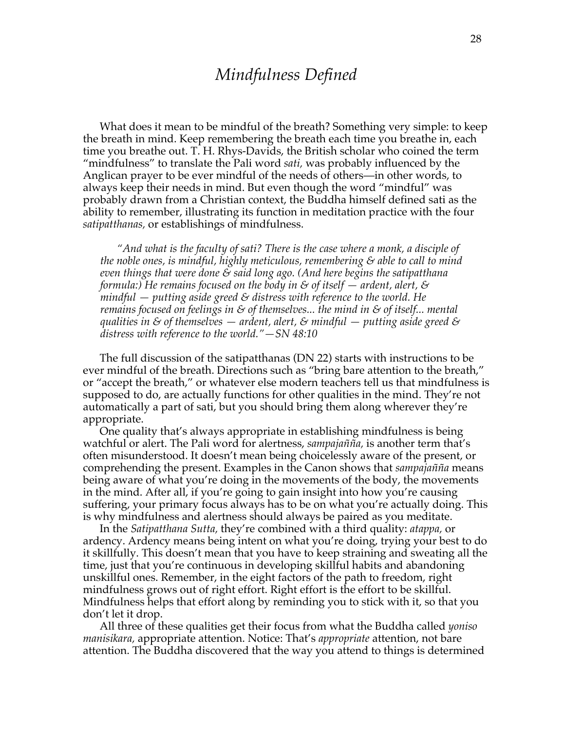# *Mindfulness Defined*

What does it mean to be mindful of the breath? Something very simple: to keep the breath in mind. Keep remembering the breath each time you breathe in, each time you breathe out. T. H. Rhys-Davids, the British scholar who coined the term "mindfulness" to translate the Pali word *sati,* was probably influenced by the Anglican prayer to be ever mindful of the needs of others—in other words, to always keep their needs in mind. But even though the word "mindful" was probably drawn from a Christian context, the Buddha himself defined sati as the ability to remember, illustrating its function in meditation practice with the four *satipatthanas,* or establishings of mindfulness.

> *"And what is the faculty of sati? There is the case where a monk, a disciple of the noble ones, is mindful, highly meticulous, remembering & able to call to mind even things that were done & said long ago. (And here begins the satipatthana formula:) He remains focused on the body in & of itself — ardent, alert, & mindful — putting aside greed & distress with reference to the world. He remains focused on feelings in & of themselves... the mind in & of itself... mental qualities in & of themselves — ardent, alert, & mindful — putting aside greed & distress with reference to the world."—SN 48:10*

The full discussion of the satipatthanas (DN 22) starts with instructions to be ever mindful of the breath. Directions such as "bring bare attention to the breath," or "accept the breath," or whatever else modern teachers tell us that mindfulness is supposed to do, are actually functions for other qualities in the mind. They're not automatically a part of sati, but you should bring them along wherever they're appropriate.

One quality that's always appropriate in establishing mindfulness is being watchful or alert. The Pali word for alertness, *sampajañña,* is another term that's often misunderstood. It doesn't mean being choicelessly aware of the present, or comprehending the present. Examples in the Canon shows that *sampajañña* means being aware of what you're doing in the movements of the body, the movements in the mind. After all, if you're going to gain insight into how you're causing suffering, your primary focus always has to be on what you're actually doing. This is why mindfulness and alertness should always be paired as you meditate.

In the *Satipatthana Sutta,* they're combined with a third quality: *atappa,* or ardency. Ardency means being intent on what you're doing, trying your best to do it skillfully. This doesn't mean that you have to keep straining and sweating all the time, just that you're continuous in developing skillful habits and abandoning unskillful ones. Remember, in the eight factors of the path to freedom, right mindfulness grows out of right effort. Right effort is the effort to be skillful. Mindfulness helps that effort along by reminding you to stick with it, so that you don't let it drop.

All three of these qualities get their focus from what the Buddha called *yoniso manisikara,* appropriate attention. Notice: That's *appropriate* attention, not bare attention. The Buddha discovered that the way you attend to things is determined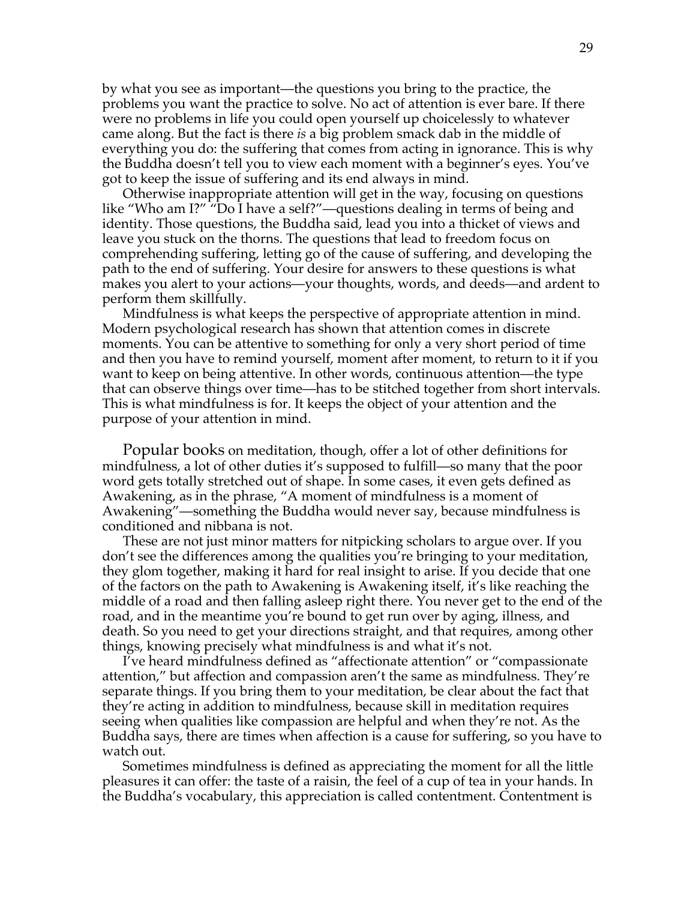by what you see as important—the questions you bring to the practice, the problems you want the practice to solve. No act of attention is ever bare. If there were no problems in life you could open yourself up choicelessly to whatever came along. But the fact is there *is* a big problem smack dab in the middle of everything you do: the suffering that comes from acting in ignorance. This is why the Buddha doesn't tell you to view each moment with a beginner's eyes. You've got to keep the issue of suffering and its end always in mind.

Otherwise inappropriate attention will get in the way, focusing on questions like "Who am I?" "Do I have a self?"—questions dealing in terms of being and identity. Those questions, the Buddha said, lead you into a thicket of views and leave you stuck on the thorns. The questions that lead to freedom focus on comprehending suffering, letting go of the cause of suffering, and developing the path to the end of suffering. Your desire for answers to these questions is what makes you alert to your actions—your thoughts, words, and deeds—and ardent to perform them skillfully.

Mindfulness is what keeps the perspective of appropriate attention in mind. Modern psychological research has shown that attention comes in discrete moments. You can be attentive to something for only a very short period of time and then you have to remind yourself, moment after moment, to return to it if you want to keep on being attentive. In other words, continuous attention—the type that can observe things over time—has to be stitched together from short intervals. This is what mindfulness is for. It keeps the object of your attention and the purpose of your attention in mind.

Popular books on meditation, though, offer a lot of other definitions for mindfulness, a lot of other duties it's supposed to fulfill—so many that the poor word gets totally stretched out of shape. In some cases, it even gets defined as Awakening, as in the phrase, "A moment of mindfulness is a moment of Awakening"—something the Buddha would never say, because mindfulness is conditioned and nibbana is not.

These are not just minor matters for nitpicking scholars to argue over. If you don't see the differences among the qualities you're bringing to your meditation, they glom together, making it hard for real insight to arise. If you decide that one of the factors on the path to Awakening is Awakening itself, it's like reaching the middle of a road and then falling asleep right there. You never get to the end of the road, and in the meantime you're bound to get run over by aging, illness, and death. So you need to get your directions straight, and that requires, among other things, knowing precisely what mindfulness is and what it's not.

I've heard mindfulness defined as "affectionate attention" or "compassionate attention," but affection and compassion aren't the same as mindfulness. They're separate things. If you bring them to your meditation, be clear about the fact that they're acting in addition to mindfulness, because skill in meditation requires seeing when qualities like compassion are helpful and when they're not. As the Buddha says, there are times when affection is a cause for suffering, so you have to watch out.

Sometimes mindfulness is defined as appreciating the moment for all the little pleasures it can offer: the taste of a raisin, the feel of a cup of tea in your hands. In the Buddha's vocabulary, this appreciation is called contentment. Contentment is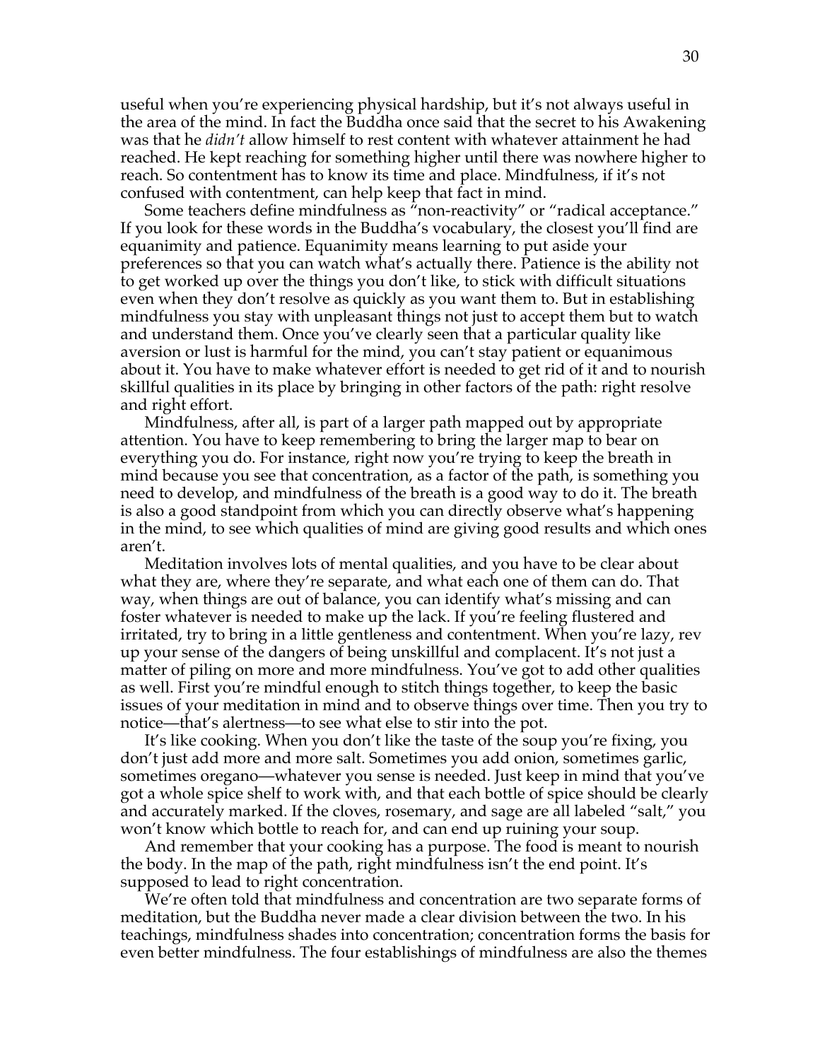useful when you're experiencing physical hardship, but it's not always useful in the area of the mind. In fact the Buddha once said that the secret to his Awakening was that he *didn't* allow himself to rest content with whatever attainment he had reached. He kept reaching for something higher until there was nowhere higher to reach. So contentment has to know its time and place. Mindfulness, if it's not confused with contentment, can help keep that fact in mind.

Some teachers define mindfulness as "non-reactivity" or "radical acceptance." If you look for these words in the Buddha's vocabulary, the closest you'll find are equanimity and patience. Equanimity means learning to put aside your preferences so that you can watch what's actually there. Patience is the ability not to get worked up over the things you don't like, to stick with difficult situations even when they don't resolve as quickly as you want them to. But in establishing mindfulness you stay with unpleasant things not just to accept them but to watch and understand them. Once you've clearly seen that a particular quality like aversion or lust is harmful for the mind, you can't stay patient or equanimous about it. You have to make whatever effort is needed to get rid of it and to nourish skillful qualities in its place by bringing in other factors of the path: right resolve and right effort.

Mindfulness, after all, is part of a larger path mapped out by appropriate attention. You have to keep remembering to bring the larger map to bear on everything you do. For instance, right now you're trying to keep the breath in mind because you see that concentration, as a factor of the path, is something you need to develop, and mindfulness of the breath is a good way to do it. The breath is also a good standpoint from which you can directly observe what's happening in the mind, to see which qualities of mind are giving good results and which ones aren't.

Meditation involves lots of mental qualities, and you have to be clear about what they are, where they're separate, and what each one of them can do. That way, when things are out of balance, you can identify what's missing and can foster whatever is needed to make up the lack. If you're feeling flustered and irritated, try to bring in a little gentleness and contentment. When you're lazy, rev up your sense of the dangers of being unskillful and complacent. It's not just a matter of piling on more and more mindfulness. You've got to add other qualities as well. First you're mindful enough to stitch things together, to keep the basic issues of your meditation in mind and to observe things over time. Then you try to notice—that's alertness—to see what else to stir into the pot.

It's like cooking. When you don't like the taste of the soup you're fixing, you don't just add more and more salt. Sometimes you add onion, sometimes garlic, sometimes oregano—whatever you sense is needed. Just keep in mind that you've got a whole spice shelf to work with, and that each bottle of spice should be clearly and accurately marked. If the cloves, rosemary, and sage are all labeled "salt," you won't know which bottle to reach for, and can end up ruining your soup.

And remember that your cooking has a purpose. The food is meant to nourish the body. In the map of the path, right mindfulness isn't the end point. It's supposed to lead to right concentration.

We're often told that mindfulness and concentration are two separate forms of meditation, but the Buddha never made a clear division between the two. In his teachings, mindfulness shades into concentration; concentration forms the basis for even better mindfulness. The four establishings of mindfulness are also the themes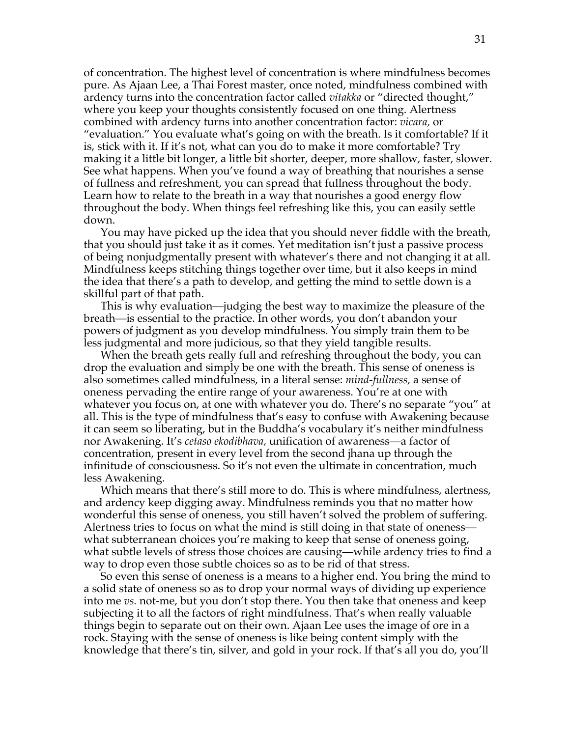of concentration. The highest level of concentration is where mindfulness becomes pure. As Ajaan Lee, a Thai Forest master, once noted, mindfulness combined with ardency turns into the concentration factor called *vitakka* or "directed thought," where you keep your thoughts consistently focused on one thing. Alertness combined with ardency turns into another concentration factor: *vicara,* or "evaluation." You evaluate what's going on with the breath. Is it comfortable? If it is, stick with it. If it's not, what can you do to make it more comfortable? Try making it a little bit longer, a little bit shorter, deeper, more shallow, faster, slower. See what happens. When you've found a way of breathing that nourishes a sense of fullness and refreshment, you can spread that fullness throughout the body. Learn how to relate to the breath in a way that nourishes a good energy flow throughout the body. When things feel refreshing like this, you can easily settle down.

You may have picked up the idea that you should never fiddle with the breath, that you should just take it as it comes. Yet meditation isn't just a passive process of being nonjudgmentally present with whatever's there and not changing it at all. Mindfulness keeps stitching things together over time, but it also keeps in mind the idea that there's a path to develop, and getting the mind to settle down is a skillful part of that path.

This is why evaluation—judging the best way to maximize the pleasure of the breath—is essential to the practice. In other words, you don't abandon your powers of judgment as you develop mindfulness. You simply train them to be less judgmental and more judicious, so that they yield tangible results.

When the breath gets really full and refreshing throughout the body, you can drop the evaluation and simply be one with the breath. This sense of oneness is also sometimes called mindfulness, in a literal sense: *mind-fullness,* a sense of oneness pervading the entire range of your awareness. You're at one with whatever you focus on, at one with whatever you do. There's no separate "you" at all. This is the type of mindfulness that's easy to confuse with Awakening because it can seem so liberating, but in the Buddha's vocabulary it's neither mindfulness nor Awakening. It's *cetaso ekodibhava,* unification of awareness—a factor of concentration, present in every level from the second jhana up through the infinitude of consciousness. So it's not even the ultimate in concentration, much less Awakening.

Which means that there's still more to do. This is where mindfulness, alertness, and ardency keep digging away. Mindfulness reminds you that no matter how wonderful this sense of oneness, you still haven't solved the problem of suffering. Alertness tries to focus on what the mind is still doing in that state of oneness—what subterranean choices you're making to keep that sense of oneness going, what subtle levels of stress those choices are causing—while ardency tries to find a way to drop even those subtle choices so as to be rid of that stress.

So even this sense of oneness is a means to a higher end. You bring the mind to a solid state of oneness so as to drop your normal ways of dividing up experience into me *vs.* not-me, but you don't stop there. You then take that oneness and keep subjecting it to all the factors of right mindfulness. That's when really valuable things begin to separate out on their own. Ajaan Lee uses the image of ore in a rock. Staying with the sense of oneness is like being content simply with the knowledge that there's tin, silver, and gold in your rock. If that's all you do, you'll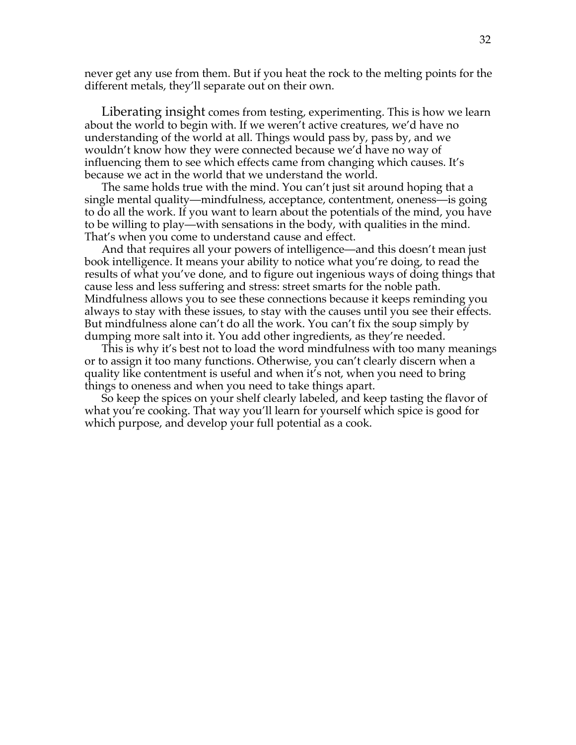never get any use from them. But if you heat the rock to the melting points for the different metals, they'll separate out on their own.

Liberating insight comes from testing, experimenting. This is how we learn about the world to begin with. If we weren't active creatures, we'd have no understanding of the world at all. Things would pass by, pass by, and we wouldn't know how they were connected because we'd have no way of influencing them to see which effects came from changing which causes. It's because we act in the world that we understand the world.

The same holds true with the mind. You can't just sit around hoping that a single mental quality—mindfulness, acceptance, contentment, oneness—is going to do all the work. If you want to learn about the potentials of the mind, you have to be willing to play—with sensations in the body, with qualities in the mind. That's when you come to understand cause and effect.

And that requires all your powers of intelligence—and this doesn't mean just book intelligence. It means your ability to notice what you're doing, to read the results of what you've done, and to figure out ingenious ways of doing things that cause less and less suffering and stress: street smarts for the noble path. Mindfulness allows you to see these connections because it keeps reminding you always to stay with these issues, to stay with the causes until you see their effects. But mindfulness alone can't do all the work. You can't fix the soup simply by dumping more salt into it. You add other ingredients, as they're needed.

This is why it's best not to load the word mindfulness with too many meanings or to assign it too many functions. Otherwise, you can't clearly discern when a quality like contentment is useful and when it's not, when you need to bring things to oneness and when you need to take things apart.

So keep the spices on your shelf clearly labeled, and keep tasting the flavor of what you're cooking. That way you'll learn for yourself which spice is good for which purpose, and develop your full potential as a cook.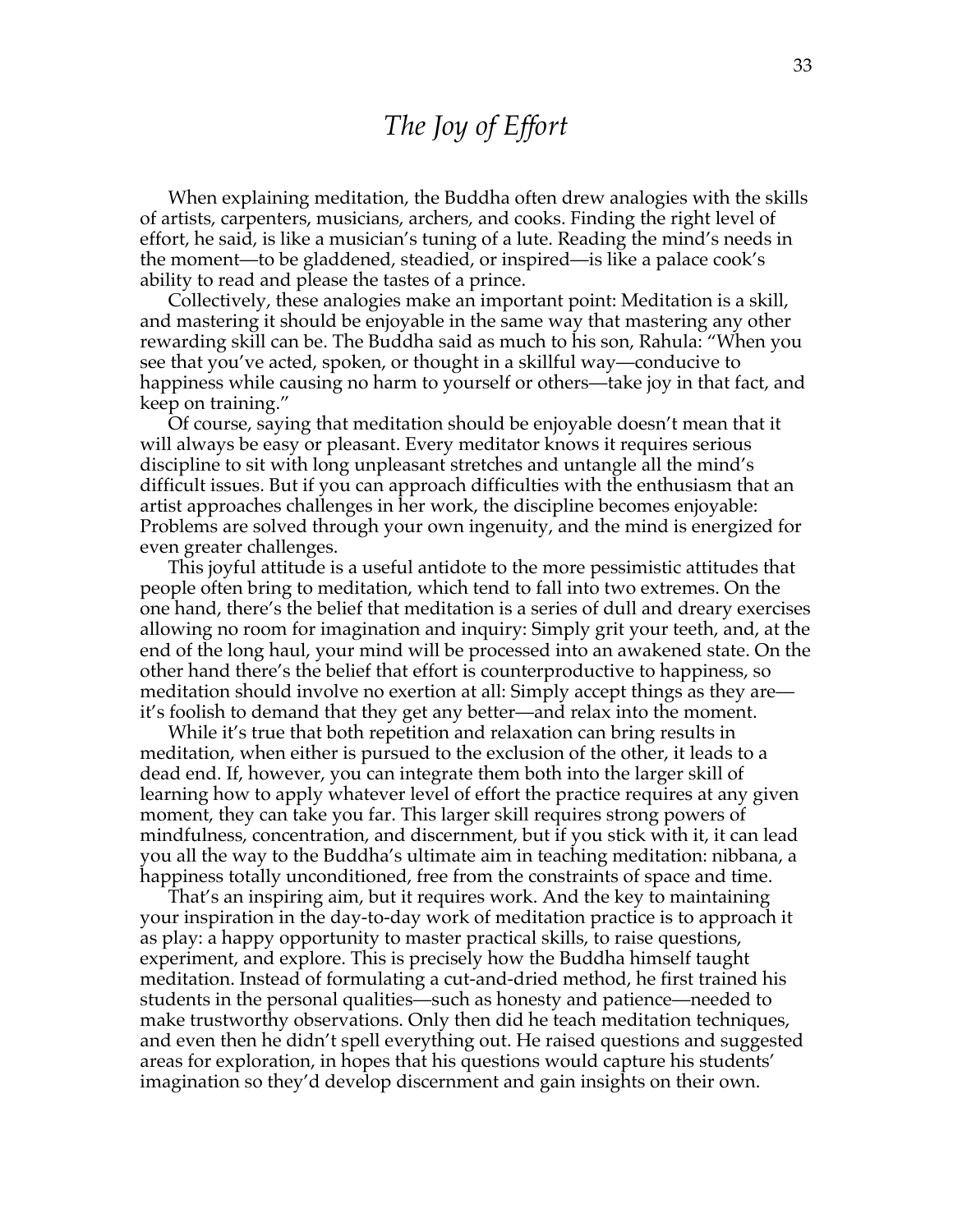# *The Joy of Effort*

When explaining meditation, the Buddha often drew analogies with the skills of artists, carpenters, musicians, archers, and cooks. Finding the right level of effort, he said, is like a musician's tuning of a lute. Reading the mind's needs in the moment—to be gladdened, steadied, or inspired—is like a palace cook's ability to read and please the tastes of a prince.

Collectively, these analogies make an important point: Meditation is a skill, and mastering it should be enjoyable in the same way that mastering any other rewarding skill can be. The Buddha said as much to his son, Rahula: "When you see that you've acted, spoken, or thought in a skillful way—conducive to happiness while causing no harm to yourself or others—take joy in that fact, and keep on training."

Of course, saying that meditation should be enjoyable doesn't mean that it will always be easy or pleasant. Every meditator knows it requires serious discipline to sit with long unpleasant stretches and untangle all the mind's difficult issues. But if you can approach difficulties with the enthusiasm that an artist approaches challenges in her work, the discipline becomes enjoyable: Problems are solved through your own ingenuity, and the mind is energized for even greater challenges.

This joyful attitude is a useful antidote to the more pessimistic attitudes that people often bring to meditation, which tend to fall into two extremes. On the one hand, there's the belief that meditation is a series of dull and dreary exercises allowing no room for imagination and inquiry: Simply grit your teeth, and, at the end of the long haul, your mind will be processed into an awakened state. On the other hand there's the belief that effort is counterproductive to happiness, so meditation should involve no exertion at all: Simply accept things as they are—it's foolish to demand that they get any better—and relax into the moment.

While it's true that both repetition and relaxation can bring results in meditation, when either is pursued to the exclusion of the other, it leads to a dead end. If, however, you can integrate them both into the larger skill of learning how to apply whatever level of effort the practice requires at any given moment, they can take you far. This larger skill requires strong powers of mindfulness, concentration, and discernment, but if you stick with it, it can lead you all the way to the Buddha's ultimate aim in teaching meditation: nibbana, a happiness totally unconditioned, free from the constraints of space and time.

That's an inspiring aim, but it requires work. And the key to maintaining your inspiration in the day-to-day work of meditation practice is to approach it as play: a happy opportunity to master practical skills, to raise questions, experiment, and explore. This is precisely how the Buddha himself taught meditation. Instead of formulating a cut-and-dried method, he first trained his students in the personal qualities—such as honesty and patience—needed to make trustworthy observations. Only then did he teach meditation techniques, and even then he didn't spell everything out. He raised questions and suggested areas for exploration, in hopes that his questions would capture his students' imagination so they'd develop discernment and gain insights on their own.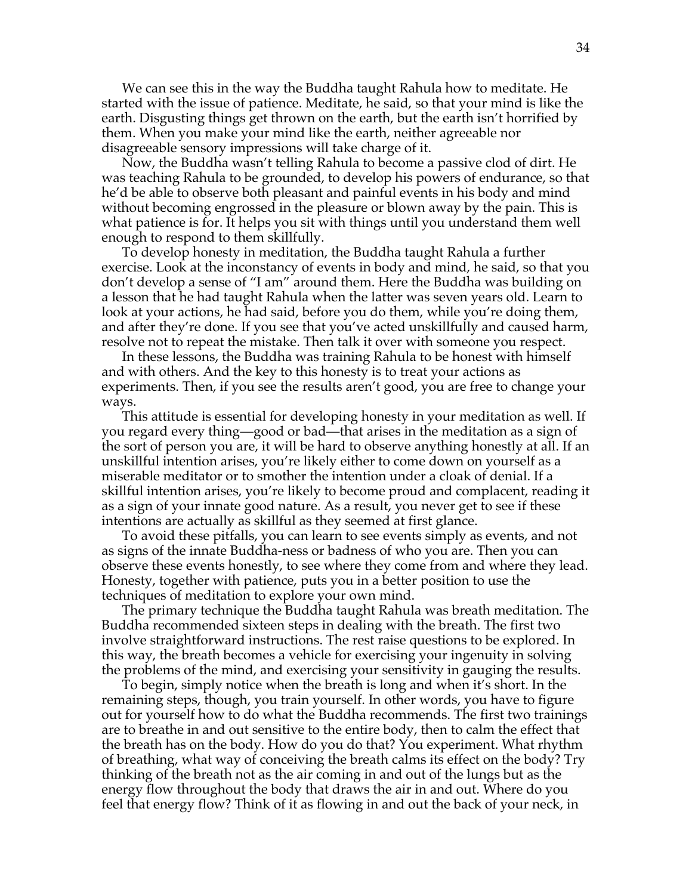We can see this in the way the Buddha taught Rahula how to meditate. He started with the issue of patience. Meditate, he said, so that your mind is like the earth. Disgusting things get thrown on the earth, but the earth isn't horrified by them. When you make your mind like the earth, neither agreeable nor disagreeable sensory impressions will take charge of it.

Now, the Buddha wasn't telling Rahula to become a passive clod of dirt. He was teaching Rahula to be grounded, to develop his powers of endurance, so that he'd be able to observe both pleasant and painful events in his body and mind without becoming engrossed in the pleasure or blown away by the pain. This is what patience is for. It helps you sit with things until you understand them well enough to respond to them skillfully.

To develop honesty in meditation, the Buddha taught Rahula a further exercise. Look at the inconstancy of events in body and mind, he said, so that you don't develop a sense of "I am" around them. Here the Buddha was building on a lesson that he had taught Rahula when the latter was seven years old. Learn to look at your actions, he had said, before you do them, while you're doing them, and after they're done. If you see that you've acted unskillfully and caused harm, resolve not to repeat the mistake. Then talk it over with someone you respect.

In these lessons, the Buddha was training Rahula to be honest with himself and with others. And the key to this honesty is to treat your actions as experiments. Then, if you see the results aren't good, you are free to change your ways.

This attitude is essential for developing honesty in your meditation as well. If you regard every thing—good or bad—that arises in the meditation as a sign of the sort of person you are, it will be hard to observe anything honestly at all. If an unskillful intention arises, you're likely either to come down on yourself as a miserable meditator or to smother the intention under a cloak of denial. If a skillful intention arises, you're likely to become proud and complacent, reading it as a sign of your innate good nature. As a result, you never get to see if these intentions are actually as skillful as they seemed at first glance.

To avoid these pitfalls, you can learn to see events simply as events, and not as signs of the innate Buddha-ness or badness of who you are. Then you can observe these events honestly, to see where they come from and where they lead. Honesty, together with patience, puts you in a better position to use the techniques of meditation to explore your own mind.

The primary technique the Buddha taught Rahula was breath meditation. The Buddha recommended sixteen steps in dealing with the breath. The first two involve straightforward instructions. The rest raise questions to be explored. In this way, the breath becomes a vehicle for exercising your ingenuity in solving the problems of the mind, and exercising your sensitivity in gauging the results.

To begin, simply notice when the breath is long and when it's short. In the remaining steps, though, you train yourself. In other words, you have to figure out for yourself how to do what the Buddha recommends. The first two trainings are to breathe in and out sensitive to the entire body, then to calm the effect that the breath has on the body. How do you do that? You experiment. What rhythm of breathing, what way of conceiving the breath calms its effect on the body? Try thinking of the breath not as the air coming in and out of the lungs but as the energy flow throughout the body that draws the air in and out. Where do you feel that energy flow? Think of it as flowing in and out the back of your neck, in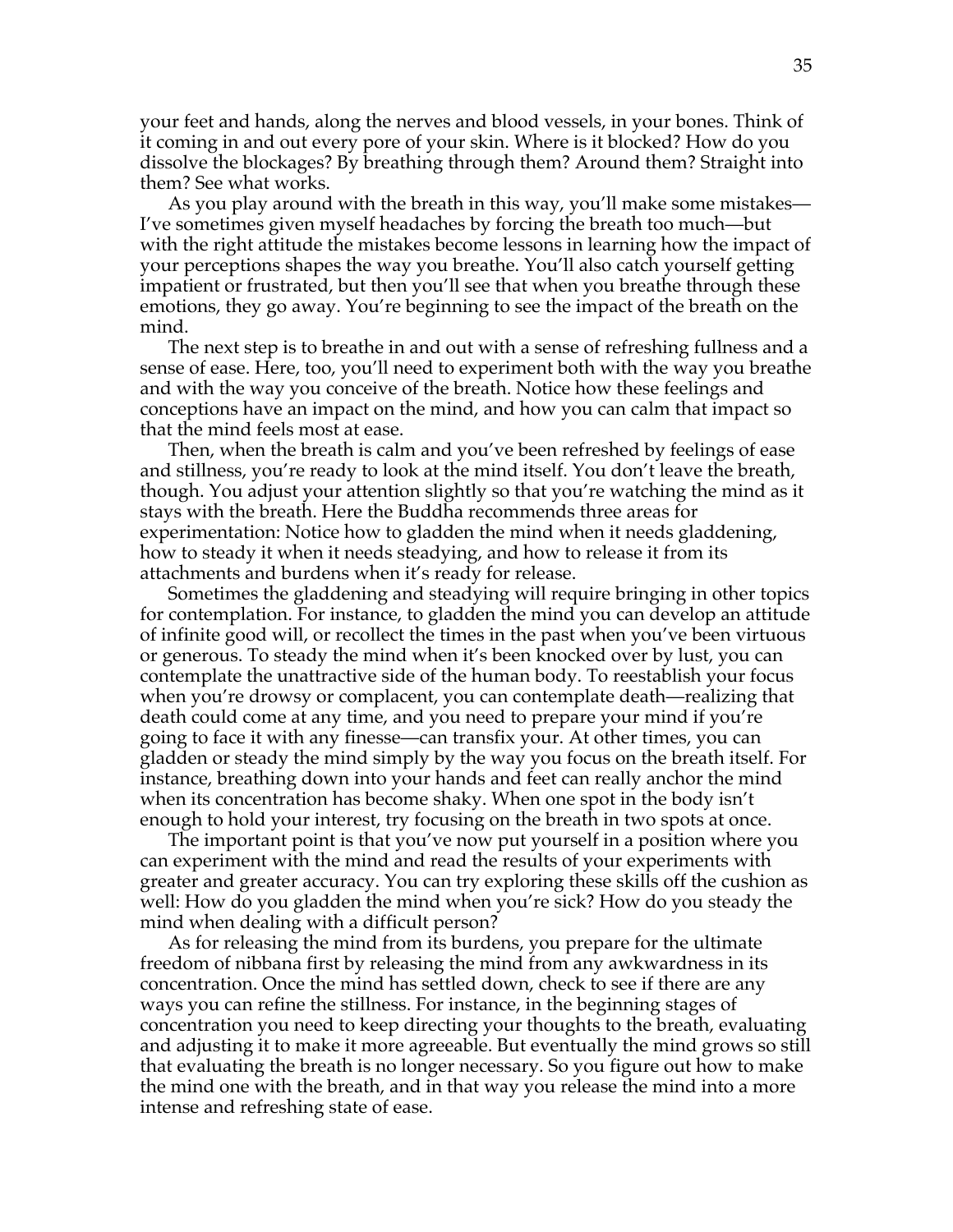your feet and hands, along the nerves and blood vessels, in your bones. Think of it coming in and out every pore of your skin. Where is it blocked? How do you dissolve the blockages? By breathing through them? Around them? Straight into them? See what works.

As you play around with the breath in this way, you'll make some mistakes—I've sometimes given myself headaches by forcing the breath too much—but with the right attitude the mistakes become lessons in learning how the impact of your perceptions shapes the way you breathe. You'll also catch yourself getting impatient or frustrated, but then you'll see that when you breathe through these emotions, they go away. You're beginning to see the impact of the breath on the mind.

The next step is to breathe in and out with a sense of refreshing fullness and a sense of ease. Here, too, you'll need to experiment both with the way you breathe and with the way you conceive of the breath. Notice how these feelings and conceptions have an impact on the mind, and how you can calm that impact so that the mind feels most at ease.

Then, when the breath is calm and you've been refreshed by feelings of ease and stillness, you're ready to look at the mind itself. You don't leave the breath, though. You adjust your attention slightly so that you're watching the mind as it stays with the breath. Here the Buddha recommends three areas for experimentation: Notice how to gladden the mind when it needs gladdening, how to steady it when it needs steadying, and how to release it from its attachments and burdens when it's ready for release.

Sometimes the gladdening and steadying will require bringing in other topics for contemplation. For instance, to gladden the mind you can develop an attitude of infinite good will, or recollect the times in the past when you've been virtuous or generous. To steady the mind when it's been knocked over by lust, you can contemplate the unattractive side of the human body. To reestablish your focus when you're drowsy or complacent, you can contemplate death—realizing that death could come at any time, and you need to prepare your mind if you're going to face it with any finesse—can transfix your. At other times, you can gladden or steady the mind simply by the way you focus on the breath itself. For instance, breathing down into your hands and feet can really anchor the mind when its concentration has become shaky. When one spot in the body isn't enough to hold your interest, try focusing on the breath in two spots at once.

The important point is that you've now put yourself in a position where you can experiment with the mind and read the results of your experiments with greater and greater accuracy. You can try exploring these skills off the cushion as well: How do you gladden the mind when you're sick? How do you steady the mind when dealing with a difficult person?

As for releasing the mind from its burdens, you prepare for the ultimate freedom of nibbana first by releasing the mind from any awkwardness in its concentration. Once the mind has settled down, check to see if there are any ways you can refine the stillness. For instance, in the beginning stages of concentration you need to keep directing your thoughts to the breath, evaluating and adjusting it to make it more agreeable. But eventually the mind grows so still that evaluating the breath is no longer necessary. So you figure out how to make the mind one with the breath, and in that way you release the mind into a more intense and refreshing state of ease.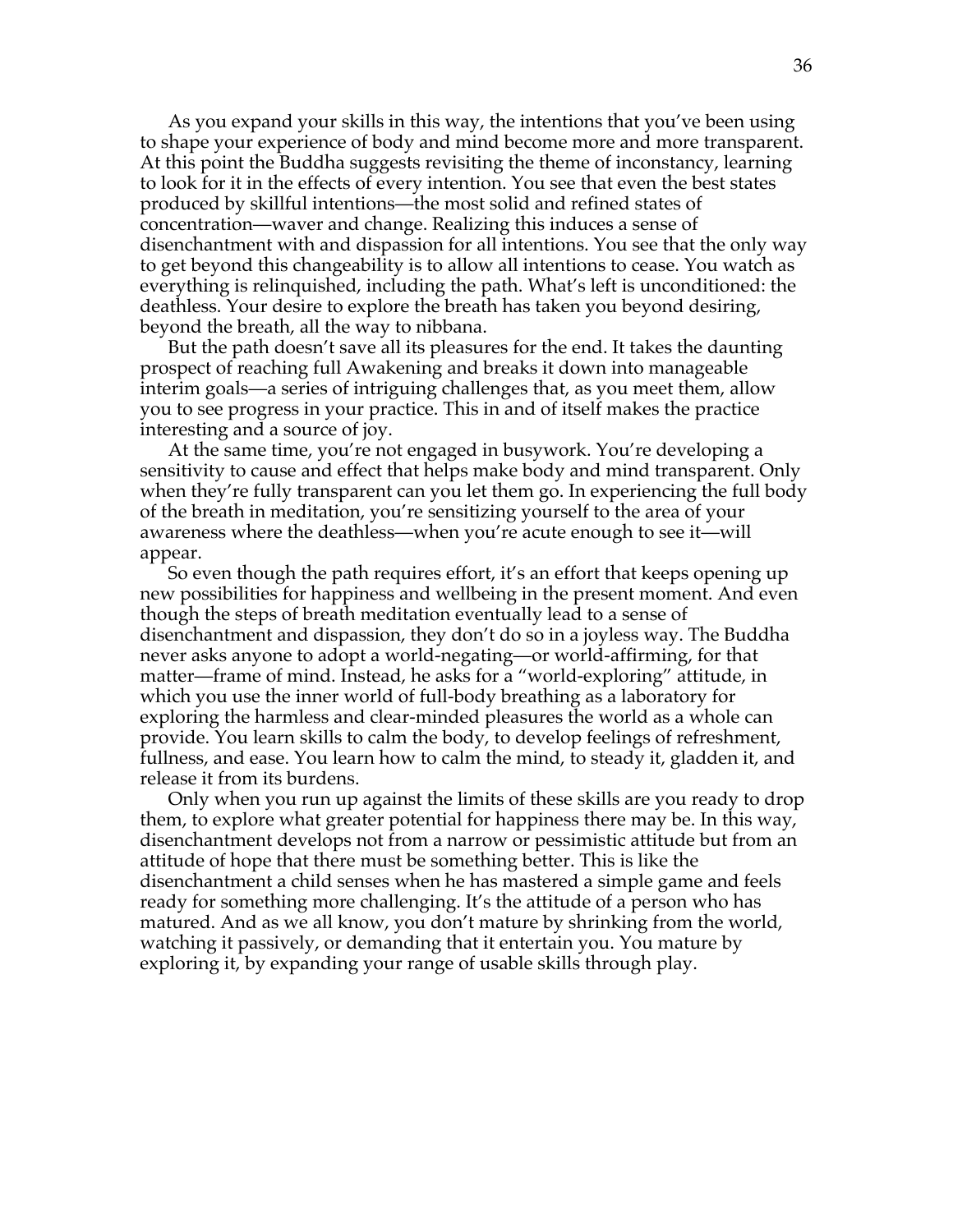As you expand your skills in this way, the intentions that you've been using to shape your experience of body and mind become more and more transparent. At this point the Buddha suggests revisiting the theme of inconstancy, learning to look for it in the effects of every intention. You see that even the best states produced by skillful intentions—the most solid and refined states of concentration—waver and change. Realizing this induces a sense of disenchantment with and dispassion for all intentions. You see that the only way to get beyond this changeability is to allow all intentions to cease. You watch as everything is relinquished, including the path. What's left is unconditioned: the deathless. Your desire to explore the breath has taken you beyond desiring, beyond the breath, all the way to nibbana.

But the path doesn't save all its pleasures for the end. It takes the daunting prospect of reaching full Awakening and breaks it down into manageable interim goals—a series of intriguing challenges that, as you meet them, allow you to see progress in your practice. This in and of itself makes the practice interesting and a source of joy.

At the same time, you're not engaged in busywork. You're developing a sensitivity to cause and effect that helps make body and mind transparent. Only when they're fully transparent can you let them go. In experiencing the full body of the breath in meditation, you're sensitizing yourself to the area of your awareness where the deathless—when you're acute enough to see it—will appear.

So even though the path requires effort, it's an effort that keeps opening up new possibilities for happiness and wellbeing in the present moment. And even though the steps of breath meditation eventually lead to a sense of disenchantment and dispassion, they don't do so in a joyless way. The Buddha never asks anyone to adopt a world-negating—or world-affirming, for that matter—frame of mind. Instead, he asks for a "world-exploring" attitude, in which you use the inner world of full-body breathing as a laboratory for exploring the harmless and clear-minded pleasures the world as a whole can provide. You learn skills to calm the body, to develop feelings of refreshment, fullness, and ease. You learn how to calm the mind, to steady it, gladden it, and release it from its burdens.

Only when you run up against the limits of these skills are you ready to drop them, to explore what greater potential for happiness there may be. In this way, disenchantment develops not from a narrow or pessimistic attitude but from an attitude of hope that there must be something better. This is like the disenchantment a child senses when he has mastered a simple game and feels ready for something more challenging. It's the attitude of a person who has matured. And as we all know, you don't mature by shrinking from the world, watching it passively, or demanding that it entertain you. You mature by exploring it, by expanding your range of usable skills through play.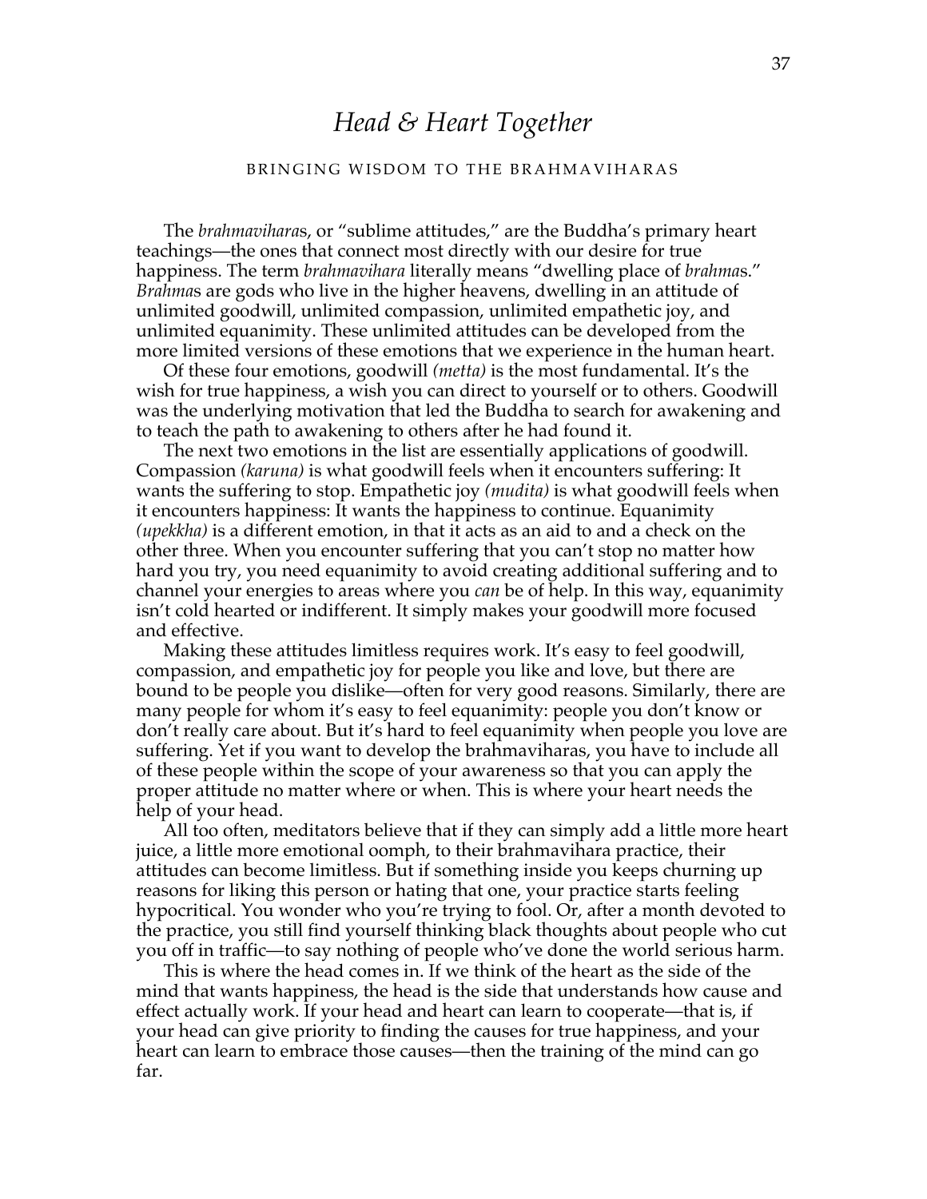# *Head & Heart Together*

## BRINGING WISDOM TO THE BRAHMAVIHARAS

The *brahmavihara*s, or "sublime attitudes," are the Buddha's primary heart teachings—the ones that connect most directly with our desire for true happiness. The term *brahmavihara* literally means "dwelling place of *brahma*s." *Brahma*s are gods who live in the higher heavens, dwelling in an attitude of unlimited goodwill, unlimited compassion, unlimited empathetic joy, and unlimited equanimity. These unlimited attitudes can be developed from the more limited versions of these emotions that we experience in the human heart.

Of these four emotions, goodwill *(metta)* is the most fundamental. It's the wish for true happiness, a wish you can direct to yourself or to others. Goodwill was the underlying motivation that led the Buddha to search for awakening and to teach the path to awakening to others after he had found it.

The next two emotions in the list are essentially applications of goodwill. Compassion *(karuna)* is what goodwill feels when it encounters suffering: It wants the suffering to stop. Empathetic joy *(mudita)* is what goodwill feels when it encounters happiness: It wants the happiness to continue. Equanimity *(upekkha)* is a different emotion, in that it acts as an aid to and a check on the other three. When you encounter suffering that you can't stop no matter how hard you try, you need equanimity to avoid creating additional suffering and to channel your energies to areas where you *can* be of help. In this way, equanimity isn't cold hearted or indifferent. It simply makes your goodwill more focused and effective.

Making these attitudes limitless requires work. It's easy to feel goodwill, compassion, and empathetic joy for people you like and love, but there are bound to be people you dislike—often for very good reasons. Similarly, there are many people for whom it's easy to feel equanimity: people you don't know or don't really care about. But it's hard to feel equanimity when people you love are suffering. Yet if you want to develop the brahmaviharas, you have to include all of these people within the scope of your awareness so that you can apply the proper attitude no matter where or when. This is where your heart needs the help of your head.

All too often, meditators believe that if they can simply add a little more heart juice, a little more emotional oomph, to their brahmavihara practice, their attitudes can become limitless. But if something inside you keeps churning up reasons for liking this person or hating that one, your practice starts feeling hypocritical. You wonder who you're trying to fool. Or, after a month devoted to the practice, you still find yourself thinking black thoughts about people who cut you off in traffic—to say nothing of people who've done the world serious harm.

This is where the head comes in. If we think of the heart as the side of the mind that wants happiness, the head is the side that understands how cause and effect actually work. If your head and heart can learn to cooperate—that is, if your head can give priority to finding the causes for true happiness, and your heart can learn to embrace those causes—then the training of the mind can go far.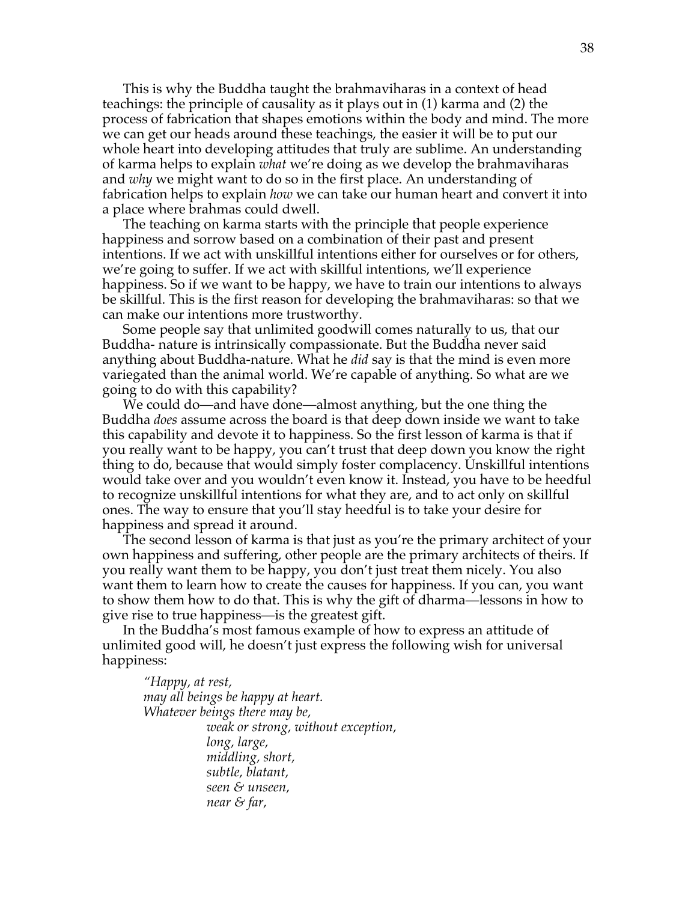This is why the Buddha taught the brahmaviharas in a context of head teachings: the principle of causality as it plays out in (1) karma and (2) the process of fabrication that shapes emotions within the body and mind. The more we can get our heads around these teachings, the easier it will be to put our whole heart into developing attitudes that truly are sublime. An understanding of karma helps to explain *what* we're doing as we develop the brahmaviharas and *why* we might want to do so in the first place. An understanding of fabrication helps to explain *how* we can take our human heart and convert it into a place where brahmas could dwell.

The teaching on karma starts with the principle that people experience happiness and sorrow based on a combination of their past and present intentions. If we act with unskillful intentions either for ourselves or for others, we're going to suffer. If we act with skillful intentions, we'll experience happiness. So if we want to be happy, we have to train our intentions to always be skillful. This is the first reason for developing the brahmaviharas: so that we can make our intentions more trustworthy.

Some people say that unlimited goodwill comes naturally to us, that our Buddha- nature is intrinsically compassionate. But the Buddha never said anything about Buddha-nature. What he *did* say is that the mind is even more variegated than the animal world. We're capable of anything. So what are we going to do with this capability?

We could do—and have done—almost anything, but the one thing the Buddha *does* assume across the board is that deep down inside we want to take this capability and devote it to happiness. So the first lesson of karma is that if you really want to be happy, you can't trust that deep down you know the right thing to do, because that would simply foster complacency. Unskillful intentions would take over and you wouldn't even know it. Instead, you have to be heedful to recognize unskillful intentions for what they are, and to act only on skillful ones. The way to ensure that you'll stay heedful is to take your desire for happiness and spread it around.

The second lesson of karma is that just as you're the primary architect of your own happiness and suffering, other people are the primary architects of theirs. If you really want them to be happy, you don't just treat them nicely. You also want them to learn how to create the causes for happiness. If you can, you want to show them how to do that. This is why the gift of dharma—lessons in how to give rise to true happiness—is the greatest gift.

In the Buddha's most famous example of how to express an attitude of unlimited good will, he doesn't just express the following wish for universal happiness:

> *"Happy, at rest,*
> *may all beings be happy at heart.*
> *Whatever beings there may be,*
> *weak or strong, without exception,*
> *long, large,*
> *middling, short,*
> *subtle, blatant,*
> *seen & unseen,*
> *near & far,*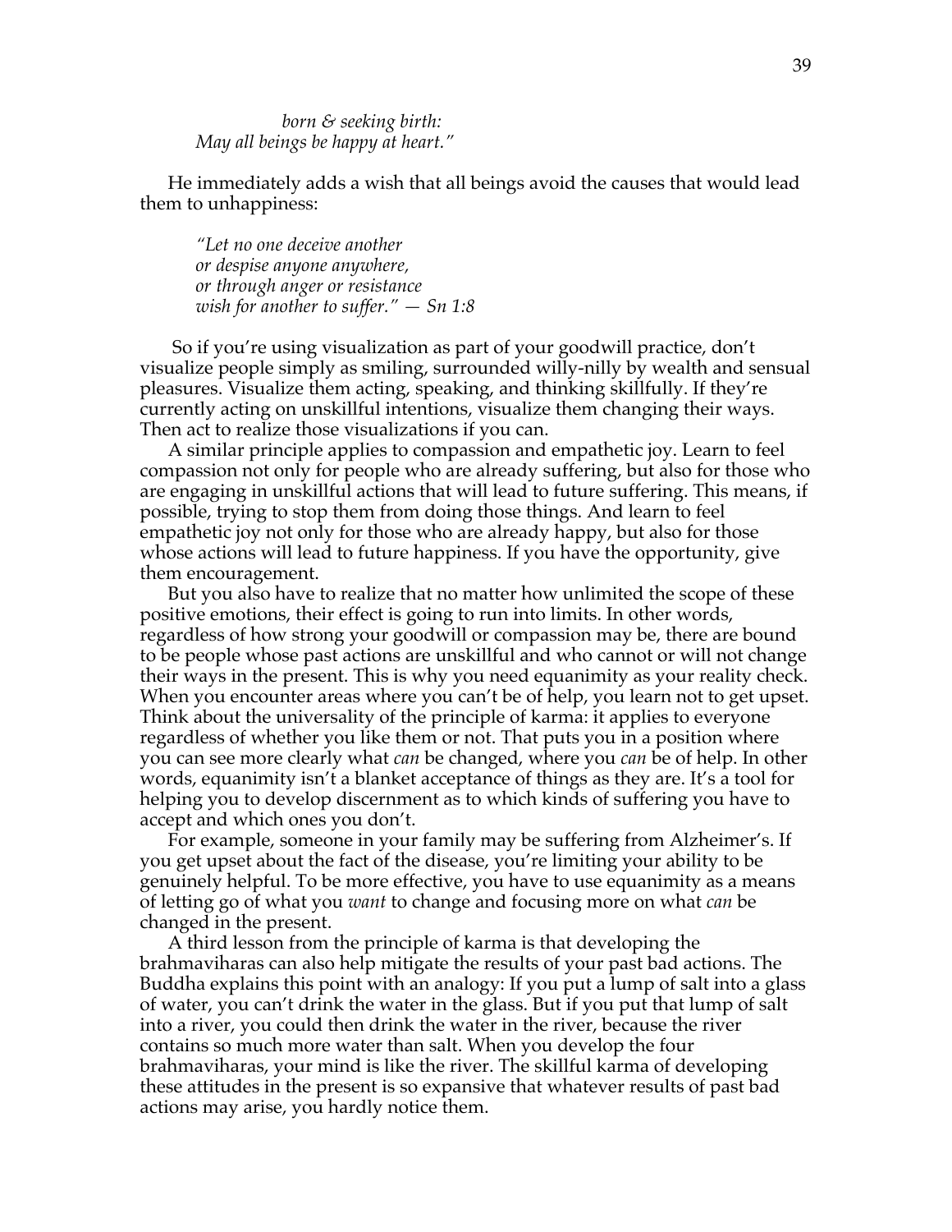*born & seeking birth:*
*May all beings be happy at heart."*

He immediately adds a wish that all beings avoid the causes that would lead them to unhappiness:

*"Let no one deceive another*
*or despise anyone anywhere,*
*or through anger or resistance*
*wish for another to suffer." — Sn 1:8*

So if you're using visualization as part of your goodwill practice, don't visualize people simply as smiling, surrounded willy-nilly by wealth and sensual pleasures. Visualize them acting, speaking, and thinking skillfully. If they're currently acting on unskillful intentions, visualize them changing their ways. Then act to realize those visualizations if you can.

A similar principle applies to compassion and empathetic joy. Learn to feel compassion not only for people who are already suffering, but also for those who are engaging in unskillful actions that will lead to future suffering. This means, if possible, trying to stop them from doing those things. And learn to feel empathetic joy not only for those who are already happy, but also for those whose actions will lead to future happiness. If you have the opportunity, give them encouragement.

But you also have to realize that no matter how unlimited the scope of these positive emotions, their effect is going to run into limits. In other words, regardless of how strong your goodwill or compassion may be, there are bound to be people whose past actions are unskillful and who cannot or will not change their ways in the present. This is why you need equanimity as your reality check. When you encounter areas where you can't be of help, you learn not to get upset. Think about the universality of the principle of karma: it applies to everyone regardless of whether you like them or not. That puts you in a position where you can see more clearly what *can* be changed, where you *can* be of help. In other words, equanimity isn't a blanket acceptance of things as they are. It's a tool for helping you to develop discernment as to which kinds of suffering you have to accept and which ones you don't.

For example, someone in your family may be suffering from Alzheimer's. If you get upset about the fact of the disease, you're limiting your ability to be genuinely helpful. To be more effective, you have to use equanimity as a means of letting go of what you *want* to change and focusing more on what *can* be changed in the present.

A third lesson from the principle of karma is that developing the brahmaviharas can also help mitigate the results of your past bad actions. The Buddha explains this point with an analogy: If you put a lump of salt into a glass of water, you can't drink the water in the glass. But if you put that lump of salt into a river, you could then drink the water in the river, because the river contains so much more water than salt. When you develop the four brahmaviharas, your mind is like the river. The skillful karma of developing these attitudes in the present is so expansive that whatever results of past bad actions may arise, you hardly notice them.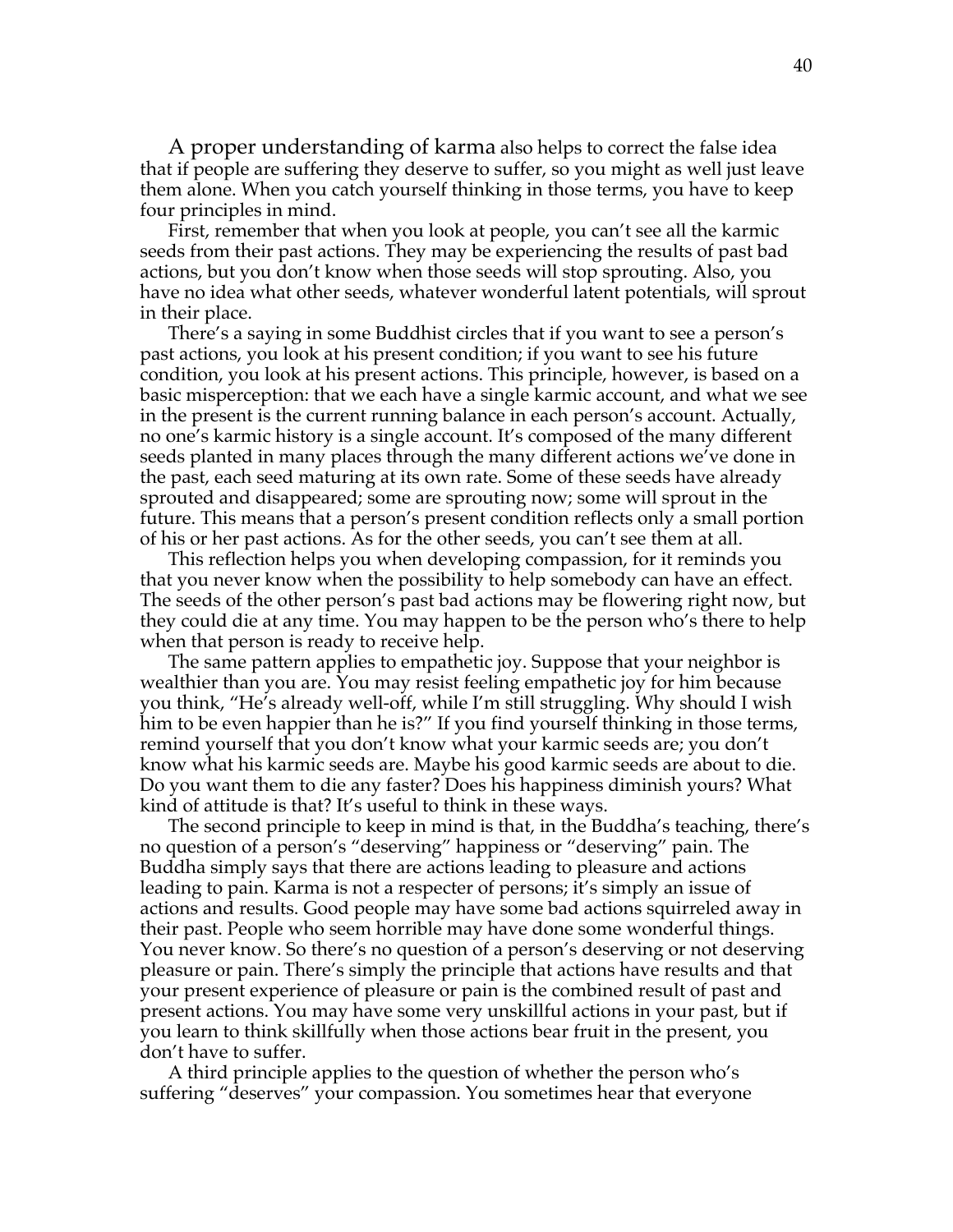A proper understanding of karma also helps to correct the false idea that if people are suffering they deserve to suffer, so you might as well just leave them alone. When you catch yourself thinking in those terms, you have to keep four principles in mind.

First, remember that when you look at people, you can't see all the karmic seeds from their past actions. They may be experiencing the results of past bad actions, but you don't know when those seeds will stop sprouting. Also, you have no idea what other seeds, whatever wonderful latent potentials, will sprout in their place.

There's a saying in some Buddhist circles that if you want to see a person's past actions, you look at his present condition; if you want to see his future condition, you look at his present actions. This principle, however, is based on a basic misperception: that we each have a single karmic account, and what we see in the present is the current running balance in each person's account. Actually, no one's karmic history is a single account. It's composed of the many different seeds planted in many places through the many different actions we've done in the past, each seed maturing at its own rate. Some of these seeds have already sprouted and disappeared; some are sprouting now; some will sprout in the future. This means that a person's present condition reflects only a small portion of his or her past actions. As for the other seeds, you can't see them at all.

This reflection helps you when developing compassion, for it reminds you that you never know when the possibility to help somebody can have an effect. The seeds of the other person's past bad actions may be flowering right now, but they could die at any time. You may happen to be the person who's there to help when that person is ready to receive help.

The same pattern applies to empathetic joy. Suppose that your neighbor is wealthier than you are. You may resist feeling empathetic joy for him because you think, "He's already well-off, while I'm still struggling. Why should I wish him to be even happier than he is?" If you find yourself thinking in those terms, remind yourself that you don't know what your karmic seeds are; you don't know what his karmic seeds are. Maybe his good karmic seeds are about to die. Do you want them to die any faster? Does his happiness diminish yours? What kind of attitude is that? It's useful to think in these ways.

The second principle to keep in mind is that, in the Buddha's teaching, there's no question of a person's "deserving" happiness or "deserving" pain. The Buddha simply says that there are actions leading to pleasure and actions leading to pain. Karma is not a respecter of persons; it's simply an issue of actions and results. Good people may have some bad actions squirreled away in their past. People who seem horrible may have done some wonderful things. You never know. So there's no question of a person's deserving or not deserving pleasure or pain. There's simply the principle that actions have results and that your present experience of pleasure or pain is the combined result of past and present actions. You may have some very unskillful actions in your past, but if you learn to think skillfully when those actions bear fruit in the present, you don't have to suffer.

A third principle applies to the question of whether the person who's suffering "deserves" your compassion. You sometimes hear that everyone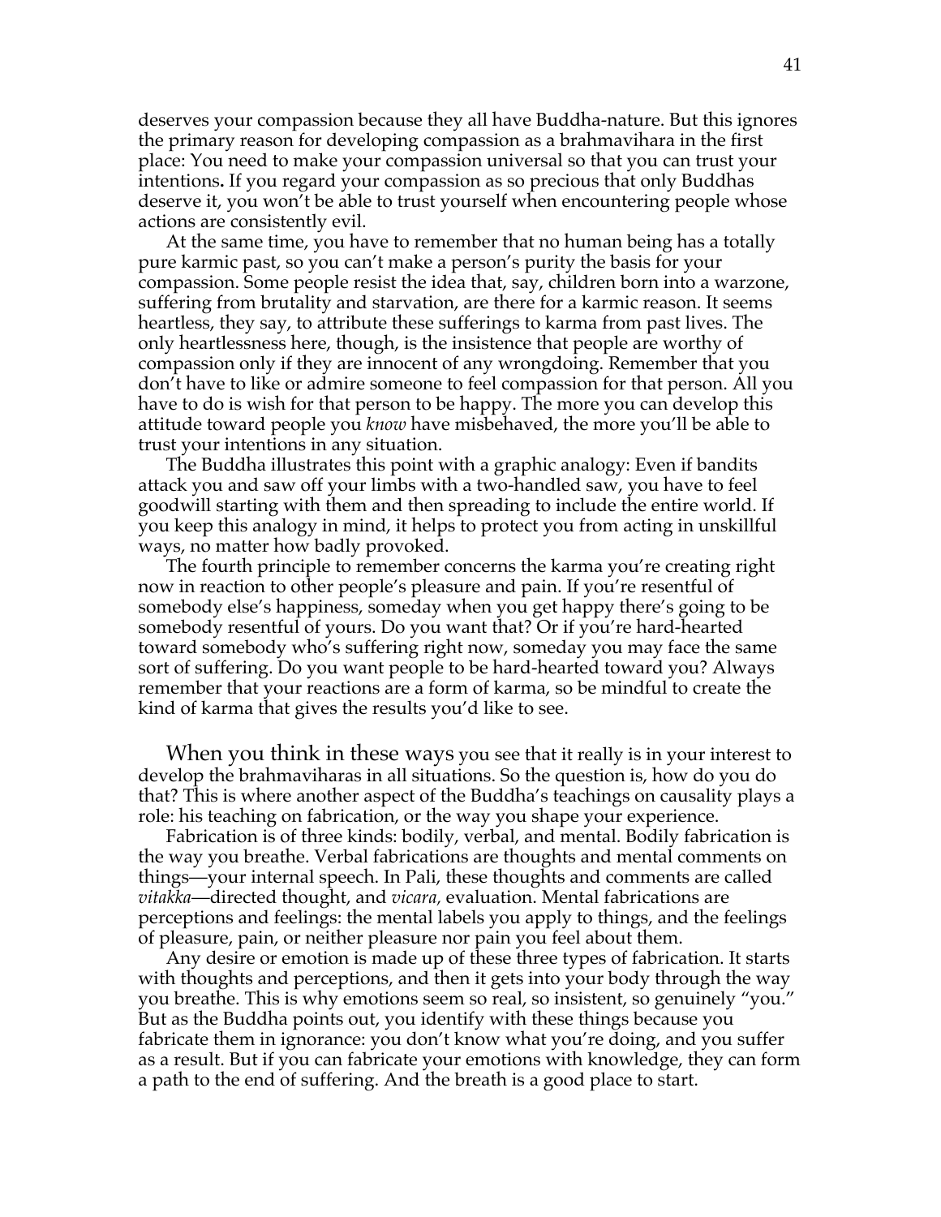deserves your compassion because they all have Buddha-nature. But this ignores the primary reason for developing compassion as a brahmavihara in the first place: You need to make your compassion universal so that you can trust your intentions**.** If you regard your compassion as so precious that only Buddhas deserve it, you won't be able to trust yourself when encountering people whose actions are consistently evil.

At the same time, you have to remember that no human being has a totally pure karmic past, so you can't make a person's purity the basis for your compassion. Some people resist the idea that, say, children born into a warzone, suffering from brutality and starvation, are there for a karmic reason. It seems heartless, they say, to attribute these sufferings to karma from past lives. The only heartlessness here, though, is the insistence that people are worthy of compassion only if they are innocent of any wrongdoing. Remember that you don't have to like or admire someone to feel compassion for that person. All you have to do is wish for that person to be happy. The more you can develop this attitude toward people you *know* have misbehaved, the more you'll be able to trust your intentions in any situation.

The Buddha illustrates this point with a graphic analogy: Even if bandits attack you and saw off your limbs with a two-handled saw, you have to feel goodwill starting with them and then spreading to include the entire world. If you keep this analogy in mind, it helps to protect you from acting in unskillful ways, no matter how badly provoked.

The fourth principle to remember concerns the karma you're creating right now in reaction to other people's pleasure and pain. If you're resentful of somebody else's happiness, someday when you get happy there's going to be somebody resentful of yours. Do you want that? Or if you're hard-hearted toward somebody who's suffering right now, someday you may face the same sort of suffering. Do you want people to be hard-hearted toward you? Always remember that your reactions are a form of karma, so be mindful to create the kind of karma that gives the results you'd like to see.

When you think in these ways you see that it really is in your interest to develop the brahmaviharas in all situations. So the question is, how do you do that? This is where another aspect of the Buddha's teachings on causality plays a role: his teaching on fabrication, or the way you shape your experience.

Fabrication is of three kinds: bodily, verbal, and mental. Bodily fabrication is the way you breathe. Verbal fabrications are thoughts and mental comments on things—your internal speech. In Pali, these thoughts and comments are called *vitakka*—directed thought, and *vicara,* evaluation. Mental fabrications are perceptions and feelings: the mental labels you apply to things, and the feelings of pleasure, pain, or neither pleasure nor pain you feel about them.

Any desire or emotion is made up of these three types of fabrication. It starts with thoughts and perceptions, and then it gets into your body through the way you breathe. This is why emotions seem so real, so insistent, so genuinely "you." But as the Buddha points out, you identify with these things because you fabricate them in ignorance: you don't know what you're doing, and you suffer as a result. But if you can fabricate your emotions with knowledge, they can form a path to the end of suffering. And the breath is a good place to start.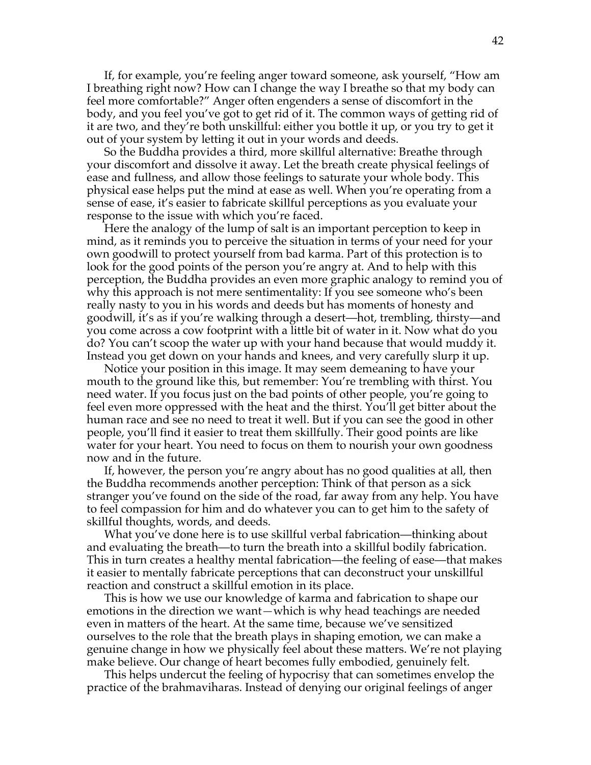If, for example, you're feeling anger toward someone, ask yourself, "How am I breathing right now? How can I change the way I breathe so that my body can feel more comfortable?" Anger often engenders a sense of discomfort in the body, and you feel you've got to get rid of it. The common ways of getting rid of it are two, and they're both unskillful: either you bottle it up, or you try to get it out of your system by letting it out in your words and deeds.

So the Buddha provides a third, more skillful alternative: Breathe through your discomfort and dissolve it away. Let the breath create physical feelings of ease and fullness, and allow those feelings to saturate your whole body. This physical ease helps put the mind at ease as well. When you're operating from a sense of ease, it's easier to fabricate skillful perceptions as you evaluate your response to the issue with which you're faced.

Here the analogy of the lump of salt is an important perception to keep in mind, as it reminds you to perceive the situation in terms of your need for your own goodwill to protect yourself from bad karma. Part of this protection is to look for the good points of the person you're angry at. And to help with this perception, the Buddha provides an even more graphic analogy to remind you of why this approach is not mere sentimentality: If you see someone who's been really nasty to you in his words and deeds but has moments of honesty and goodwill, it's as if you're walking through a desert—hot, trembling, thirsty—and you come across a cow footprint with a little bit of water in it. Now what do you do? You can't scoop the water up with your hand because that would muddy it. Instead you get down on your hands and knees, and very carefully slurp it up.

Notice your position in this image. It may seem demeaning to have your mouth to the ground like this, but remember: You're trembling with thirst. You need water. If you focus just on the bad points of other people, you're going to feel even more oppressed with the heat and the thirst. You'll get bitter about the human race and see no need to treat it well. But if you can see the good in other people, you'll find it easier to treat them skillfully. Their good points are like water for your heart. You need to focus on them to nourish your own goodness now and in the future.

If, however, the person you're angry about has no good qualities at all, then the Buddha recommends another perception: Think of that person as a sick stranger you've found on the side of the road, far away from any help. You have to feel compassion for him and do whatever you can to get him to the safety of skillful thoughts, words, and deeds.

What you've done here is to use skillful verbal fabrication—thinking about and evaluating the breath—to turn the breath into a skillful bodily fabrication. This in turn creates a healthy mental fabrication—the feeling of ease—that makes it easier to mentally fabricate perceptions that can deconstruct your unskillful reaction and construct a skillful emotion in its place.

This is how we use our knowledge of karma and fabrication to shape our emotions in the direction we want—which is why head teachings are needed even in matters of the heart. At the same time, because we've sensitized ourselves to the role that the breath plays in shaping emotion, we can make a genuine change in how we physically feel about these matters. We're not playing make believe. Our change of heart becomes fully embodied, genuinely felt.

This helps undercut the feeling of hypocrisy that can sometimes envelop the practice of the brahmaviharas. Instead of denying our original feelings of anger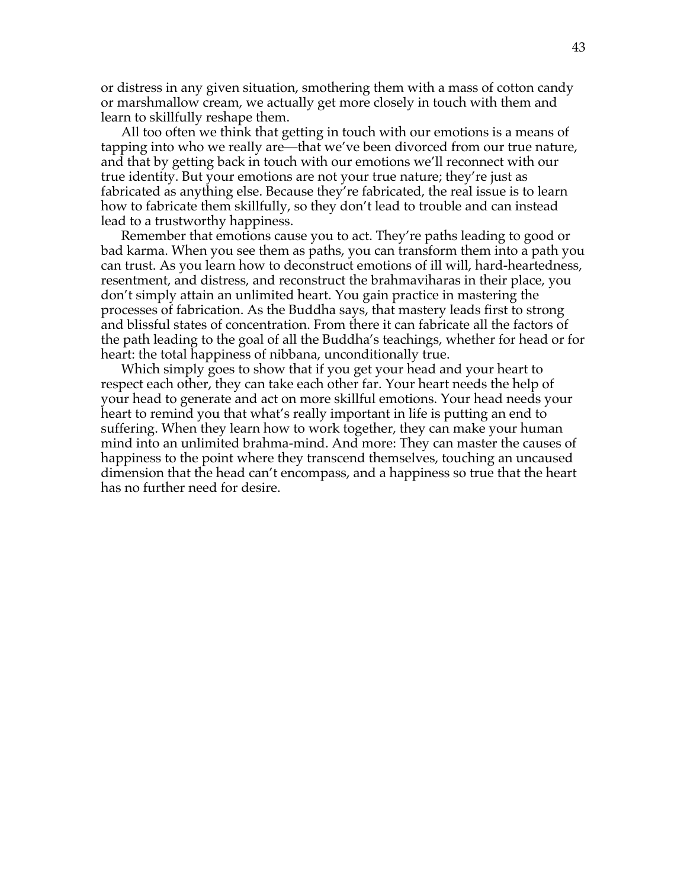or distress in any given situation, smothering them with a mass of cotton candy or marshmallow cream, we actually get more closely in touch with them and learn to skillfully reshape them.

All too often we think that getting in touch with our emotions is a means of tapping into who we really are—that we've been divorced from our true nature, and that by getting back in touch with our emotions we'll reconnect with our true identity. But your emotions are not your true nature; they're just as fabricated as anything else. Because they're fabricated, the real issue is to learn how to fabricate them skillfully, so they don't lead to trouble and can instead lead to a trustworthy happiness.

Remember that emotions cause you to act. They're paths leading to good or bad karma. When you see them as paths, you can transform them into a path you can trust. As you learn how to deconstruct emotions of ill will, hard-heartedness, resentment, and distress, and reconstruct the brahmaviharas in their place, you don't simply attain an unlimited heart. You gain practice in mastering the processes of fabrication. As the Buddha says, that mastery leads first to strong and blissful states of concentration. From there it can fabricate all the factors of the path leading to the goal of all the Buddha's teachings, whether for head or for heart: the total happiness of nibbana, unconditionally true.

Which simply goes to show that if you get your head and your heart to respect each other, they can take each other far. Your heart needs the help of your head to generate and act on more skillful emotions. Your head needs your heart to remind you that what's really important in life is putting an end to suffering. When they learn how to work together, they can make your human mind into an unlimited brahma-mind. And more: They can master the causes of happiness to the point where they transcend themselves, touching an uncaused dimension that the head can't encompass, and a happiness so true that the heart has no further need for desire.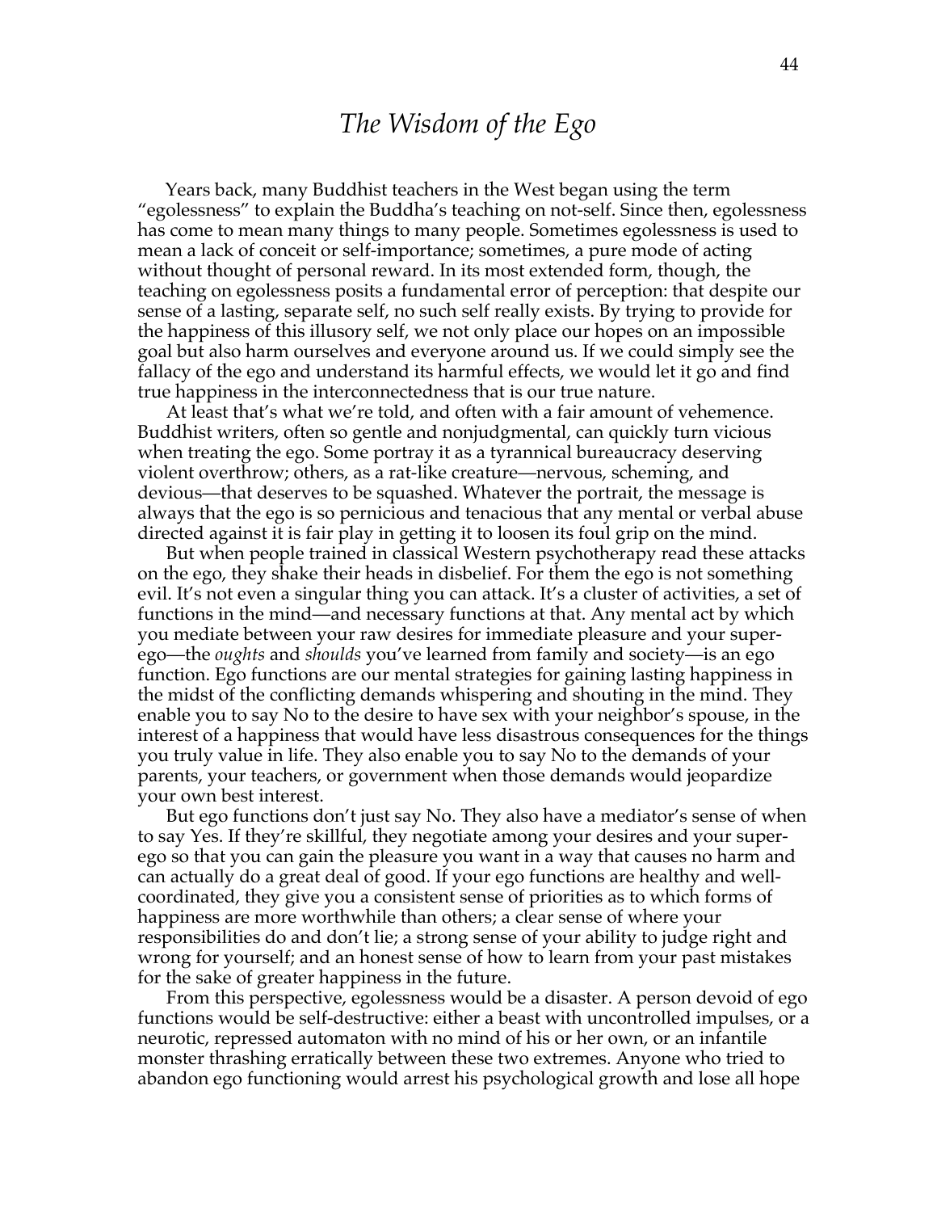# *The Wisdom of the Ego*

Years back, many Buddhist teachers in the West began using the term "egolessness" to explain the Buddha's teaching on not-self. Since then, egolessness has come to mean many things to many people. Sometimes egolessness is used to mean a lack of conceit or self-importance; sometimes, a pure mode of acting without thought of personal reward. In its most extended form, though, the teaching on egolessness posits a fundamental error of perception: that despite our sense of a lasting, separate self, no such self really exists. By trying to provide for the happiness of this illusory self, we not only place our hopes on an impossible goal but also harm ourselves and everyone around us. If we could simply see the fallacy of the ego and understand its harmful effects, we would let it go and find true happiness in the interconnectedness that is our true nature.

At least that's what we're told, and often with a fair amount of vehemence. Buddhist writers, often so gentle and nonjudgmental, can quickly turn vicious when treating the ego. Some portray it as a tyrannical bureaucracy deserving violent overthrow; others, as a rat-like creature—nervous, scheming, and devious—that deserves to be squashed. Whatever the portrait, the message is always that the ego is so pernicious and tenacious that any mental or verbal abuse directed against it is fair play in getting it to loosen its foul grip on the mind.

But when people trained in classical Western psychotherapy read these attacks on the ego, they shake their heads in disbelief. For them the ego is not something evil. It's not even a singular thing you can attack. It's a cluster of activities, a set of functions in the mind—and necessary functions at that. Any mental act by which you mediate between your raw desires for immediate pleasure and your super-ego—the *oughts* and *shoulds* you've learned from family and society—is an ego function. Ego functions are our mental strategies for gaining lasting happiness in the midst of the conflicting demands whispering and shouting in the mind. They enable you to say No to the desire to have sex with your neighbor's spouse, in the interest of a happiness that would have less disastrous consequences for the things you truly value in life. They also enable you to say No to the demands of your parents, your teachers, or government when those demands would jeopardize your own best interest.

But ego functions don't just say No. They also have a mediator's sense of when to say Yes. If they're skillful, they negotiate among your desires and your super-ego so that you can gain the pleasure you want in a way that causes no harm and can actually do a great deal of good. If your ego functions are healthy and well-coordinated, they give you a consistent sense of priorities as to which forms of happiness are more worthwhile than others; a clear sense of where your responsibilities do and don't lie; a strong sense of your ability to judge right and wrong for yourself; and an honest sense of how to learn from your past mistakes for the sake of greater happiness in the future.

From this perspective, egolessness would be a disaster. A person devoid of ego functions would be self-destructive: either a beast with uncontrolled impulses, or a neurotic, repressed automaton with no mind of his or her own, or an infantile monster thrashing erratically between these two extremes. Anyone who tried to abandon ego functioning would arrest his psychological growth and lose all hope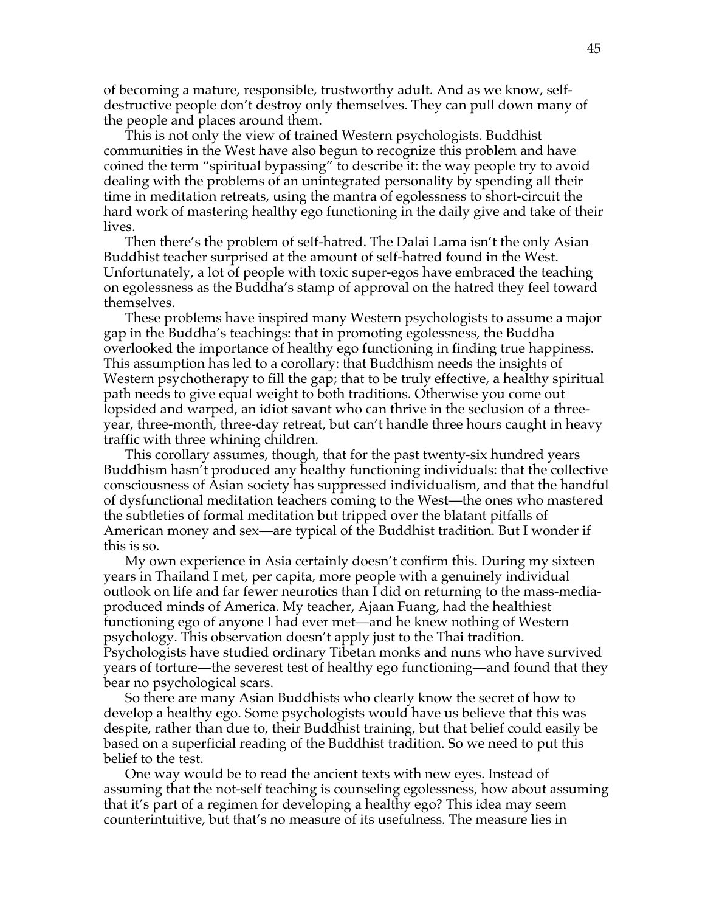of becoming a mature, responsible, trustworthy adult. And as we know, self-destructive people don't destroy only themselves. They can pull down many of the people and places around them.

This is not only the view of trained Western psychologists. Buddhist communities in the West have also begun to recognize this problem and have coined the term "spiritual bypassing" to describe it: the way people try to avoid dealing with the problems of an unintegrated personality by spending all their time in meditation retreats, using the mantra of egolessness to short-circuit the hard work of mastering healthy ego functioning in the daily give and take of their lives.

Then there's the problem of self-hatred. The Dalai Lama isn't the only Asian Buddhist teacher surprised at the amount of self-hatred found in the West. Unfortunately, a lot of people with toxic super-egos have embraced the teaching on egolessness as the Buddha's stamp of approval on the hatred they feel toward themselves.

These problems have inspired many Western psychologists to assume a major gap in the Buddha's teachings: that in promoting egolessness, the Buddha overlooked the importance of healthy ego functioning in finding true happiness. This assumption has led to a corollary: that Buddhism needs the insights of Western psychotherapy to fill the gap; that to be truly effective, a healthy spiritual path needs to give equal weight to both traditions. Otherwise you come out lopsided and warped, an idiot savant who can thrive in the seclusion of a three-year, three-month, three-day retreat, but can't handle three hours caught in heavy traffic with three whining children.

This corollary assumes, though, that for the past twenty-six hundred years Buddhism hasn't produced any healthy functioning individuals: that the collective consciousness of Asian society has suppressed individualism, and that the handful of dysfunctional meditation teachers coming to the West—the ones who mastered the subtleties of formal meditation but tripped over the blatant pitfalls of American money and sex—are typical of the Buddhist tradition. But I wonder if this is so.

My own experience in Asia certainly doesn't confirm this. During my sixteen years in Thailand I met, per capita, more people with a genuinely individual outlook on life and far fewer neurotics than I did on returning to the mass-media-produced minds of America. My teacher, Ajaan Fuang, had the healthiest functioning ego of anyone I had ever met—and he knew nothing of Western psychology. This observation doesn't apply just to the Thai tradition. Psychologists have studied ordinary Tibetan monks and nuns who have survived years of torture—the severest test of healthy ego functioning—and found that they bear no psychological scars.

So there are many Asian Buddhists who clearly know the secret of how to develop a healthy ego. Some psychologists would have us believe that this was despite, rather than due to, their Buddhist training, but that belief could easily be based on a superficial reading of the Buddhist tradition. So we need to put this belief to the test.

One way would be to read the ancient texts with new eyes. Instead of assuming that the not-self teaching is counseling egolessness, how about assuming that it's part of a regimen for developing a healthy ego? This idea may seem counterintuitive, but that's no measure of its usefulness. The measure lies in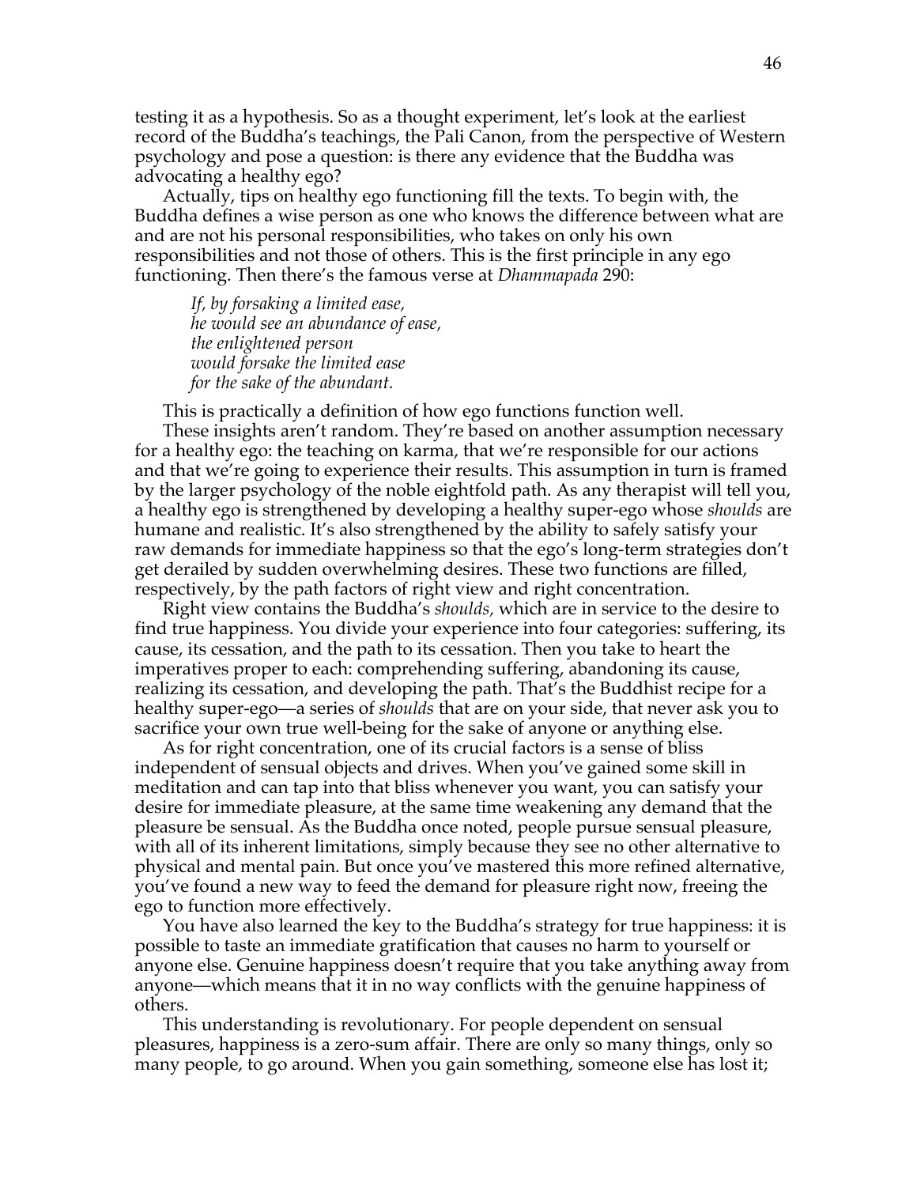testing it as a hypothesis. So as a thought experiment, let's look at the earliest record of the Buddha's teachings, the Pali Canon, from the perspective of Western psychology and pose a question: is there any evidence that the Buddha was advocating a healthy ego?

Actually, tips on healthy ego functioning fill the texts. To begin with, the Buddha defines a wise person as one who knows the difference between what are and are not his personal responsibilities, who takes on only his own responsibilities and not those of others. This is the first principle in any ego functioning. Then there's the famous verse at *Dhammapada* 290:

> *If, by forsaking a limited ease,*
> *he would see an abundance of ease,*
> *the enlightened person*
> *would forsake the limited ease*
> *for the sake of the abundant.*

This is practically a definition of how ego functions function well.

These insights aren't random. They're based on another assumption necessary for a healthy ego: the teaching on karma, that we're responsible for our actions and that we're going to experience their results. This assumption in turn is framed by the larger psychology of the noble eightfold path. As any therapist will tell you, a healthy ego is strengthened by developing a healthy super-ego whose *shoulds* are humane and realistic. It's also strengthened by the ability to safely satisfy your raw demands for immediate happiness so that the ego's long-term strategies don't get derailed by sudden overwhelming desires. These two functions are filled, respectively, by the path factors of right view and right concentration.

Right view contains the Buddha's *shoulds,* which are in service to the desire to find true happiness. You divide your experience into four categories: suffering, its cause, its cessation, and the path to its cessation. Then you take to heart the imperatives proper to each: comprehending suffering, abandoning its cause, realizing its cessation, and developing the path. That's the Buddhist recipe for a healthy super-ego—a series of *shoulds* that are on your side, that never ask you to sacrifice your own true well-being for the sake of anyone or anything else.

As for right concentration, one of its crucial factors is a sense of bliss independent of sensual objects and drives. When you've gained some skill in meditation and can tap into that bliss whenever you want, you can satisfy your desire for immediate pleasure, at the same time weakening any demand that the pleasure be sensual. As the Buddha once noted, people pursue sensual pleasure, with all of its inherent limitations, simply because they see no other alternative to physical and mental pain. But once you've mastered this more refined alternative, you've found a new way to feed the demand for pleasure right now, freeing the ego to function more effectively.

You have also learned the key to the Buddha's strategy for true happiness: it is possible to taste an immediate gratification that causes no harm to yourself or anyone else. Genuine happiness doesn't require that you take anything away from anyone—which means that it in no way conflicts with the genuine happiness of others.

This understanding is revolutionary. For people dependent on sensual pleasures, happiness is a zero-sum affair. There are only so many things, only so many people, to go around. When you gain something, someone else has lost it;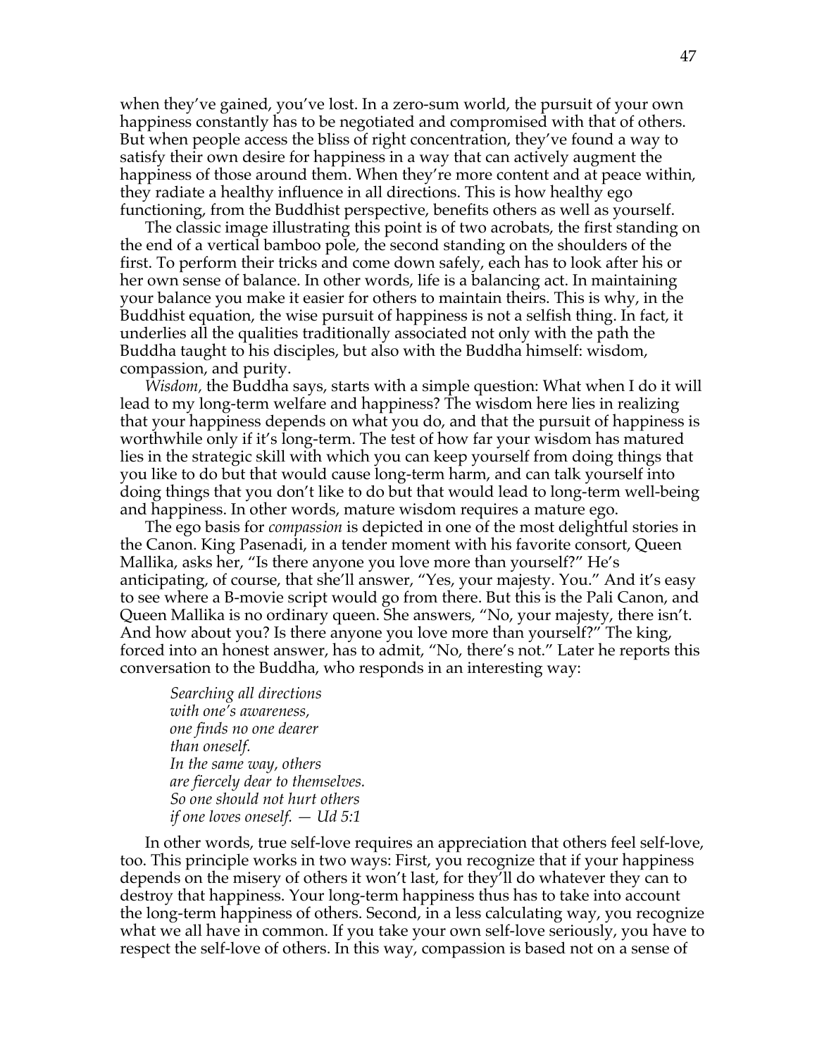when they've gained, you've lost. In a zero-sum world, the pursuit of your own happiness constantly has to be negotiated and compromised with that of others. But when people access the bliss of right concentration, they've found a way to satisfy their own desire for happiness in a way that can actively augment the happiness of those around them. When they're more content and at peace within, they radiate a healthy influence in all directions. This is how healthy ego functioning, from the Buddhist perspective, benefits others as well as yourself.

The classic image illustrating this point is of two acrobats, the first standing on the end of a vertical bamboo pole, the second standing on the shoulders of the first. To perform their tricks and come down safely, each has to look after his or her own sense of balance. In other words, life is a balancing act. In maintaining your balance you make it easier for others to maintain theirs. This is why, in the Buddhist equation, the wise pursuit of happiness is not a selfish thing. In fact, it underlies all the qualities traditionally associated not only with the path the Buddha taught to his disciples, but also with the Buddha himself: wisdom, compassion, and purity.

*Wisdom,* the Buddha says, starts with a simple question: What when I do it will lead to my long-term welfare and happiness? The wisdom here lies in realizing that your happiness depends on what you do, and that the pursuit of happiness is worthwhile only if it's long-term. The test of how far your wisdom has matured lies in the strategic skill with which you can keep yourself from doing things that you like to do but that would cause long-term harm, and can talk yourself into doing things that you don't like to do but that would lead to long-term well-being and happiness. In other words, mature wisdom requires a mature ego.

The ego basis for *compassion* is depicted in one of the most delightful stories in the Canon. King Pasenadi, in a tender moment with his favorite consort, Queen Mallika, asks her, "Is there anyone you love more than yourself?" He's anticipating, of course, that she'll answer, "Yes, your majesty. You." And it's easy to see where a B-movie script would go from there. But this is the Pali Canon, and Queen Mallika is no ordinary queen. She answers, "No, your majesty, there isn't. And how about you? Is there anyone you love more than yourself?" The king, forced into an honest answer, has to admit, "No, there's not." Later he reports this conversation to the Buddha, who responds in an interesting way:

> *Searching all directions*
> *with one's awareness,*
> *one finds no one dearer*
> *than oneself.*
> *In the same way, others*
> *are fiercely dear to themselves.*
> *So one should not hurt others*
> *if one loves oneself. — Ud 5:1*

In other words, true self-love requires an appreciation that others feel self-love, too. This principle works in two ways: First, you recognize that if your happiness depends on the misery of others it won't last, for they'll do whatever they can to destroy that happiness. Your long-term happiness thus has to take into account the long-term happiness of others. Second, in a less calculating way, you recognize what we all have in common. If you take your own self-love seriously, you have to respect the self-love of others. In this way, compassion is based not on a sense of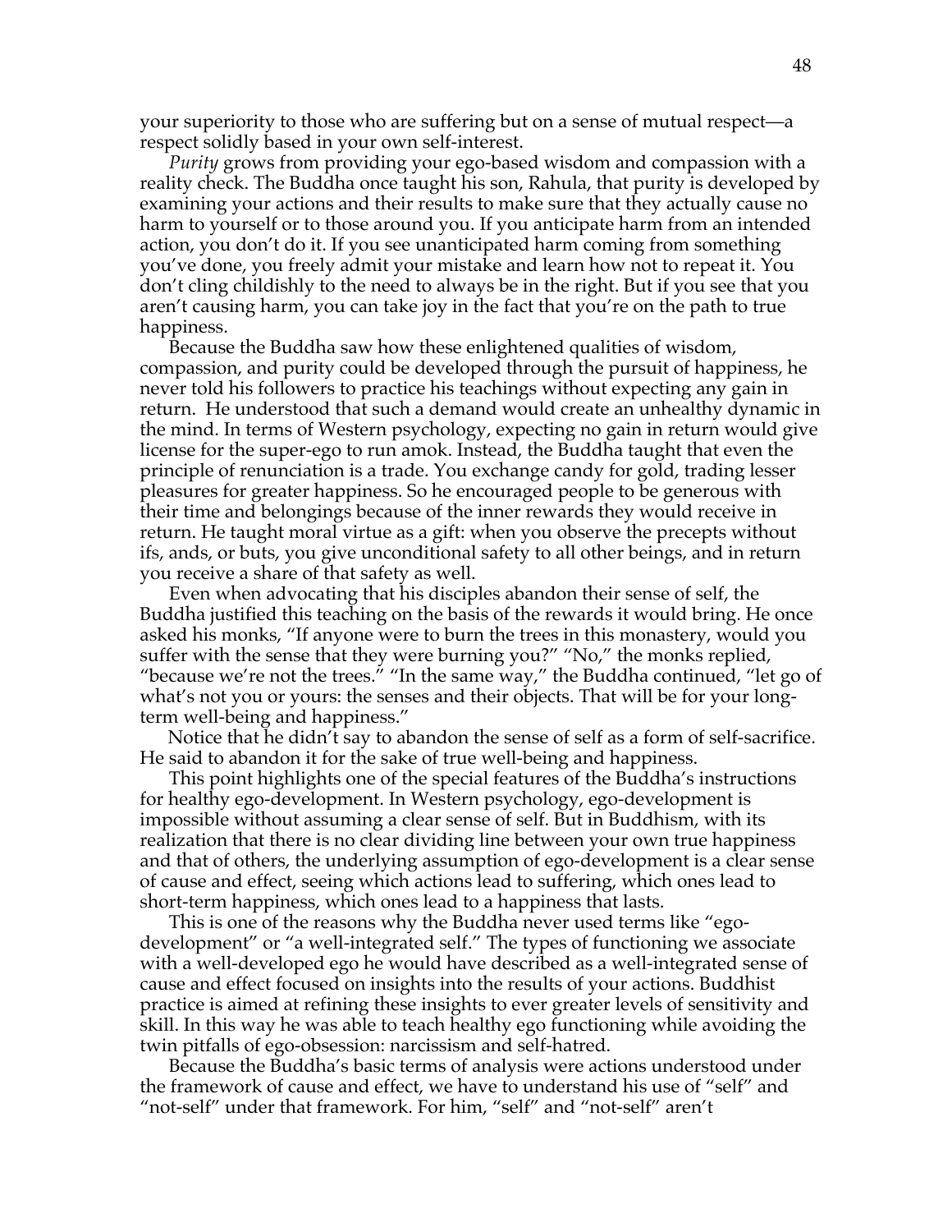your superiority to those who are suffering but on a sense of mutual respect—a respect solidly based in your own self-interest.

*Purity* grows from providing your ego-based wisdom and compassion with a reality check. The Buddha once taught his son, Rahula, that purity is developed by examining your actions and their results to make sure that they actually cause no harm to yourself or to those around you. If you anticipate harm from an intended action, you don't do it. If you see unanticipated harm coming from something you've done, you freely admit your mistake and learn how not to repeat it. You don't cling childishly to the need to always be in the right. But if you see that you aren't causing harm, you can take joy in the fact that you're on the path to true happiness.

Because the Buddha saw how these enlightened qualities of wisdom, compassion, and purity could be developed through the pursuit of happiness, he never told his followers to practice his teachings without expecting any gain in return. He understood that such a demand would create an unhealthy dynamic in the mind. In terms of Western psychology, expecting no gain in return would give license for the super-ego to run amok. Instead, the Buddha taught that even the principle of renunciation is a trade. You exchange candy for gold, trading lesser pleasures for greater happiness. So he encouraged people to be generous with their time and belongings because of the inner rewards they would receive in return. He taught moral virtue as a gift: when you observe the precepts without ifs, ands, or buts, you give unconditional safety to all other beings, and in return you receive a share of that safety as well.

Even when advocating that his disciples abandon their sense of self, the Buddha justified this teaching on the basis of the rewards it would bring. He once asked his monks, "If anyone were to burn the trees in this monastery, would you suffer with the sense that they were burning you?" "No," the monks replied, "because we're not the trees." "In the same way," the Buddha continued, "let go of what's not you or yours: the senses and their objects. That will be for your long-term well-being and happiness."

Notice that he didn't say to abandon the sense of self as a form of self-sacrifice. He said to abandon it for the sake of true well-being and happiness.

This point highlights one of the special features of the Buddha's instructions for healthy ego-development. In Western psychology, ego-development is impossible without assuming a clear sense of self. But in Buddhism, with its realization that there is no clear dividing line between your own true happiness and that of others, the underlying assumption of ego-development is a clear sense of cause and effect, seeing which actions lead to suffering, which ones lead to short-term happiness, which ones lead to a happiness that lasts.

This is one of the reasons why the Buddha never used terms like "ego-development" or "a well-integrated self." The types of functioning we associate with a well-developed ego he would have described as a well-integrated sense of cause and effect focused on insights into the results of your actions. Buddhist practice is aimed at refining these insights to ever greater levels of sensitivity and skill. In this way he was able to teach healthy ego functioning while avoiding the twin pitfalls of ego-obsession: narcissism and self-hatred.

Because the Buddha's basic terms of analysis were actions understood under the framework of cause and effect, we have to understand his use of "self" and "not-self" under that framework. For him, "self" and "not-self" aren't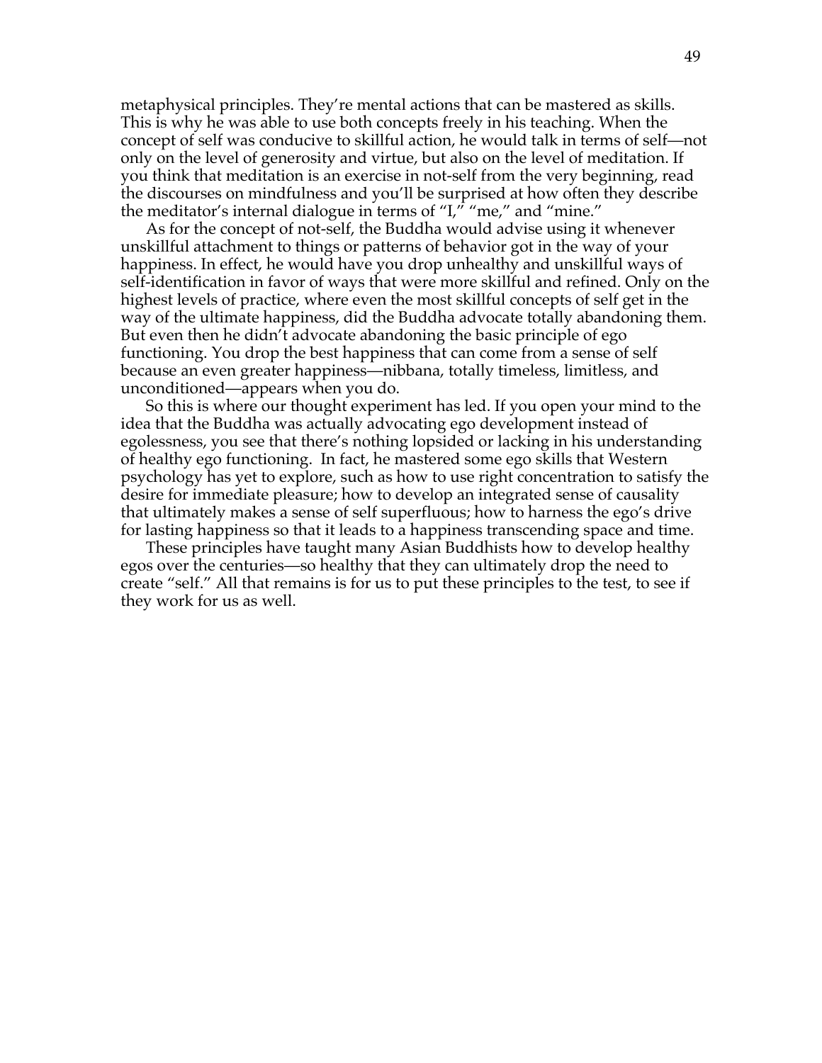metaphysical principles. They're mental actions that can be mastered as skills. This is why he was able to use both concepts freely in his teaching. When the concept of self was conducive to skillful action, he would talk in terms of self—not only on the level of generosity and virtue, but also on the level of meditation. If you think that meditation is an exercise in not-self from the very beginning, read the discourses on mindfulness and you'll be surprised at how often they describe the meditator's internal dialogue in terms of "I," "me," and "mine."

As for the concept of not-self, the Buddha would advise using it whenever unskillful attachment to things or patterns of behavior got in the way of your happiness. In effect, he would have you drop unhealthy and unskillful ways of self-identification in favor of ways that were more skillful and refined. Only on the highest levels of practice, where even the most skillful concepts of self get in the way of the ultimate happiness, did the Buddha advocate totally abandoning them. But even then he didn't advocate abandoning the basic principle of ego functioning. You drop the best happiness that can come from a sense of self because an even greater happiness—nibbana, totally timeless, limitless, and unconditioned—appears when you do.

So this is where our thought experiment has led. If you open your mind to the idea that the Buddha was actually advocating ego development instead of egolessness, you see that there's nothing lopsided or lacking in his understanding of healthy ego functioning. In fact, he mastered some ego skills that Western psychology has yet to explore, such as how to use right concentration to satisfy the desire for immediate pleasure; how to develop an integrated sense of causality that ultimately makes a sense of self superfluous; how to harness the ego's drive for lasting happiness so that it leads to a happiness transcending space and time.

These principles have taught many Asian Buddhists how to develop healthy egos over the centuries—so healthy that they can ultimately drop the need to create "self." All that remains is for us to put these principles to the test, to see if they work for us as well.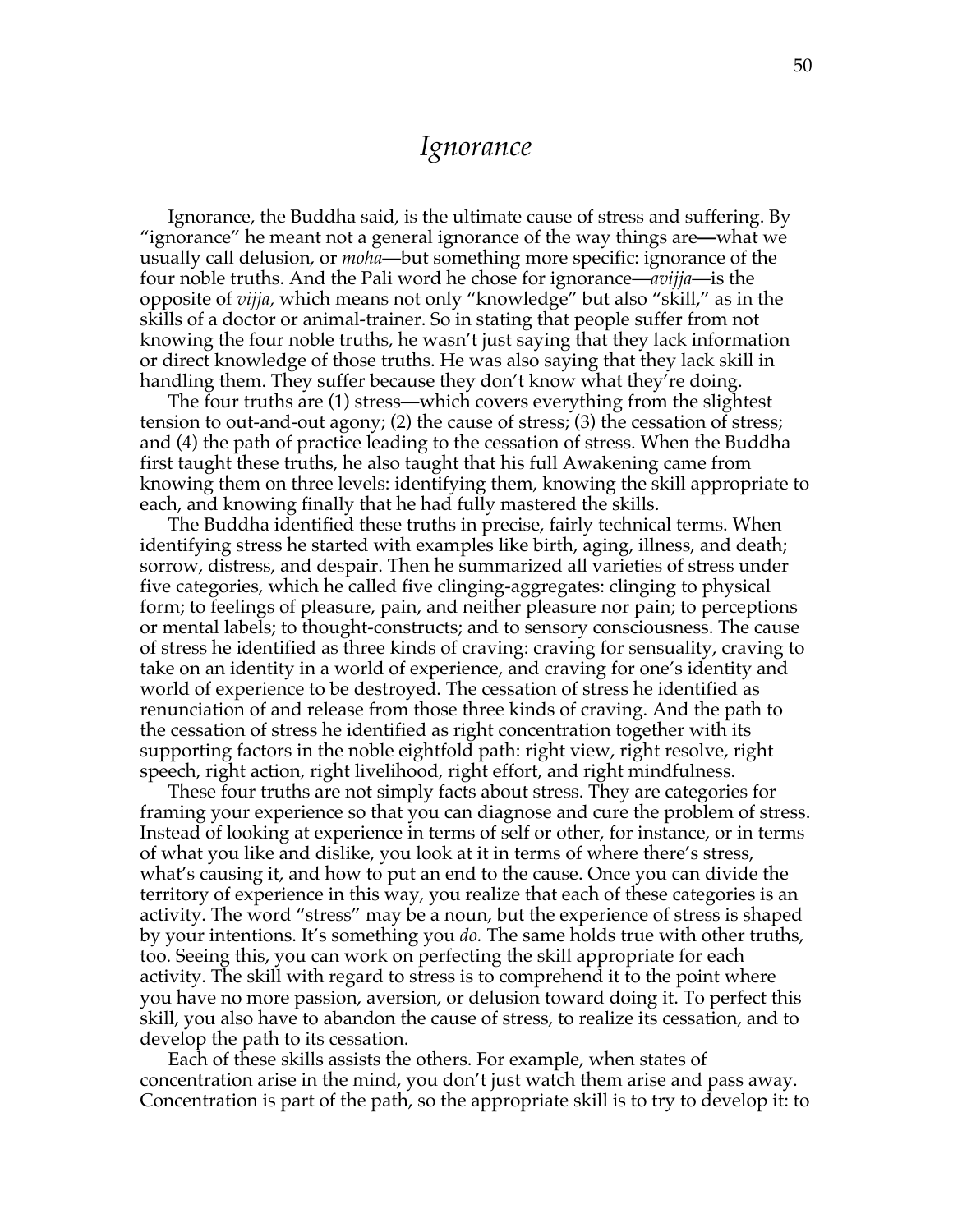# *Ignorance*

Ignorance, the Buddha said, is the ultimate cause of stress and suffering. By "ignorance" he meant not a general ignorance of the way things are—what we usually call delusion, or *moha*—but something more specific: ignorance of the four noble truths. And the Pali word he chose for ignorance—*avijja*—is the opposite of *vijja,* which means not only "knowledge" but also "skill," as in the skills of a doctor or animal-trainer. So in stating that people suffer from not knowing the four noble truths, he wasn't just saying that they lack information or direct knowledge of those truths. He was also saying that they lack skill in handling them. They suffer because they don't know what they're doing.

The four truths are (1) stress—which covers everything from the slightest tension to out-and-out agony; (2) the cause of stress; (3) the cessation of stress; and (4) the path of practice leading to the cessation of stress. When the Buddha first taught these truths, he also taught that his full Awakening came from knowing them on three levels: identifying them, knowing the skill appropriate to each, and knowing finally that he had fully mastered the skills.

The Buddha identified these truths in precise, fairly technical terms. When identifying stress he started with examples like birth, aging, illness, and death; sorrow, distress, and despair. Then he summarized all varieties of stress under five categories, which he called five clinging-aggregates: clinging to physical form; to feelings of pleasure, pain, and neither pleasure nor pain; to perceptions or mental labels; to thought-constructs; and to sensory consciousness. The cause of stress he identified as three kinds of craving: craving for sensuality, craving to take on an identity in a world of experience, and craving for one's identity and world of experience to be destroyed. The cessation of stress he identified as renunciation of and release from those three kinds of craving. And the path to the cessation of stress he identified as right concentration together with its supporting factors in the noble eightfold path: right view, right resolve, right speech, right action, right livelihood, right effort, and right mindfulness.

These four truths are not simply facts about stress. They are categories for framing your experience so that you can diagnose and cure the problem of stress. Instead of looking at experience in terms of self or other, for instance, or in terms of what you like and dislike, you look at it in terms of where there's stress, what's causing it, and how to put an end to the cause. Once you can divide the territory of experience in this way, you realize that each of these categories is an activity. The word "stress" may be a noun, but the experience of stress is shaped by your intentions. It's something you *do.* The same holds true with other truths, too. Seeing this, you can work on perfecting the skill appropriate for each activity. The skill with regard to stress is to comprehend it to the point where you have no more passion, aversion, or delusion toward doing it. To perfect this skill, you also have to abandon the cause of stress, to realize its cessation, and to develop the path to its cessation.

Each of these skills assists the others. For example, when states of concentration arise in the mind, you don't just watch them arise and pass away. Concentration is part of the path, so the appropriate skill is to try to develop it: to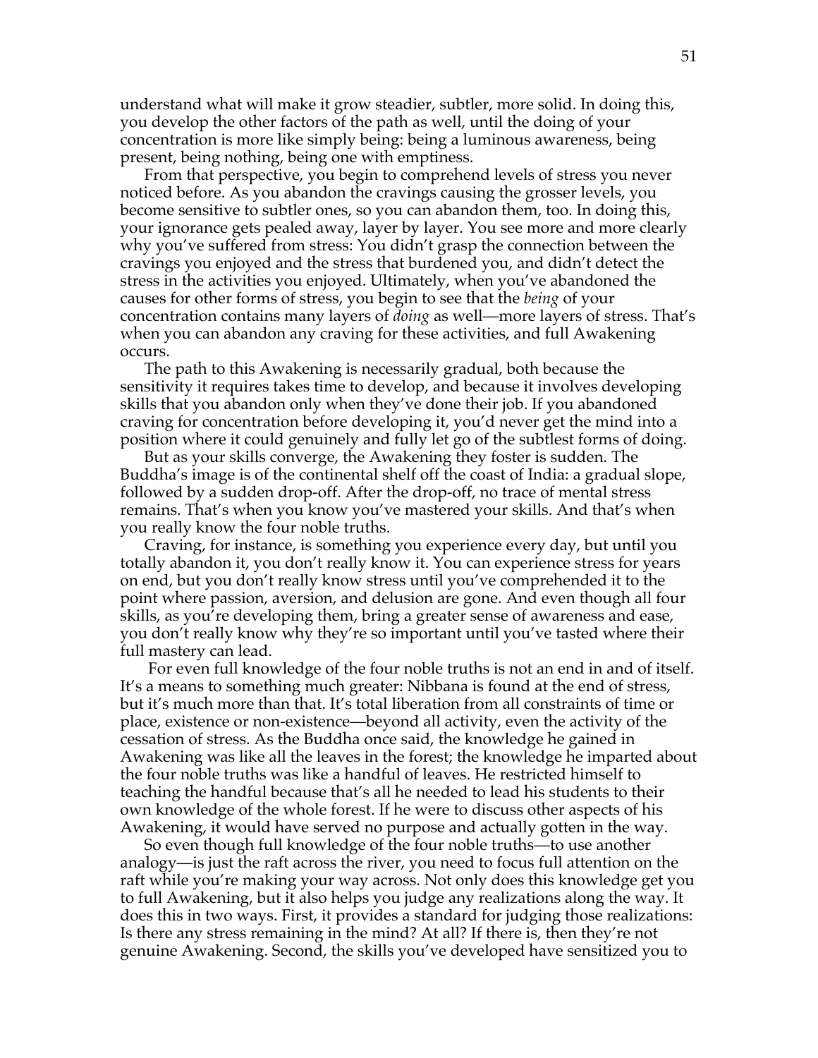understand what will make it grow steadier, subtler, more solid. In doing this, you develop the other factors of the path as well, until the doing of your concentration is more like simply being: being a luminous awareness, being present, being nothing, being one with emptiness.

From that perspective, you begin to comprehend levels of stress you never noticed before. As you abandon the cravings causing the grosser levels, you become sensitive to subtler ones, so you can abandon them, too. In doing this, your ignorance gets pealed away, layer by layer. You see more and more clearly why you've suffered from stress: You didn't grasp the connection between the cravings you enjoyed and the stress that burdened you, and didn't detect the stress in the activities you enjoyed. Ultimately, when you've abandoned the causes for other forms of stress, you begin to see that the *being* of your concentration contains many layers of *doing* as well—more layers of stress. That's when you can abandon any craving for these activities, and full Awakening occurs.

The path to this Awakening is necessarily gradual, both because the sensitivity it requires takes time to develop, and because it involves developing skills that you abandon only when they've done their job. If you abandoned craving for concentration before developing it, you'd never get the mind into a position where it could genuinely and fully let go of the subtlest forms of doing.

But as your skills converge, the Awakening they foster is sudden. The Buddha's image is of the continental shelf off the coast of India: a gradual slope, followed by a sudden drop-off. After the drop-off, no trace of mental stress remains. That's when you know you've mastered your skills. And that's when you really know the four noble truths.

Craving, for instance, is something you experience every day, but until you totally abandon it, you don't really know it. You can experience stress for years on end, but you don't really know stress until you've comprehended it to the point where passion, aversion, and delusion are gone. And even though all four skills, as you're developing them, bring a greater sense of awareness and ease, you don't really know why they're so important until you've tasted where their full mastery can lead.

For even full knowledge of the four noble truths is not an end in and of itself. It's a means to something much greater: Nibbana is found at the end of stress, but it's much more than that. It's total liberation from all constraints of time or place, existence or non-existence—beyond all activity, even the activity of the cessation of stress. As the Buddha once said, the knowledge he gained in Awakening was like all the leaves in the forest; the knowledge he imparted about the four noble truths was like a handful of leaves. He restricted himself to teaching the handful because that's all he needed to lead his students to their own knowledge of the whole forest. If he were to discuss other aspects of his Awakening, it would have served no purpose and actually gotten in the way.

So even though full knowledge of the four noble truths—to use another analogy—is just the raft across the river, you need to focus full attention on the raft while you're making your way across. Not only does this knowledge get you to full Awakening, but it also helps you judge any realizations along the way. It does this in two ways. First, it provides a standard for judging those realizations: Is there any stress remaining in the mind? At all? If there is, then they're not genuine Awakening. Second, the skills you've developed have sensitized you to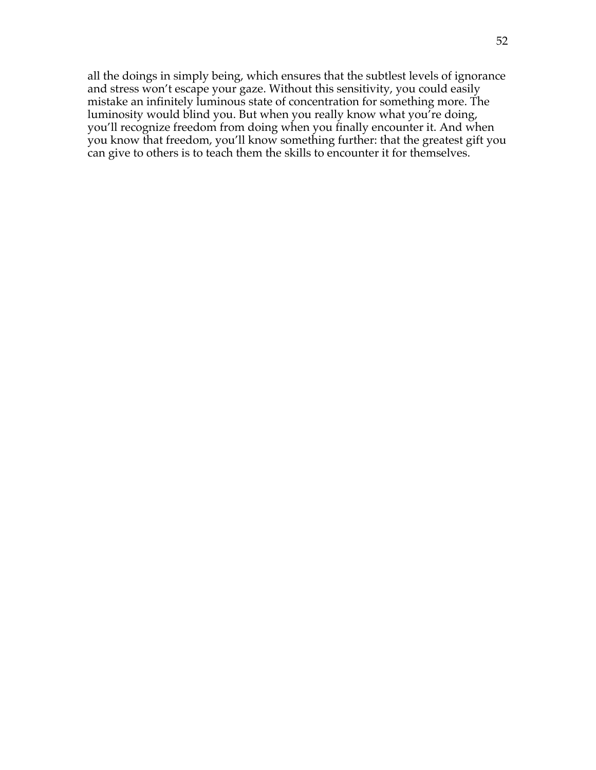all the doings in simply being, which ensures that the subtlest levels of ignorance and stress won't escape your gaze. Without this sensitivity, you could easily mistake an infinitely luminous state of concentration for something more. The luminosity would blind you. But when you really know what you're doing, you'll recognize freedom from doing when you finally encounter it. And when you know that freedom, you'll know something further: that the greatest gift you can give to others is to teach them the skills to encounter it for themselves.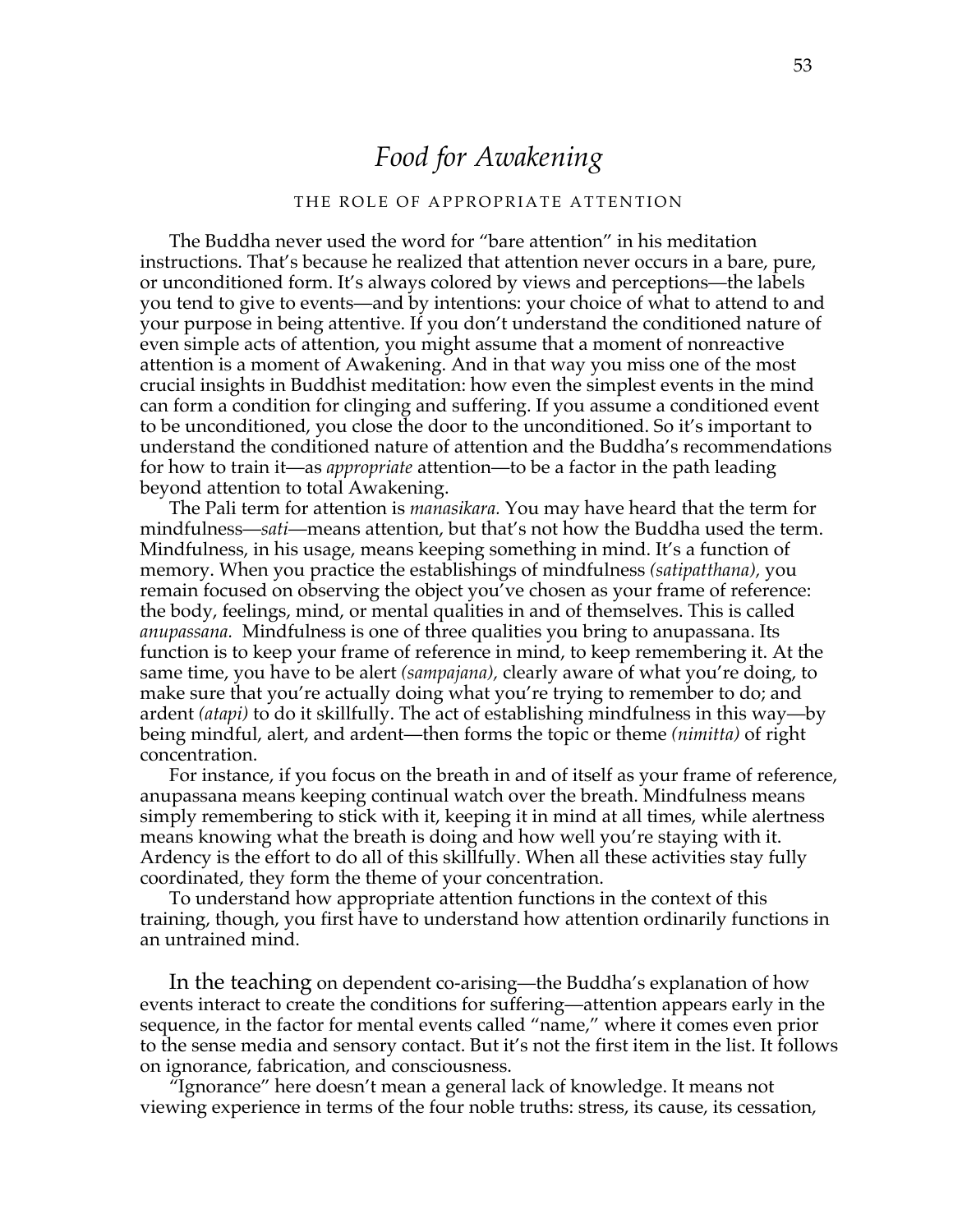# *Food for Awakening*

THE ROLE OF APPROPRIATE ATTENTION

The Buddha never used the word for "bare attention" in his meditation instructions. That's because he realized that attention never occurs in a bare, pure, or unconditioned form. It's always colored by views and perceptions—the labels you tend to give to events—and by intentions: your choice of what to attend to and your purpose in being attentive. If you don't understand the conditioned nature of even simple acts of attention, you might assume that a moment of nonreactive attention is a moment of Awakening. And in that way you miss one of the most crucial insights in Buddhist meditation: how even the simplest events in the mind can form a condition for clinging and suffering. If you assume a conditioned event to be unconditioned, you close the door to the unconditioned. So it's important to understand the conditioned nature of attention and the Buddha's recommendations for how to train it—as *appropriate* attention—to be a factor in the path leading beyond attention to total Awakening.

The Pali term for attention is *manasikara.* You may have heard that the term for mindfulness—*sati*—means attention, but that's not how the Buddha used the term. Mindfulness, in his usage, means keeping something in mind. It's a function of memory. When you practice the establishings of mindfulness *(satipatthana),* you remain focused on observing the object you've chosen as your frame of reference: the body, feelings, mind, or mental qualities in and of themselves. This is called *anupassana.* Mindfulness is one of three qualities you bring to anupassana. Its function is to keep your frame of reference in mind, to keep remembering it. At the same time, you have to be alert *(sampajana),* clearly aware of what you're doing, to make sure that you're actually doing what you're trying to remember to do; and ardent *(atapi)* to do it skillfully. The act of establishing mindfulness in this way—by being mindful, alert, and ardent—then forms the topic or theme *(nimitta)* of right concentration.

For instance, if you focus on the breath in and of itself as your frame of reference, anupassana means keeping continual watch over the breath. Mindfulness means simply remembering to stick with it, keeping it in mind at all times, while alertness means knowing what the breath is doing and how well you're staying with it. Ardency is the effort to do all of this skillfully. When all these activities stay fully coordinated, they form the theme of your concentration.

To understand how appropriate attention functions in the context of this training, though, you first have to understand how attention ordinarily functions in an untrained mind.

In the teaching on dependent co-arising—the Buddha's explanation of how events interact to create the conditions for suffering—attention appears early in the sequence, in the factor for mental events called "name," where it comes even prior to the sense media and sensory contact. But it's not the first item in the list. It follows on ignorance, fabrication, and consciousness.

"Ignorance" here doesn't mean a general lack of knowledge. It means not viewing experience in terms of the four noble truths: stress, its cause, its cessation,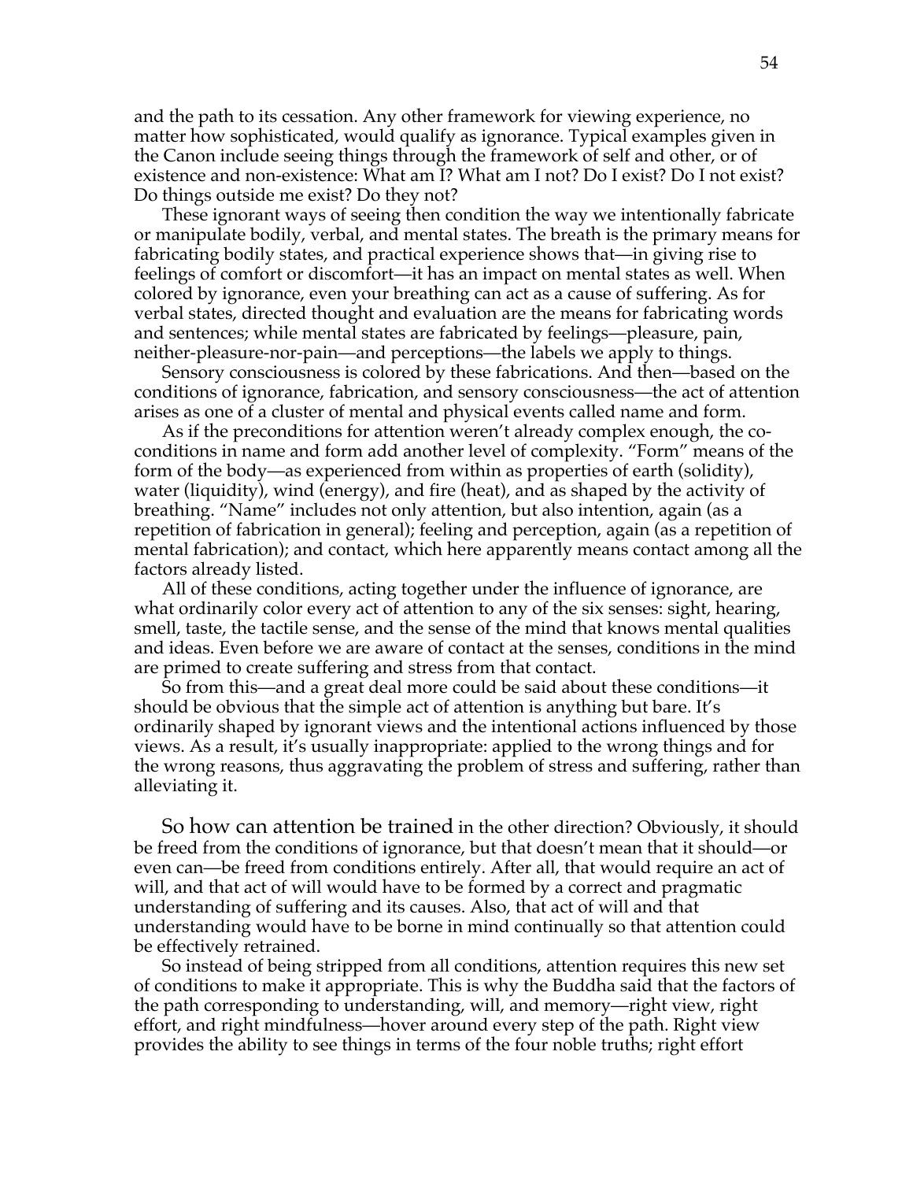and the path to its cessation. Any other framework for viewing experience, no matter how sophisticated, would qualify as ignorance. Typical examples given in the Canon include seeing things through the framework of self and other, or of existence and non-existence: What am I? What am I not? Do I exist? Do I not exist? Do things outside me exist? Do they not?

These ignorant ways of seeing then condition the way we intentionally fabricate or manipulate bodily, verbal, and mental states. The breath is the primary means for fabricating bodily states, and practical experience shows that—in giving rise to feelings of comfort or discomfort—it has an impact on mental states as well. When colored by ignorance, even your breathing can act as a cause of suffering. As for verbal states, directed thought and evaluation are the means for fabricating words and sentences; while mental states are fabricated by feelings—pleasure, pain, neither-pleasure-nor-pain—and perceptions—the labels we apply to things.

Sensory consciousness is colored by these fabrications. And then—based on the conditions of ignorance, fabrication, and sensory consciousness—the act of attention arises as one of a cluster of mental and physical events called name and form.

As if the preconditions for attention weren't already complex enough, the co-conditions in name and form add another level of complexity. "Form" means of the form of the body—as experienced from within as properties of earth (solidity), water (liquidity), wind (energy), and fire (heat), and as shaped by the activity of breathing. "Name" includes not only attention, but also intention, again (as a repetition of fabrication in general); feeling and perception, again (as a repetition of mental fabrication); and contact, which here apparently means contact among all the factors already listed.

All of these conditions, acting together under the influence of ignorance, are what ordinarily color every act of attention to any of the six senses: sight, hearing, smell, taste, the tactile sense, and the sense of the mind that knows mental qualities and ideas. Even before we are aware of contact at the senses, conditions in the mind are primed to create suffering and stress from that contact.

So from this—and a great deal more could be said about these conditions—it should be obvious that the simple act of attention is anything but bare. It's ordinarily shaped by ignorant views and the intentional actions influenced by those views. As a result, it's usually inappropriate: applied to the wrong things and for the wrong reasons, thus aggravating the problem of stress and suffering, rather than alleviating it.

So how can attention be trained in the other direction? Obviously, it should be freed from the conditions of ignorance, but that doesn't mean that it should—or even can—be freed from conditions entirely. After all, that would require an act of will, and that act of will would have to be formed by a correct and pragmatic understanding of suffering and its causes. Also, that act of will and that understanding would have to be borne in mind continually so that attention could be effectively retrained.

So instead of being stripped from all conditions, attention requires this new set of conditions to make it appropriate. This is why the Buddha said that the factors of the path corresponding to understanding, will, and memory—right view, right effort, and right mindfulness—hover around every step of the path. Right view provides the ability to see things in terms of the four noble truths; right effort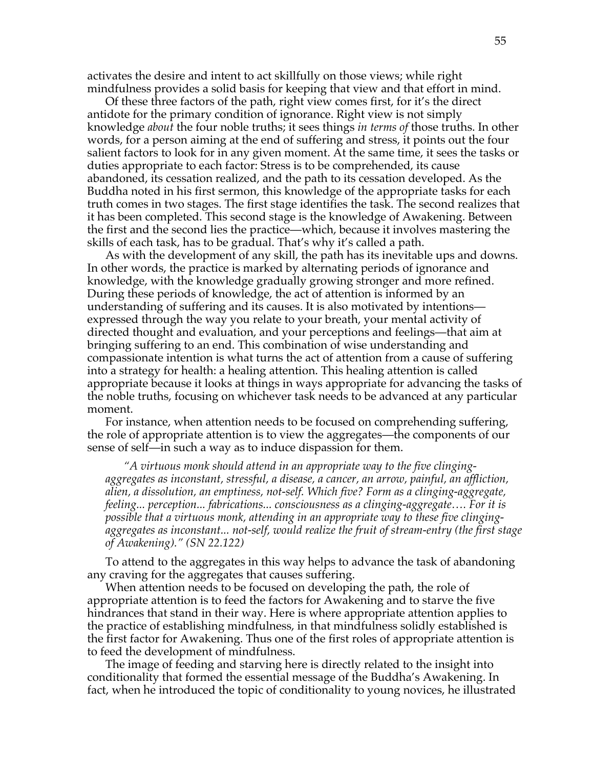activates the desire and intent to act skillfully on those views; while right mindfulness provides a solid basis for keeping that view and that effort in mind.

Of these three factors of the path, right view comes first, for it's the direct antidote for the primary condition of ignorance. Right view is not simply knowledge *about* the four noble truths; it sees things *in terms of* those truths. In other words, for a person aiming at the end of suffering and stress, it points out the four salient factors to look for in any given moment. At the same time, it sees the tasks or duties appropriate to each factor: Stress is to be comprehended, its cause abandoned, its cessation realized, and the path to its cessation developed. As the Buddha noted in his first sermon, this knowledge of the appropriate tasks for each truth comes in two stages. The first stage identifies the task. The second realizes that it has been completed. This second stage is the knowledge of Awakening. Between the first and the second lies the practice—which, because it involves mastering the skills of each task, has to be gradual. That's why it's called a path.

As with the development of any skill, the path has its inevitable ups and downs. In other words, the practice is marked by alternating periods of ignorance and knowledge, with the knowledge gradually growing stronger and more refined. During these periods of knowledge, the act of attention is informed by an understanding of suffering and its causes. It is also motivated by intentions—expressed through the way you relate to your breath, your mental activity of directed thought and evaluation, and your perceptions and feelings—that aim at bringing suffering to an end. This combination of wise understanding and compassionate intention is what turns the act of attention from a cause of suffering into a strategy for health: a healing attention. This healing attention is called appropriate because it looks at things in ways appropriate for advancing the tasks of the noble truths, focusing on whichever task needs to be advanced at any particular moment.

For instance, when attention needs to be focused on comprehending suffering, the role of appropriate attention is to view the aggregates—the components of our sense of self—in such a way as to induce dispassion for them.

> *"A virtuous monk should attend in an appropriate way to the five clinging-aggregates as inconstant, stressful, a disease, a cancer, an arrow, painful, an affliction, alien, a dissolution, an emptiness, not-self. Which five? Form as a clinging-aggregate, feeling... perception... fabrications... consciousness as a clinging-aggregate…. For it is possible that a virtuous monk, attending in an appropriate way to these five clinging-aggregates as inconstant... not-self, would realize the fruit of stream-entry (the first stage of Awakening)." (SN 22.122)*

To attend to the aggregates in this way helps to advance the task of abandoning any craving for the aggregates that causes suffering.

When attention needs to be focused on developing the path, the role of appropriate attention is to feed the factors for Awakening and to starve the five hindrances that stand in their way. Here is where appropriate attention applies to the practice of establishing mindfulness, in that mindfulness solidly established is the first factor for Awakening. Thus one of the first roles of appropriate attention is to feed the development of mindfulness.

The image of feeding and starving here is directly related to the insight into conditionality that formed the essential message of the Buddha's Awakening. In fact, when he introduced the topic of conditionality to young novices, he illustrated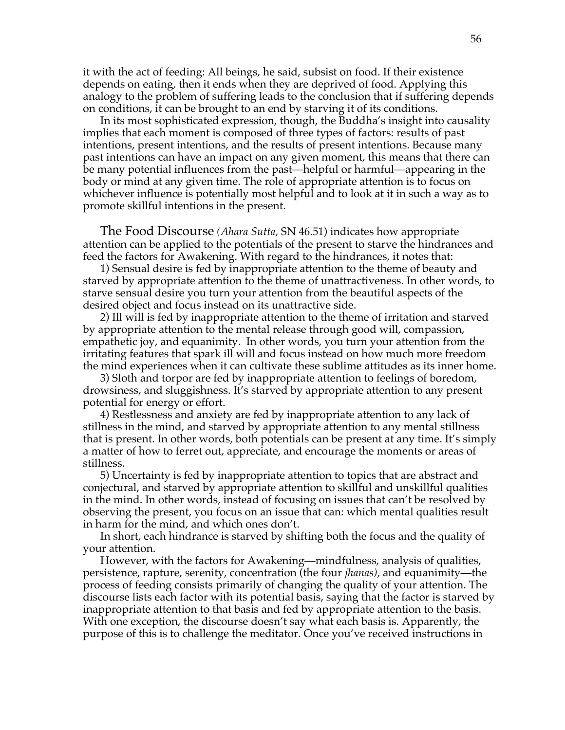it with the act of feeding: All beings, he said, subsist on food. If their existence depends on eating, then it ends when they are deprived of food. Applying this analogy to the problem of suffering leads to the conclusion that if suffering depends on conditions, it can be brought to an end by starving it of its conditions.

In its most sophisticated expression, though, the Buddha's insight into causality implies that each moment is composed of three types of factors: results of past intentions, present intentions, and the results of present intentions. Because many past intentions can have an impact on any given moment, this means that there can be many potential influences from the past—helpful or harmful—appearing in the body or mind at any given time. The role of appropriate attention is to focus on whichever influence is potentially most helpful and to look at it in such a way as to promote skillful intentions in the present.

The Food Discourse *(Ahara Sutta,* SN 46.51) indicates how appropriate attention can be applied to the potentials of the present to starve the hindrances and feed the factors for Awakening. With regard to the hindrances, it notes that:

1) Sensual desire is fed by inappropriate attention to the theme of beauty and starved by appropriate attention to the theme of unattractiveness. In other words, to starve sensual desire you turn your attention from the beautiful aspects of the desired object and focus instead on its unattractive side.

2) Ill will is fed by inappropriate attention to the theme of irritation and starved by appropriate attention to the mental release through good will, compassion, empathetic joy, and equanimity. In other words, you turn your attention from the irritating features that spark ill will and focus instead on how much more freedom the mind experiences when it can cultivate these sublime attitudes as its inner home.

3) Sloth and torpor are fed by inappropriate attention to feelings of boredom, drowsiness, and sluggishness. It's starved by appropriate attention to any present potential for energy or effort.

4) Restlessness and anxiety are fed by inappropriate attention to any lack of stillness in the mind, and starved by appropriate attention to any mental stillness that is present. In other words, both potentials can be present at any time. It's simply a matter of how to ferret out, appreciate, and encourage the moments or areas of stillness.

5) Uncertainty is fed by inappropriate attention to topics that are abstract and conjectural, and starved by appropriate attention to skillful and unskillful qualities in the mind. In other words, instead of focusing on issues that can't be resolved by observing the present, you focus on an issue that can: which mental qualities result in harm for the mind, and which ones don't.

In short, each hindrance is starved by shifting both the focus and the quality of your attention.

However, with the factors for Awakening—mindfulness, analysis of qualities, persistence, rapture, serenity, concentration (the four *jhanas),* and equanimity—the process of feeding consists primarily of changing the quality of your attention. The discourse lists each factor with its potential basis, saying that the factor is starved by inappropriate attention to that basis and fed by appropriate attention to the basis. With one exception, the discourse doesn't say what each basis is. Apparently, the purpose of this is to challenge the meditator. Once you've received instructions in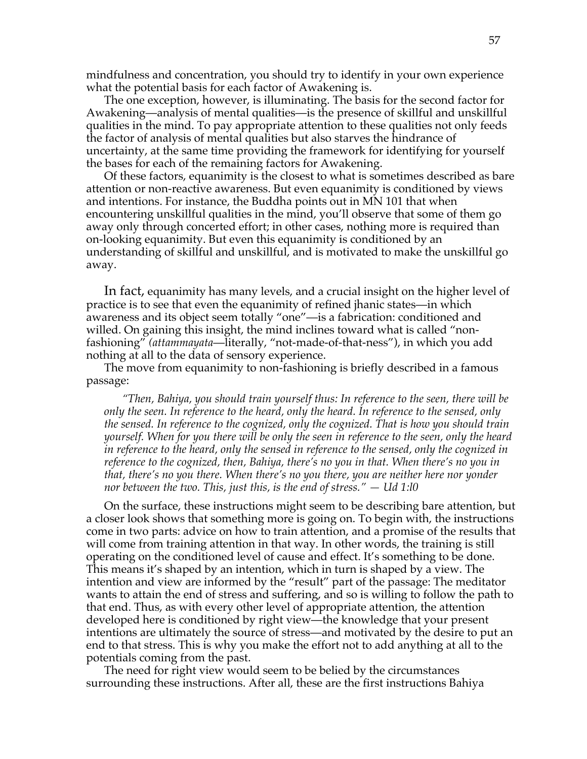mindfulness and concentration, you should try to identify in your own experience what the potential basis for each factor of Awakening is.

The one exception, however, is illuminating. The basis for the second factor for Awakening—analysis of mental qualities—is the presence of skillful and unskillful qualities in the mind. To pay appropriate attention to these qualities not only feeds the factor of analysis of mental qualities but also starves the hindrance of uncertainty, at the same time providing the framework for identifying for yourself the bases for each of the remaining factors for Awakening.

Of these factors, equanimity is the closest to what is sometimes described as bare attention or non-reactive awareness. But even equanimity is conditioned by views and intentions. For instance, the Buddha points out in MN 101 that when encountering unskillful qualities in the mind, you'll observe that some of them go away only through concerted effort; in other cases, nothing more is required than on-looking equanimity. But even this equanimity is conditioned by an understanding of skillful and unskillful, and is motivated to make the unskillful go away.

In fact, equanimity has many levels, and a crucial insight on the higher level of practice is to see that even the equanimity of refined jhanic states—in which awareness and its object seem totally "one"—is a fabrication: conditioned and willed. On gaining this insight, the mind inclines toward what is called "non-fashioning" *(attammayata*—literally, "not-made-of-that-ness"), in which you add nothing at all to the data of sensory experience.

The move from equanimity to non-fashioning is briefly described in a famous passage:

> *"Then, Bahiya, you should train yourself thus: In reference to the seen, there will be only the seen. In reference to the heard, only the heard. In reference to the sensed, only the sensed. In reference to the cognized, only the cognized. That is how you should train yourself. When for you there will be only the seen in reference to the seen, only the heard in reference to the heard, only the sensed in reference to the sensed, only the cognized in reference to the cognized, then, Bahiya, there's no you in that. When there's no you in that, there's no you there. When there's no you there, you are neither here nor yonder nor between the two. This, just this, is the end of stress." — Ud 1:10*

On the surface, these instructions might seem to be describing bare attention, but a closer look shows that something more is going on. To begin with, the instructions come in two parts: advice on how to train attention, and a promise of the results that will come from training attention in that way. In other words, the training is still operating on the conditioned level of cause and effect. It's something to be done. This means it's shaped by an intention, which in turn is shaped by a view. The intention and view are informed by the "result" part of the passage: The meditator wants to attain the end of stress and suffering, and so is willing to follow the path to that end. Thus, as with every other level of appropriate attention, the attention developed here is conditioned by right view—the knowledge that your present intentions are ultimately the source of stress—and motivated by the desire to put an end to that stress. This is why you make the effort not to add anything at all to the potentials coming from the past.

The need for right view would seem to be belied by the circumstances surrounding these instructions. After all, these are the first instructions Bahiya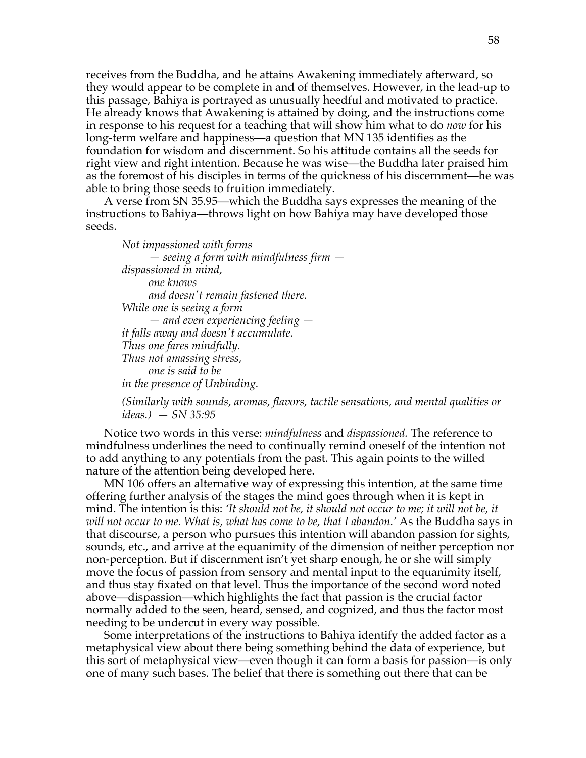receives from the Buddha, and he attains Awakening immediately afterward, so they would appear to be complete in and of themselves. However, in the lead-up to this passage, Bahiya is portrayed as unusually heedful and motivated to practice. He already knows that Awakening is attained by doing, and the instructions come in response to his request for a teaching that will show him what to do *now* for his long-term welfare and happiness—a question that MN 135 identifies as the foundation for wisdom and discernment. So his attitude contains all the seeds for right view and right intention. Because he was wise—the Buddha later praised him as the foremost of his disciples in terms of the quickness of his discernment—he was able to bring those seeds to fruition immediately.

A verse from SN 35.95—which the Buddha says expresses the meaning of the instructions to Bahiya—throws light on how Bahiya may have developed those seeds.

> *Not impassioned with forms*
> *— seeing a form with mindfulness firm —*
> *dispassioned in mind,*
> *one knows*
> *and doesn't remain fastened there.*
> *While one is seeing a form*
> *— and even experiencing feeling —*
> *it falls away and doesn't accumulate.*
> *Thus one fares mindfully.*
> *Thus not amassing stress,*
> *one is said to be*
> *in the presence of Unbinding.*
>
> *(Similarly with sounds, aromas, flavors, tactile sensations, and mental qualities or ideas.)* — *SN 35:95*

Notice two words in this verse: *mindfulness* and *dispassioned.* The reference to mindfulness underlines the need to continually remind oneself of the intention not to add anything to any potentials from the past. This again points to the willed nature of the attention being developed here.

MN 106 offers an alternative way of expressing this intention, at the same time offering further analysis of the stages the mind goes through when it is kept in mind. The intention is this: *'It should not be, it should not occur to me; it will not be, it will not occur to me. What is, what has come to be, that I abandon.'* As the Buddha says in that discourse, a person who pursues this intention will abandon passion for sights, sounds, etc., and arrive at the equanimity of the dimension of neither perception nor non-perception. But if discernment isn't yet sharp enough, he or she will simply move the focus of passion from sensory and mental input to the equanimity itself, and thus stay fixated on that level. Thus the importance of the second word noted above—dispassion—which highlights the fact that passion is the crucial factor normally added to the seen, heard, sensed, and cognized, and thus the factor most needing to be undercut in every way possible.

Some interpretations of the instructions to Bahiya identify the added factor as a metaphysical view about there being something behind the data of experience, but this sort of metaphysical view—even though it can form a basis for passion—is only one of many such bases. The belief that there is something out there that can be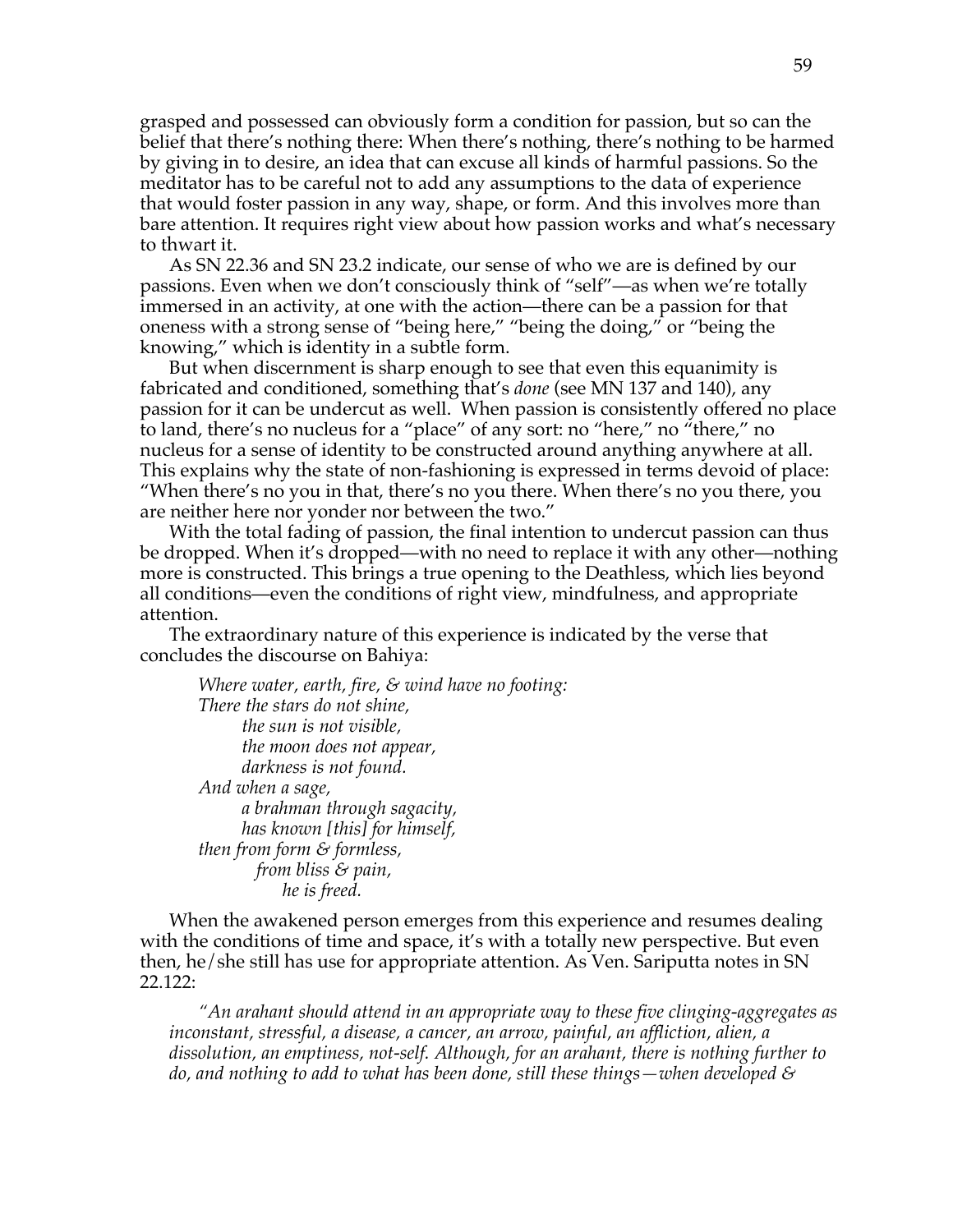grasped and possessed can obviously form a condition for passion, but so can the belief that there's nothing there: When there's nothing, there's nothing to be harmed by giving in to desire, an idea that can excuse all kinds of harmful passions. So the meditator has to be careful not to add any assumptions to the data of experience that would foster passion in any way, shape, or form. And this involves more than bare attention. It requires right view about how passion works and what's necessary to thwart it.

As SN 22.36 and SN 23.2 indicate, our sense of who we are is defined by our passions. Even when we don't consciously think of "self"—as when we're totally immersed in an activity, at one with the action—there can be a passion for that oneness with a strong sense of "being here," "being the doing," or "being the knowing," which is identity in a subtle form.

But when discernment is sharp enough to see that even this equanimity is fabricated and conditioned, something that's *done* (see MN 137 and 140), any passion for it can be undercut as well. When passion is consistently offered no place to land, there's no nucleus for a "place" of any sort: no "here," no "there," no nucleus for a sense of identity to be constructed around anything anywhere at all. This explains why the state of non-fashioning is expressed in terms devoid of place: "When there's no you in that, there's no you there. When there's no you there, you are neither here nor yonder nor between the two."

With the total fading of passion, the final intention to undercut passion can thus be dropped. When it's dropped—with no need to replace it with any other—nothing more is constructed. This brings a true opening to the Deathless, which lies beyond all conditions—even the conditions of right view, mindfulness, and appropriate attention.

The extraordinary nature of this experience is indicated by the verse that concludes the discourse on Bahiya:

> *Where water, earth, fire, & wind have no footing:*
> *There the stars do not shine,*
> *the sun is not visible,*
> *the moon does not appear,*
> *darkness is not found.*
> *And when a sage,*
> *a brahman through sagacity,*
> *has known [this] for himself,*
> *then from form & formless,*
> *from bliss & pain,*
> *he is freed.*

When the awakened person emerges from this experience and resumes dealing with the conditions of time and space, it's with a totally new perspective. But even then, he/she still has use for appropriate attention. As Ven. Sariputta notes in SN 22.122:

> *"An arahant should attend in an appropriate way to these five clinging-aggregates as inconstant, stressful, a disease, a cancer, an arrow, painful, an affliction, alien, a dissolution, an emptiness, not-self. Although, for an arahant, there is nothing further to do, and nothing to add to what has been done, still these things—when developed &*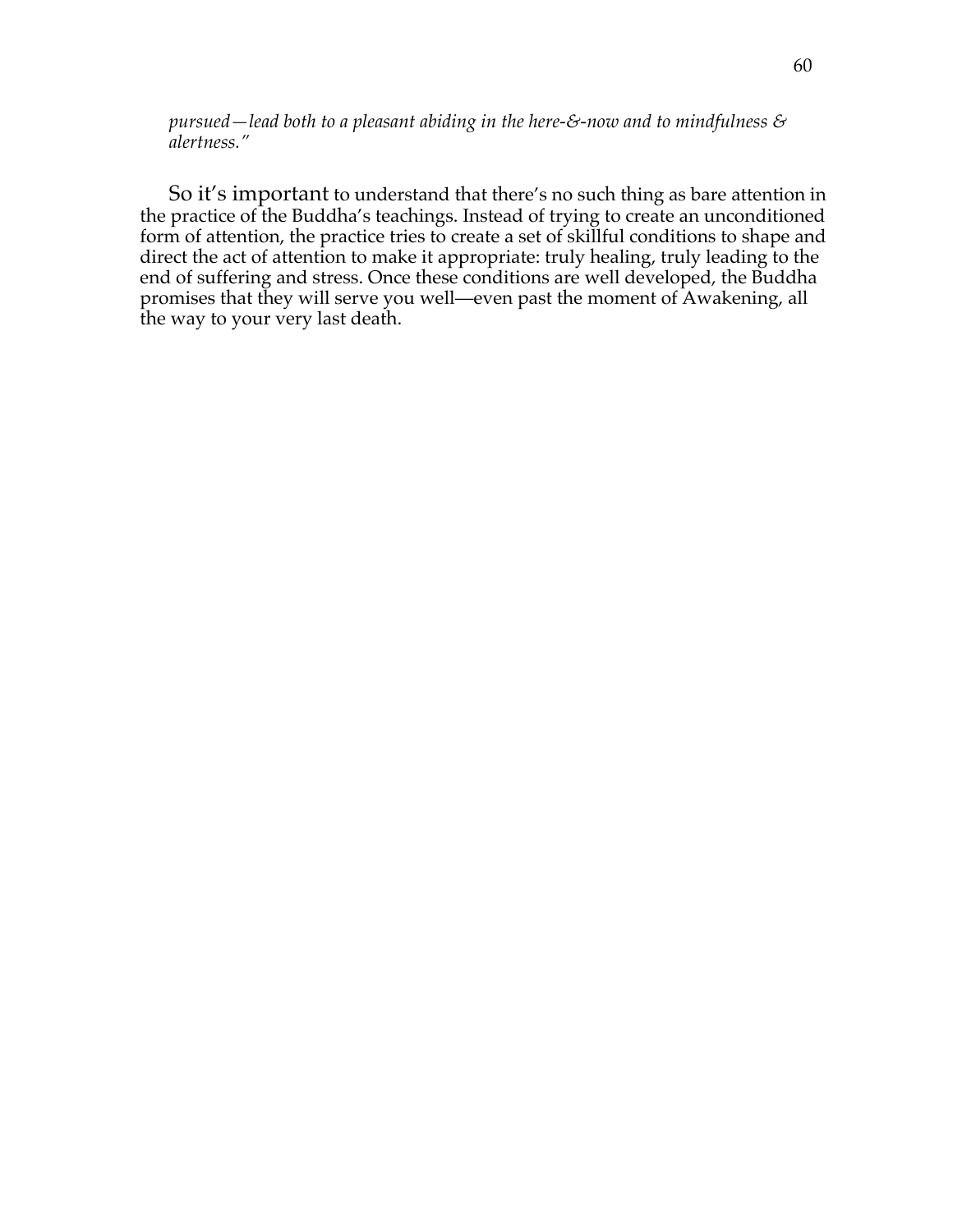*pursued—lead both to a pleasant abiding in the here-&-now and to mindfulness & alertness."*

So it's important to understand that there's no such thing as bare attention in the practice of the Buddha's teachings. Instead of trying to create an unconditioned form of attention, the practice tries to create a set of skillful conditions to shape and direct the act of attention to make it appropriate: truly healing, truly leading to the end of suffering and stress. Once these conditions are well developed, the Buddha promises that they will serve you well—even past the moment of Awakening, all the way to your very last death.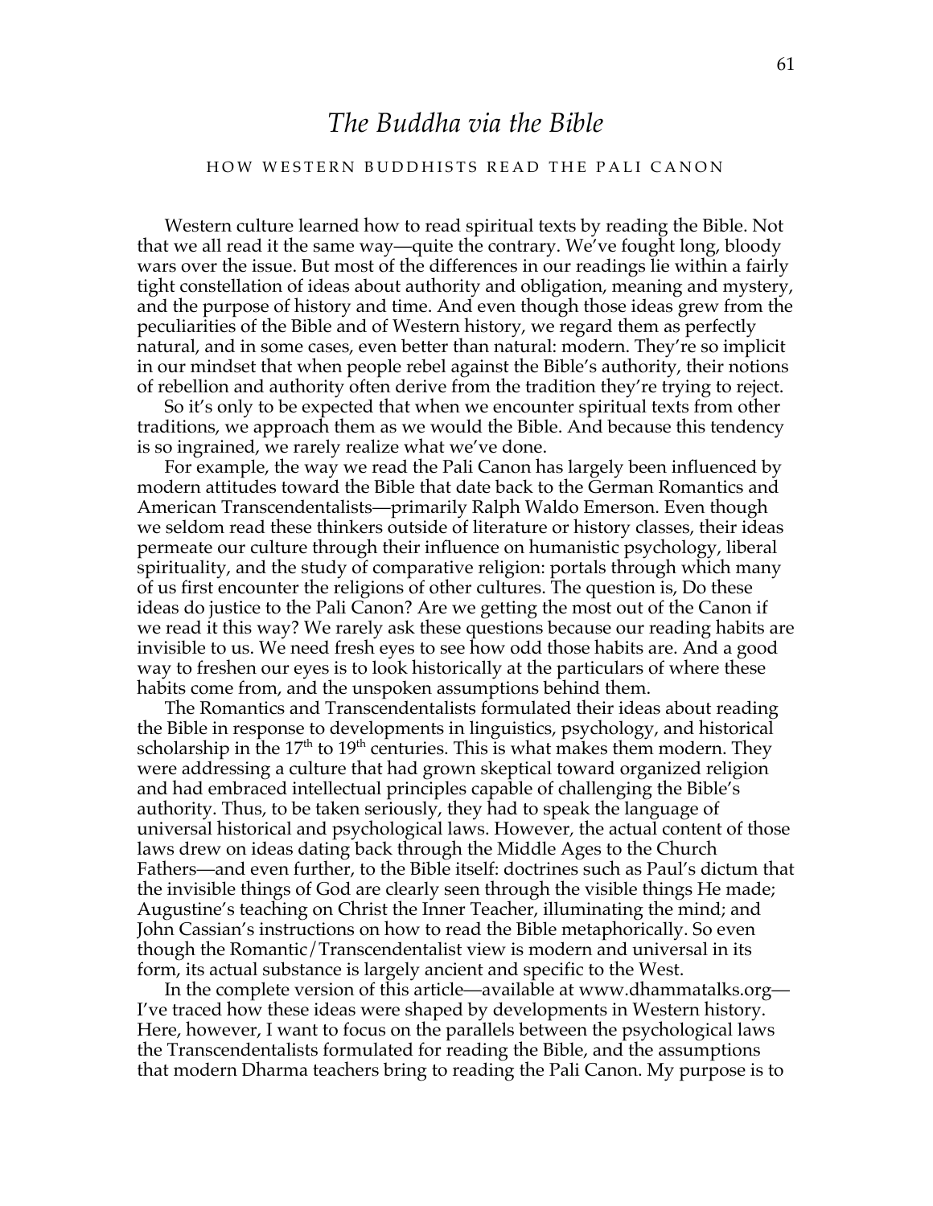# *The Buddha via the Bible*

## HOW WESTERN BUDDHISTS READ THE PALI CANON

Western culture learned how to read spiritual texts by reading the Bible. Not that we all read it the same way—quite the contrary. We've fought long, bloody wars over the issue. But most of the differences in our readings lie within a fairly tight constellation of ideas about authority and obligation, meaning and mystery, and the purpose of history and time. And even though those ideas grew from the peculiarities of the Bible and of Western history, we regard them as perfectly natural, and in some cases, even better than natural: modern. They're so implicit in our mindset that when people rebel against the Bible's authority, their notions of rebellion and authority often derive from the tradition they're trying to reject.

So it's only to be expected that when we encounter spiritual texts from other traditions, we approach them as we would the Bible. And because this tendency is so ingrained, we rarely realize what we've done.

For example, the way we read the Pali Canon has largely been influenced by modern attitudes toward the Bible that date back to the German Romantics and American Transcendentalists—primarily Ralph Waldo Emerson. Even though we seldom read these thinkers outside of literature or history classes, their ideas permeate our culture through their influence on humanistic psychology, liberal spirituality, and the study of comparative religion: portals through which many of us first encounter the religions of other cultures. The question is, Do these ideas do justice to the Pali Canon? Are we getting the most out of the Canon if we read it this way? We rarely ask these questions because our reading habits are invisible to us. We need fresh eyes to see how odd those habits are. And a good way to freshen our eyes is to look historically at the particulars of where these habits come from, and the unspoken assumptions behind them.

The Romantics and Transcendentalists formulated their ideas about reading the Bible in response to developments in linguistics, psychology, and historical scholarship in the 17th to 19th centuries. This is what makes them modern. They were addressing a culture that had grown skeptical toward organized religion and had embraced intellectual principles capable of challenging the Bible's authority. Thus, to be taken seriously, they had to speak the language of universal historical and psychological laws. However, the actual content of those laws drew on ideas dating back through the Middle Ages to the Church Fathers—and even further, to the Bible itself: doctrines such as Paul's dictum that the invisible things of God are clearly seen through the visible things He made; Augustine's teaching on Christ the Inner Teacher, illuminating the mind; and John Cassian's instructions on how to read the Bible metaphorically. So even though the Romantic/Transcendentalist view is modern and universal in its form, its actual substance is largely ancient and specific to the West.

In the complete version of this article—available at www.dhammatalks.org—I've traced how these ideas were shaped by developments in Western history. Here, however, I want to focus on the parallels between the psychological laws the Transcendentalists formulated for reading the Bible, and the assumptions that modern Dharma teachers bring to reading the Pali Canon. My purpose is to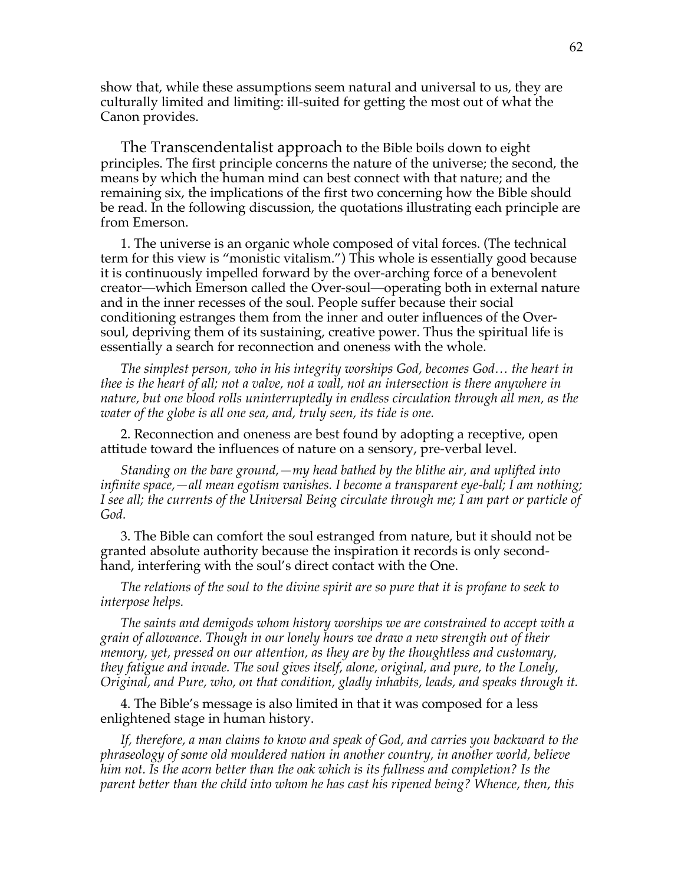show that, while these assumptions seem natural and universal to us, they are culturally limited and limiting: ill-suited for getting the most out of what the Canon provides.

The Transcendentalist approach to the Bible boils down to eight principles. The first principle concerns the nature of the universe; the second, the means by which the human mind can best connect with that nature; and the remaining six, the implications of the first two concerning how the Bible should be read. In the following discussion, the quotations illustrating each principle are from Emerson.

1. The universe is an organic whole composed of vital forces. (The technical term for this view is "monistic vitalism.") This whole is essentially good because it is continuously impelled forward by the over-arching force of a benevolent creator—which Emerson called the Over-soul—operating both in external nature and in the inner recesses of the soul. People suffer because their social conditioning estranges them from the inner and outer influences of the Over-soul, depriving them of its sustaining, creative power. Thus the spiritual life is essentially a search for reconnection and oneness with the whole.

*The simplest person, who in his integrity worships God, becomes God… the heart in thee is the heart of all; not a valve, not a wall, not an intersection is there anywhere in nature, but one blood rolls uninterruptedly in endless circulation through all men, as the water of the globe is all one sea, and, truly seen, its tide is one.*

2. Reconnection and oneness are best found by adopting a receptive, open attitude toward the influences of nature on a sensory, pre-verbal level.

*Standing on the bare ground,—my head bathed by the blithe air, and uplifted into infinite space,—all mean egotism vanishes. I become a transparent eye-ball; I am nothing; I see all; the currents of the Universal Being circulate through me; I am part or particle of God.*

3. The Bible can comfort the soul estranged from nature, but it should not be granted absolute authority because the inspiration it records is only second-hand, interfering with the soul's direct contact with the One.

*The relations of the soul to the divine spirit are so pure that it is profane to seek to interpose helps.*

*The saints and demigods whom history worships we are constrained to accept with a grain of allowance. Though in our lonely hours we draw a new strength out of their memory, yet, pressed on our attention, as they are by the thoughtless and customary, they fatigue and invade. The soul gives itself, alone, original, and pure, to the Lonely, Original, and Pure, who, on that condition, gladly inhabits, leads, and speaks through it.*

4. The Bible's message is also limited in that it was composed for a less enlightened stage in human history.

*If, therefore, a man claims to know and speak of God, and carries you backward to the phraseology of some old mouldered nation in another country, in another world, believe him not. Is the acorn better than the oak which is its fullness and completion? Is the parent better than the child into whom he has cast his ripened being? Whence, then, this*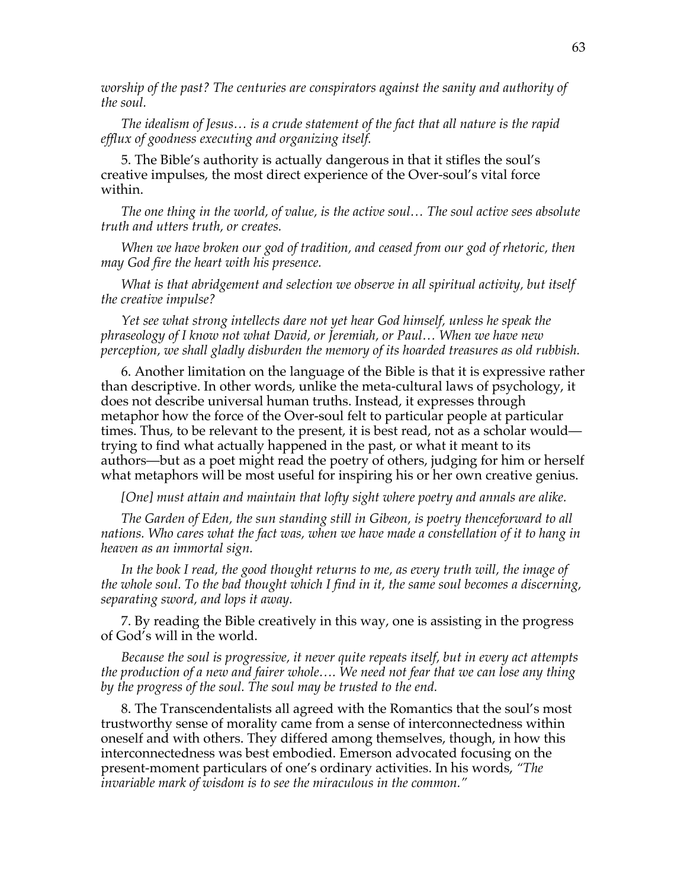*worship of the past? The centuries are conspirators against the sanity and authority of the soul.*

*The idealism of Jesus… is a crude statement of the fact that all nature is the rapid efflux of goodness executing and organizing itself.*

5. The Bible's authority is actually dangerous in that it stifles the soul's creative impulses, the most direct experience of the Over-soul's vital force within.

*The one thing in the world, of value, is the active soul… The soul active sees absolute truth and utters truth, or creates.*

*When we have broken our god of tradition, and ceased from our god of rhetoric, then may God fire the heart with his presence.*

*What is that abridgement and selection we observe in all spiritual activity, but itself the creative impulse?*

*Yet see what strong intellects dare not yet hear God himself, unless he speak the phraseology of I know not what David, or Jeremiah, or Paul… When we have new perception, we shall gladly disburden the memory of its hoarded treasures as old rubbish.*

6. Another limitation on the language of the Bible is that it is expressive rather than descriptive. In other words, unlike the meta-cultural laws of psychology, it does not describe universal human truths. Instead, it expresses through metaphor how the force of the Over-soul felt to particular people at particular times. Thus, to be relevant to the present, it is best read, not as a scholar would—trying to find what actually happened in the past, or what it meant to its authors—but as a poet might read the poetry of others, judging for him or herself what metaphors will be most useful for inspiring his or her own creative genius.

*[One] must attain and maintain that lofty sight where poetry and annals are alike.*

*The Garden of Eden, the sun standing still in Gibeon, is poetry thenceforward to all nations. Who cares what the fact was, when we have made a constellation of it to hang in heaven as an immortal sign.*

*In the book I read, the good thought returns to me, as every truth will, the image of the whole soul. To the bad thought which I find in it, the same soul becomes a discerning, separating sword, and lops it away.*

7. By reading the Bible creatively in this way, one is assisting in the progress of God's will in the world.

*Because the soul is progressive, it never quite repeats itself, but in every act attempts the production of a new and fairer whole…. We need not fear that we can lose any thing by the progress of the soul. The soul may be trusted to the end.*

8. The Transcendentalists all agreed with the Romantics that the soul's most trustworthy sense of morality came from a sense of interconnectedness within oneself and with others. They differed among themselves, though, in how this interconnectedness was best embodied. Emerson advocated focusing on the present-moment particulars of one's ordinary activities. In his words, *"The invariable mark of wisdom is to see the miraculous in the common."*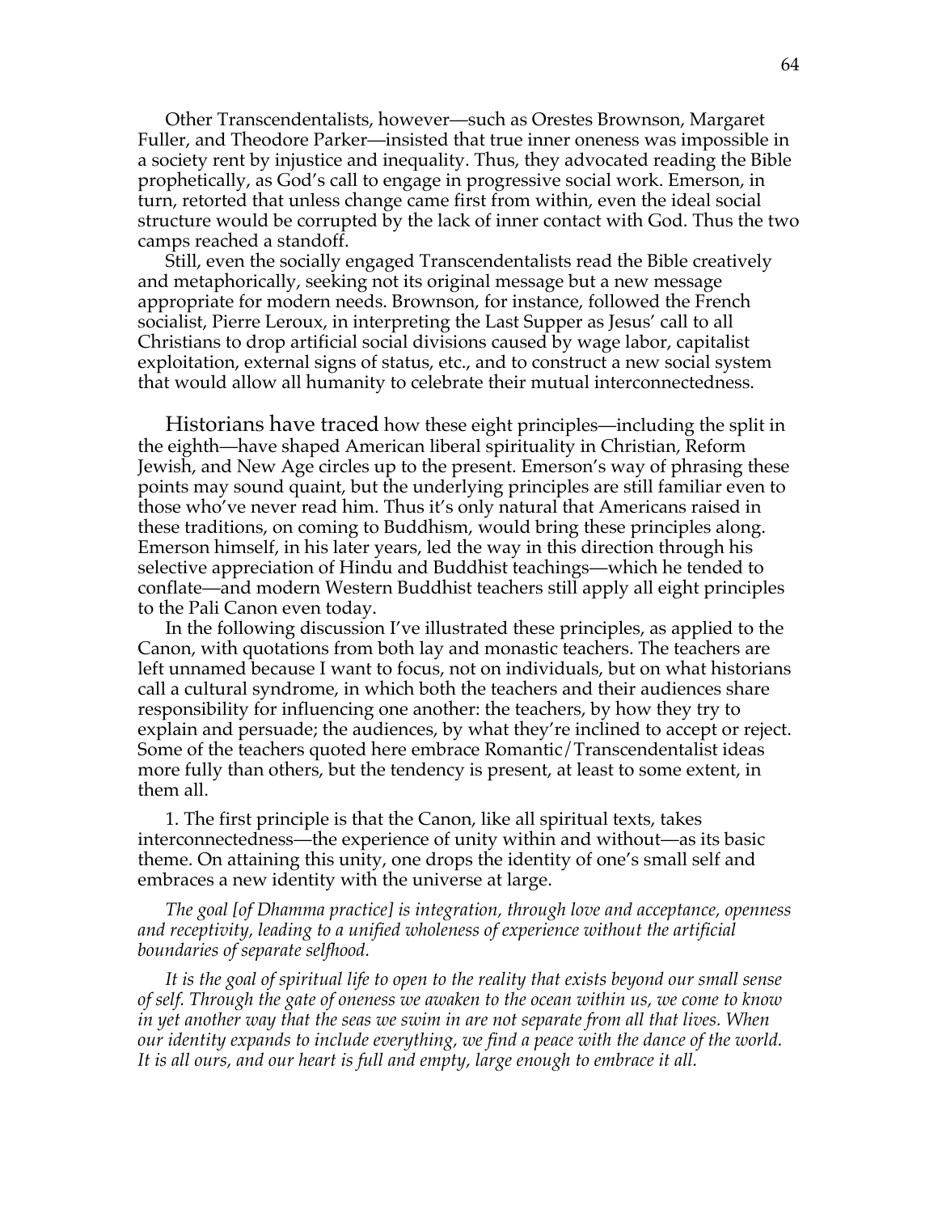Other Transcendentalists, however—such as Orestes Brownson, Margaret Fuller, and Theodore Parker—insisted that true inner oneness was impossible in a society rent by injustice and inequality. Thus, they advocated reading the Bible prophetically, as God's call to engage in progressive social work. Emerson, in turn, retorted that unless change came first from within, even the ideal social structure would be corrupted by the lack of inner contact with God. Thus the two camps reached a standoff.

Still, even the socially engaged Transcendentalists read the Bible creatively and metaphorically, seeking not its original message but a new message appropriate for modern needs. Brownson, for instance, followed the French socialist, Pierre Leroux, in interpreting the Last Supper as Jesus' call to all Christians to drop artificial social divisions caused by wage labor, capitalist exploitation, external signs of status, etc., and to construct a new social system that would allow all humanity to celebrate their mutual interconnectedness.

Historians have traced how these eight principles—including the split in the eighth—have shaped American liberal spirituality in Christian, Reform Jewish, and New Age circles up to the present. Emerson's way of phrasing these points may sound quaint, but the underlying principles are still familiar even to those who've never read him. Thus it's only natural that Americans raised in these traditions, on coming to Buddhism, would bring these principles along. Emerson himself, in his later years, led the way in this direction through his selective appreciation of Hindu and Buddhist teachings—which he tended to conflate—and modern Western Buddhist teachers still apply all eight principles to the Pali Canon even today.

In the following discussion I've illustrated these principles, as applied to the Canon, with quotations from both lay and monastic teachers. The teachers are left unnamed because I want to focus, not on individuals, but on what historians call a cultural syndrome, in which both the teachers and their audiences share responsibility for influencing one another: the teachers, by how they try to explain and persuade; the audiences, by what they're inclined to accept or reject. Some of the teachers quoted here embrace Romantic/Transcendentalist ideas more fully than others, but the tendency is present, at least to some extent, in them all.

1. The first principle is that the Canon, like all spiritual texts, takes interconnectedness—the experience of unity within and without—as its basic theme. On attaining this unity, one drops the identity of one's small self and embraces a new identity with the universe at large.

*The goal [of Dhamma practice] is integration, through love and acceptance, openness and receptivity, leading to a unified wholeness of experience without the artificial boundaries of separate selfhood.*

*It is the goal of spiritual life to open to the reality that exists beyond our small sense of self. Through the gate of oneness we awaken to the ocean within us, we come to know in yet another way that the seas we swim in are not separate from all that lives. When our identity expands to include everything, we find a peace with the dance of the world. It is all ours, and our heart is full and empty, large enough to embrace it all.*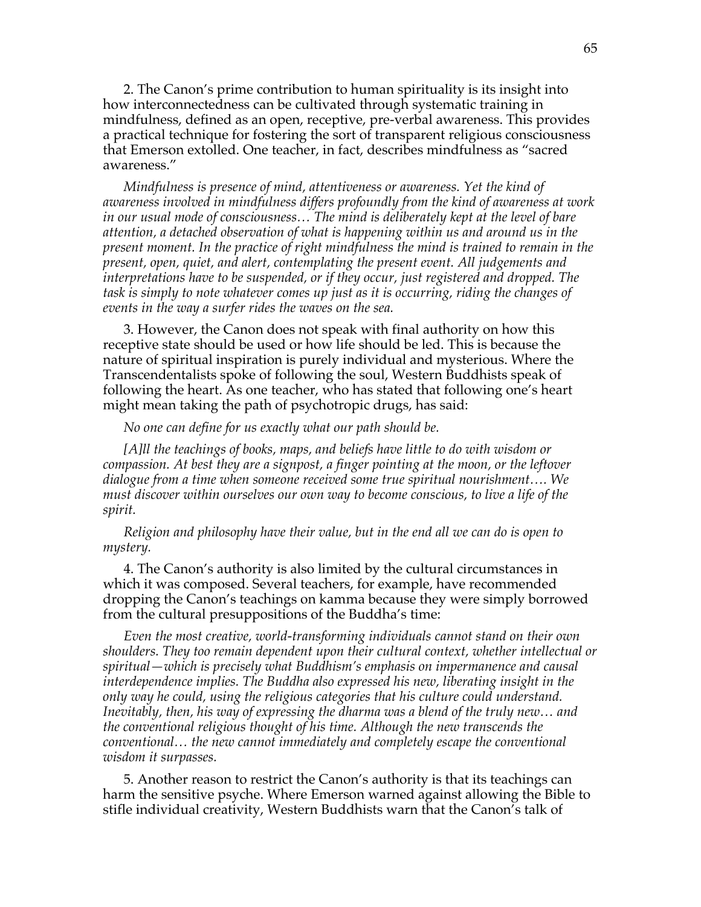2. The Canon's prime contribution to human spirituality is its insight into how interconnectedness can be cultivated through systematic training in mindfulness, defined as an open, receptive, pre-verbal awareness. This provides a practical technique for fostering the sort of transparent religious consciousness that Emerson extolled. One teacher, in fact, describes mindfulness as "sacred awareness."

*Mindfulness is presence of mind, attentiveness or awareness. Yet the kind of awareness involved in mindfulness differs profoundly from the kind of awareness at work in our usual mode of consciousness… The mind is deliberately kept at the level of bare attention, a detached observation of what is happening within us and around us in the present moment. In the practice of right mindfulness the mind is trained to remain in the present, open, quiet, and alert, contemplating the present event. All judgements and interpretations have to be suspended, or if they occur, just registered and dropped. The task is simply to note whatever comes up just as it is occurring, riding the changes of events in the way a surfer rides the waves on the sea.*

3. However, the Canon does not speak with final authority on how this receptive state should be used or how life should be led. This is because the nature of spiritual inspiration is purely individual and mysterious. Where the Transcendentalists spoke of following the soul, Western Buddhists speak of following the heart. As one teacher, who has stated that following one's heart might mean taking the path of psychotropic drugs, has said:

*No one can define for us exactly what our path should be.*

*[A]ll the teachings of books, maps, and beliefs have little to do with wisdom or compassion. At best they are a signpost, a finger pointing at the moon, or the leftover dialogue from a time when someone received some true spiritual nourishment…. We must discover within ourselves our own way to become conscious, to live a life of the spirit.*

*Religion and philosophy have their value, but in the end all we can do is open to mystery.*

4. The Canon's authority is also limited by the cultural circumstances in which it was composed. Several teachers, for example, have recommended dropping the Canon's teachings on kamma because they were simply borrowed from the cultural presuppositions of the Buddha's time:

*Even the most creative, world-transforming individuals cannot stand on their own shoulders. They too remain dependent upon their cultural context, whether intellectual or spiritual—which is precisely what Buddhism's emphasis on impermanence and causal interdependence implies. The Buddha also expressed his new, liberating insight in the only way he could, using the religious categories that his culture could understand. Inevitably, then, his way of expressing the dharma was a blend of the truly new… and the conventional religious thought of his time. Although the new transcends the conventional… the new cannot immediately and completely escape the conventional wisdom it surpasses.*

5. Another reason to restrict the Canon's authority is that its teachings can harm the sensitive psyche. Where Emerson warned against allowing the Bible to stifle individual creativity, Western Buddhists warn that the Canon's talk of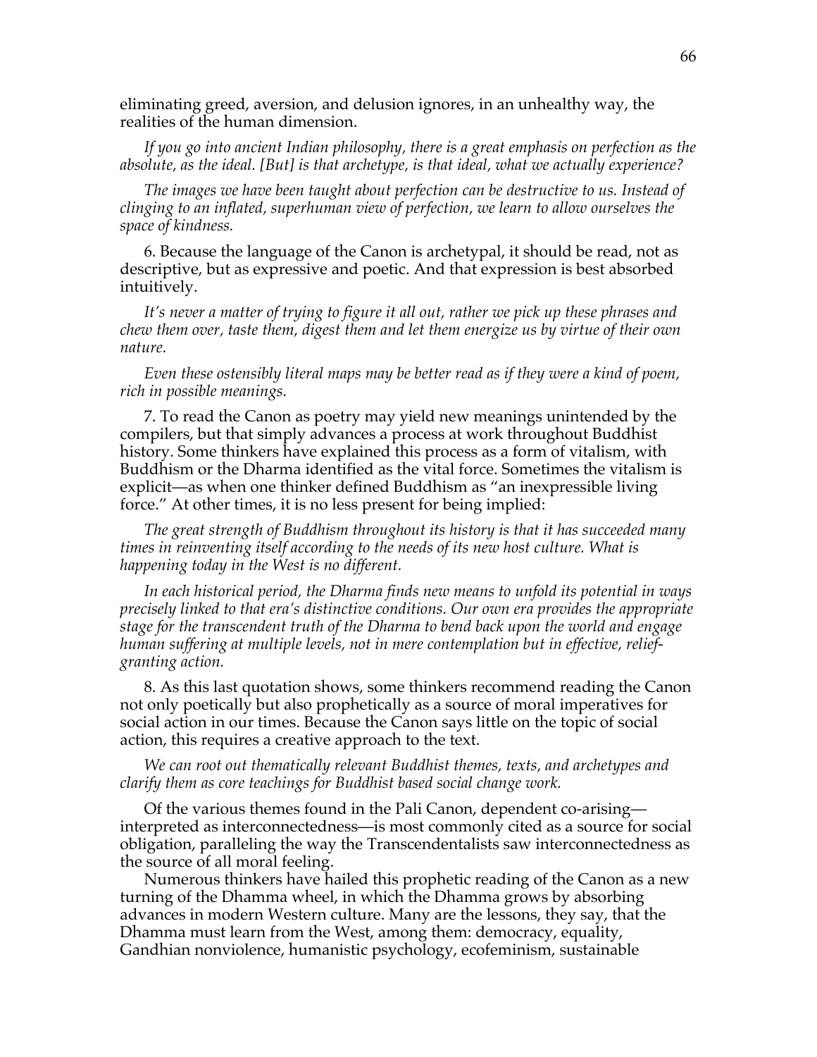eliminating greed, aversion, and delusion ignores, in an unhealthy way, the realities of the human dimension.

*If you go into ancient Indian philosophy, there is a great emphasis on perfection as the absolute, as the ideal. [But] is that archetype, is that ideal, what we actually experience?*

*The images we have been taught about perfection can be destructive to us. Instead of clinging to an inflated, superhuman view of perfection, we learn to allow ourselves the space of kindness.*

6. Because the language of the Canon is archetypal, it should be read, not as descriptive, but as expressive and poetic. And that expression is best absorbed intuitively.

*It's never a matter of trying to figure it all out, rather we pick up these phrases and chew them over, taste them, digest them and let them energize us by virtue of their own nature.*

*Even these ostensibly literal maps may be better read as if they were a kind of poem, rich in possible meanings.*

7. To read the Canon as poetry may yield new meanings unintended by the compilers, but that simply advances a process at work throughout Buddhist history. Some thinkers have explained this process as a form of vitalism, with Buddhism or the Dharma identified as the vital force. Sometimes the vitalism is explicit—as when one thinker defined Buddhism as "an inexpressible living force." At other times, it is no less present for being implied:

*The great strength of Buddhism throughout its history is that it has succeeded many times in reinventing itself according to the needs of its new host culture. What is happening today in the West is no different.*

*In each historical period, the Dharma finds new means to unfold its potential in ways precisely linked to that era's distinctive conditions. Our own era provides the appropriate stage for the transcendent truth of the Dharma to bend back upon the world and engage human suffering at multiple levels, not in mere contemplation but in effective, relief-granting action.*

8. As this last quotation shows, some thinkers recommend reading the Canon not only poetically but also prophetically as a source of moral imperatives for social action in our times. Because the Canon says little on the topic of social action, this requires a creative approach to the text.

*We can root out thematically relevant Buddhist themes, texts, and archetypes and clarify them as core teachings for Buddhist based social change work.*

Of the various themes found in the Pali Canon, dependent co-arising—interpreted as interconnectedness—is most commonly cited as a source for social obligation, paralleling the way the Transcendentalists saw interconnectedness as the source of all moral feeling.

Numerous thinkers have hailed this prophetic reading of the Canon as a new turning of the Dhamma wheel, in which the Dhamma grows by absorbing advances in modern Western culture. Many are the lessons, they say, that the Dhamma must learn from the West, among them: democracy, equality, Gandhian nonviolence, humanistic psychology, ecofeminism, sustainable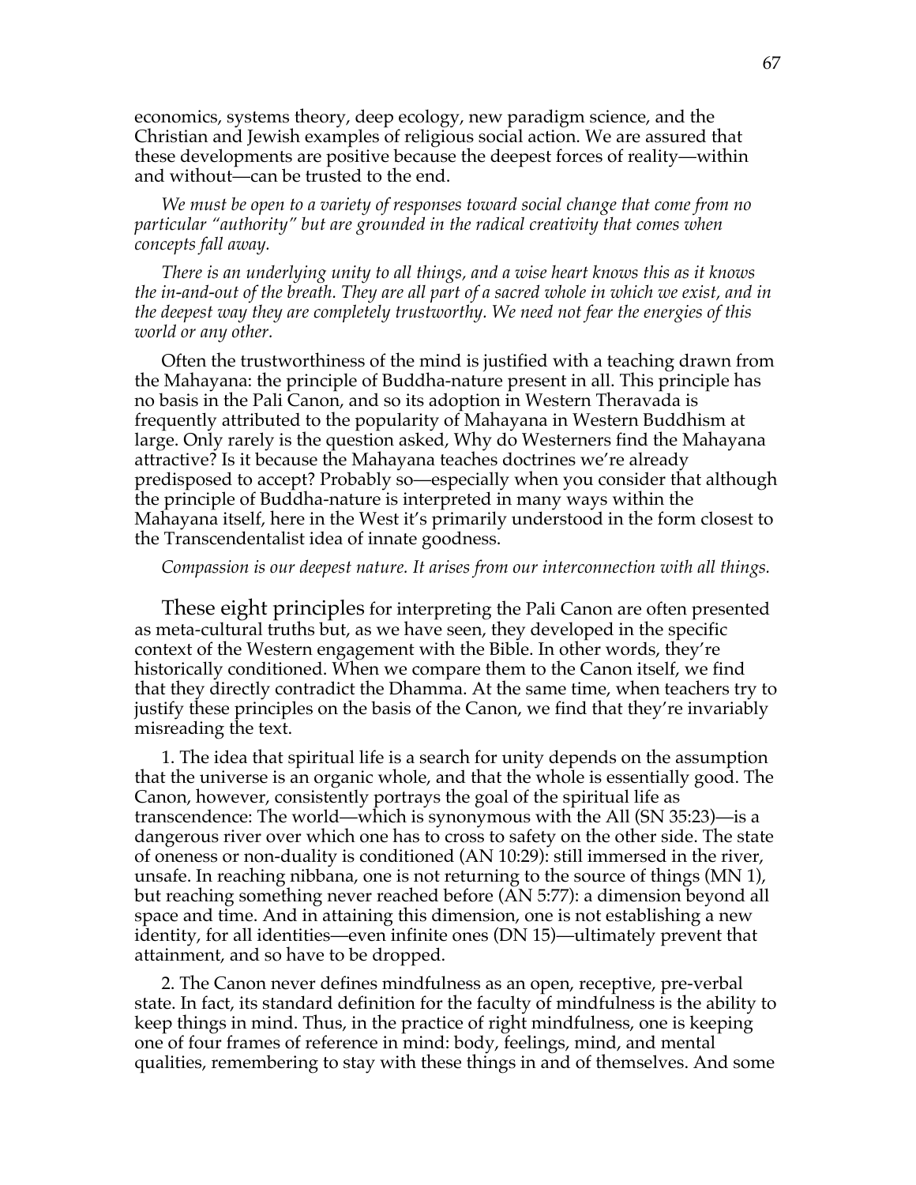economics, systems theory, deep ecology, new paradigm science, and the Christian and Jewish examples of religious social action. We are assured that these developments are positive because the deepest forces of reality—within and without—can be trusted to the end.

*We must be open to a variety of responses toward social change that come from no particular "authority" but are grounded in the radical creativity that comes when concepts fall away.*

*There is an underlying unity to all things, and a wise heart knows this as it knows the in-and-out of the breath. They are all part of a sacred whole in which we exist, and in the deepest way they are completely trustworthy. We need not fear the energies of this world or any other.*

Often the trustworthiness of the mind is justified with a teaching drawn from the Mahayana: the principle of Buddha-nature present in all. This principle has no basis in the Pali Canon, and so its adoption in Western Theravada is frequently attributed to the popularity of Mahayana in Western Buddhism at large. Only rarely is the question asked, Why do Westerners find the Mahayana attractive? Is it because the Mahayana teaches doctrines we're already predisposed to accept? Probably so—especially when you consider that although the principle of Buddha-nature is interpreted in many ways within the Mahayana itself, here in the West it's primarily understood in the form closest to the Transcendentalist idea of innate goodness.

*Compassion is our deepest nature. It arises from our interconnection with all things.*

These eight principles for interpreting the Pali Canon are often presented as meta-cultural truths but, as we have seen, they developed in the specific context of the Western engagement with the Bible. In other words, they're historically conditioned. When we compare them to the Canon itself, we find that they directly contradict the Dhamma. At the same time, when teachers try to justify these principles on the basis of the Canon, we find that they're invariably misreading the text.

1. The idea that spiritual life is a search for unity depends on the assumption that the universe is an organic whole, and that the whole is essentially good. The Canon, however, consistently portrays the goal of the spiritual life as transcendence: The world—which is synonymous with the All (SN 35:23)—is a dangerous river over which one has to cross to safety on the other side. The state of oneness or non-duality is conditioned (AN 10:29): still immersed in the river, unsafe. In reaching nibbana, one is not returning to the source of things (MN 1), but reaching something never reached before (AN 5:77): a dimension beyond all space and time. And in attaining this dimension, one is not establishing a new identity, for all identities—even infinite ones (DN 15)—ultimately prevent that attainment, and so have to be dropped.

2. The Canon never defines mindfulness as an open, receptive, pre-verbal state. In fact, its standard definition for the faculty of mindfulness is the ability to keep things in mind. Thus, in the practice of right mindfulness, one is keeping one of four frames of reference in mind: body, feelings, mind, and mental qualities, remembering to stay with these things in and of themselves. And some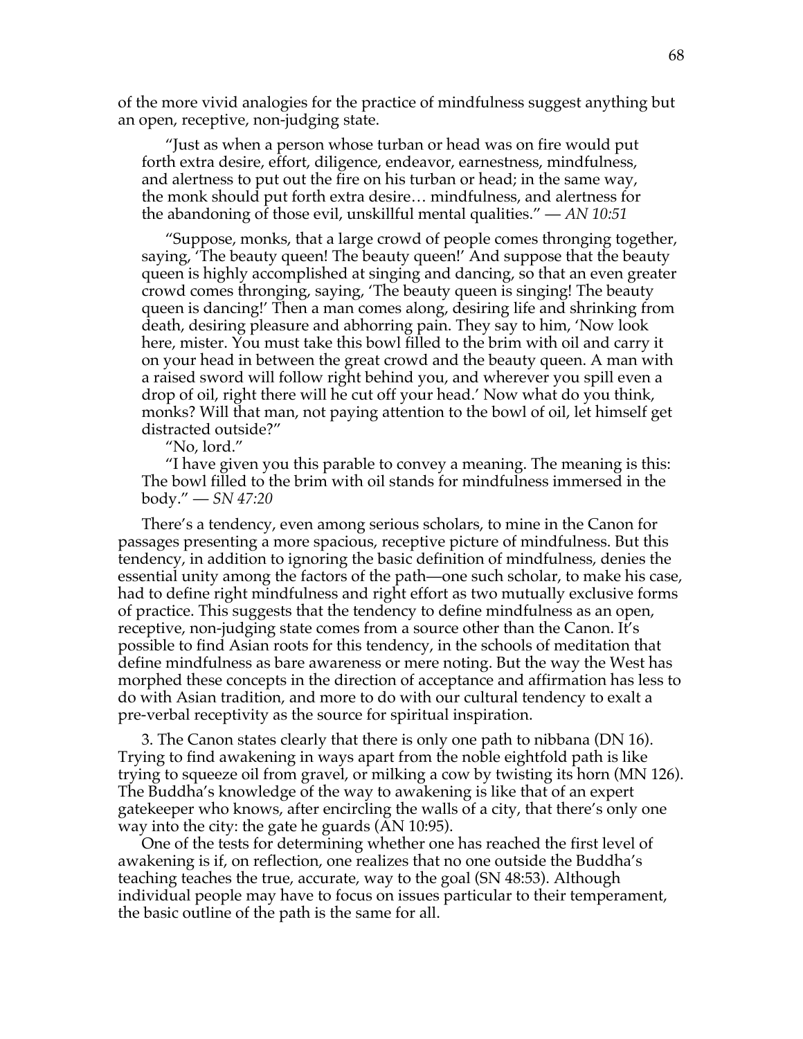of the more vivid analogies for the practice of mindfulness suggest anything but an open, receptive, non-judging state.

> "Just as when a person whose turban or head was on fire would put forth extra desire, effort, diligence, endeavor, earnestness, mindfulness, and alertness to put out the fire on his turban or head; in the same way, the monk should put forth extra desire… mindfulness, and alertness for the abandoning of those evil, unskillful mental qualities." — *AN 10:51*

> "Suppose, monks, that a large crowd of people comes thronging together, saying, 'The beauty queen! The beauty queen!' And suppose that the beauty queen is highly accomplished at singing and dancing, so that an even greater crowd comes thronging, saying, 'The beauty queen is singing! The beauty queen is dancing!' Then a man comes along, desiring life and shrinking from death, desiring pleasure and abhorring pain. They say to him, 'Now look here, mister. You must take this bowl filled to the brim with oil and carry it on your head in between the great crowd and the beauty queen. A man with a raised sword will follow right behind you, and wherever you spill even a drop of oil, right there will he cut off your head.' Now what do you think, monks? Will that man, not paying attention to the bowl of oil, let himself get distracted outside?"
>
> "No, lord."
>
> "I have given you this parable to convey a meaning. The meaning is this: The bowl filled to the brim with oil stands for mindfulness immersed in the body." — *SN 47:20*

There's a tendency, even among serious scholars, to mine in the Canon for passages presenting a more spacious, receptive picture of mindfulness. But this tendency, in addition to ignoring the basic definition of mindfulness, denies the essential unity among the factors of the path—one such scholar, to make his case, had to define right mindfulness and right effort as two mutually exclusive forms of practice. This suggests that the tendency to define mindfulness as an open, receptive, non-judging state comes from a source other than the Canon. It's possible to find Asian roots for this tendency, in the schools of meditation that define mindfulness as bare awareness or mere noting. But the way the West has morphed these concepts in the direction of acceptance and affirmation has less to do with Asian tradition, and more to do with our cultural tendency to exalt a pre-verbal receptivity as the source for spiritual inspiration.

3. The Canon states clearly that there is only one path to nibbana (DN 16). Trying to find awakening in ways apart from the noble eightfold path is like trying to squeeze oil from gravel, or milking a cow by twisting its horn (MN 126). The Buddha's knowledge of the way to awakening is like that of an expert gatekeeper who knows, after encircling the walls of a city, that there's only one way into the city: the gate he guards (AN 10:95).

One of the tests for determining whether one has reached the first level of awakening is if, on reflection, one realizes that no one outside the Buddha's teaching teaches the true, accurate, way to the goal (SN 48:53). Although individual people may have to focus on issues particular to their temperament, the basic outline of the path is the same for all.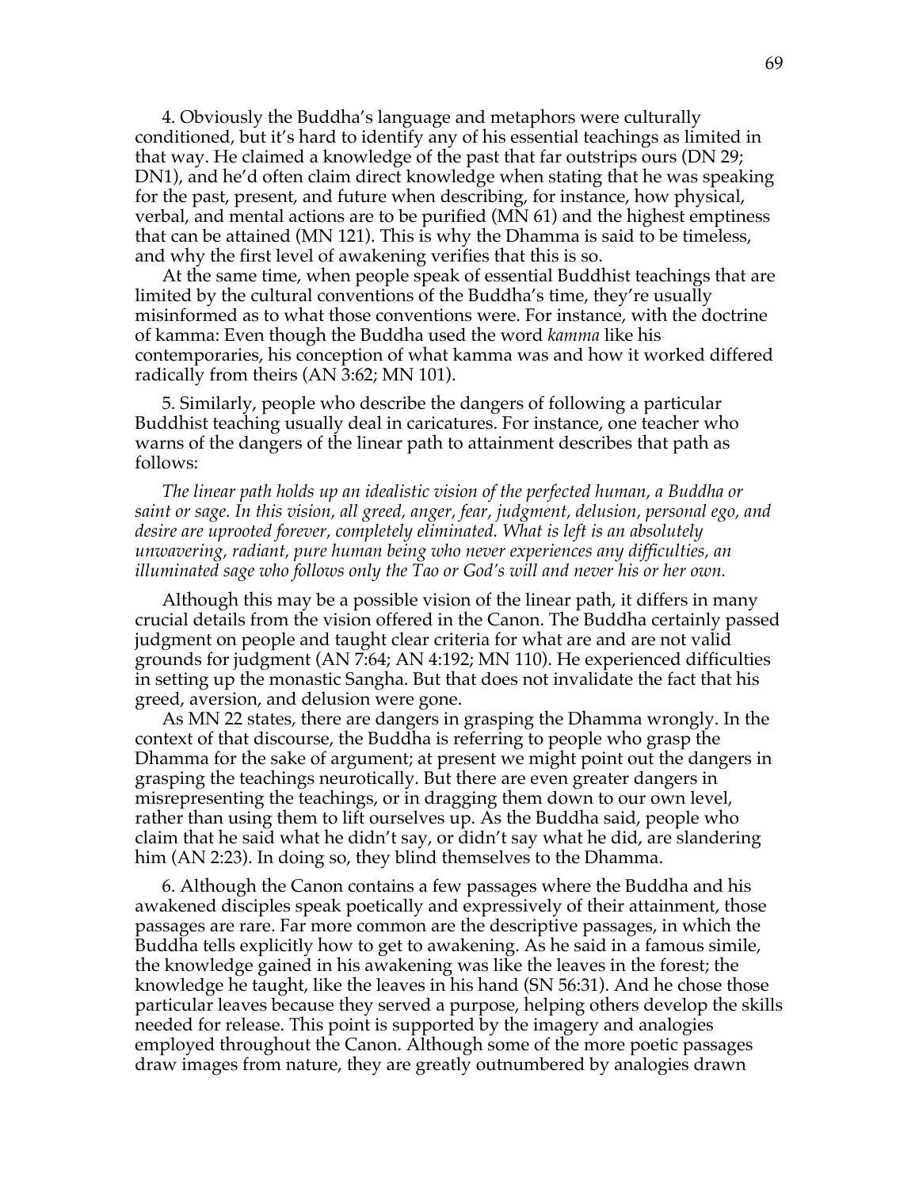4. Obviously the Buddha's language and metaphors were culturally conditioned, but it's hard to identify any of his essential teachings as limited in that way. He claimed a knowledge of the past that far outstrips ours (DN 29; DN1), and he'd often claim direct knowledge when stating that he was speaking for the past, present, and future when describing, for instance, how physical, verbal, and mental actions are to be purified (MN 61) and the highest emptiness that can be attained (MN 121). This is why the Dhamma is said to be timeless, and why the first level of awakening verifies that this is so.

At the same time, when people speak of essential Buddhist teachings that are limited by the cultural conventions of the Buddha's time, they're usually misinformed as to what those conventions were. For instance, with the doctrine of kamma: Even though the Buddha used the word *kamma* like his contemporaries, his conception of what kamma was and how it worked differed radically from theirs (AN 3:62; MN 101).

5. Similarly, people who describe the dangers of following a particular Buddhist teaching usually deal in caricatures. For instance, one teacher who warns of the dangers of the linear path to attainment describes that path as follows:

*The linear path holds up an idealistic vision of the perfected human, a Buddha or saint or sage. In this vision, all greed, anger, fear, judgment, delusion, personal ego, and desire are uprooted forever, completely eliminated. What is left is an absolutely unwavering, radiant, pure human being who never experiences any difficulties, an illuminated sage who follows only the Tao or God's will and never his or her own.*

Although this may be a possible vision of the linear path, it differs in many crucial details from the vision offered in the Canon. The Buddha certainly passed judgment on people and taught clear criteria for what are and are not valid grounds for judgment (AN 7:64; AN 4:192; MN 110). He experienced difficulties in setting up the monastic Sangha. But that does not invalidate the fact that his greed, aversion, and delusion were gone.

As MN 22 states, there are dangers in grasping the Dhamma wrongly. In the context of that discourse, the Buddha is referring to people who grasp the Dhamma for the sake of argument; at present we might point out the dangers in grasping the teachings neurotically. But there are even greater dangers in misrepresenting the teachings, or in dragging them down to our own level, rather than using them to lift ourselves up. As the Buddha said, people who claim that he said what he didn't say, or didn't say what he did, are slandering him (AN 2:23). In doing so, they blind themselves to the Dhamma.

6. Although the Canon contains a few passages where the Buddha and his awakened disciples speak poetically and expressively of their attainment, those passages are rare. Far more common are the descriptive passages, in which the Buddha tells explicitly how to get to awakening. As he said in a famous simile, the knowledge gained in his awakening was like the leaves in the forest; the knowledge he taught, like the leaves in his hand (SN 56:31). And he chose those particular leaves because they served a purpose, helping others develop the skills needed for release. This point is supported by the imagery and analogies employed throughout the Canon. Although some of the more poetic passages draw images from nature, they are greatly outnumbered by analogies drawn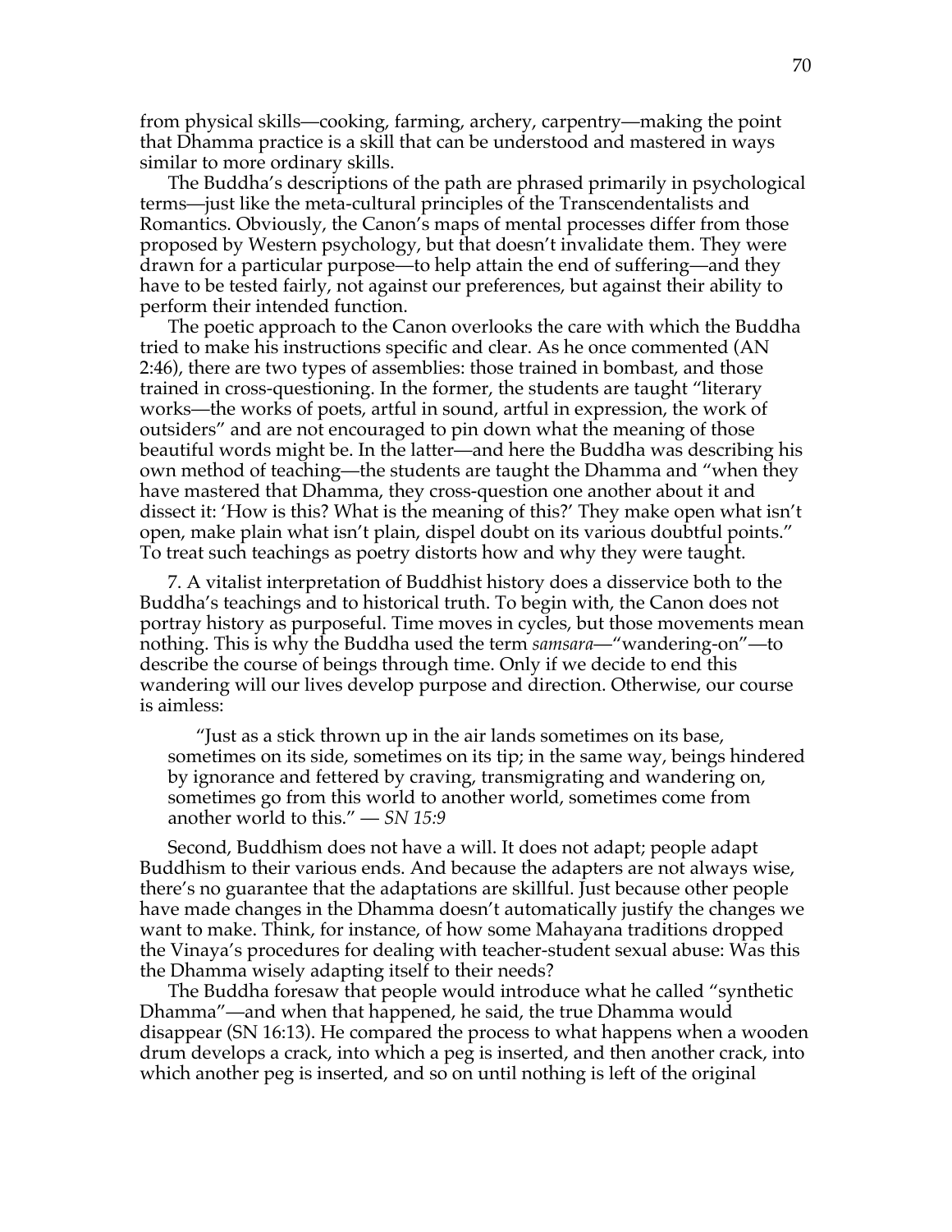from physical skills—cooking, farming, archery, carpentry—making the point that Dhamma practice is a skill that can be understood and mastered in ways similar to more ordinary skills.

The Buddha's descriptions of the path are phrased primarily in psychological terms—just like the meta-cultural principles of the Transcendentalists and Romantics. Obviously, the Canon's maps of mental processes differ from those proposed by Western psychology, but that doesn't invalidate them. They were drawn for a particular purpose—to help attain the end of suffering—and they have to be tested fairly, not against our preferences, but against their ability to perform their intended function.

The poetic approach to the Canon overlooks the care with which the Buddha tried to make his instructions specific and clear. As he once commented (AN 2:46), there are two types of assemblies: those trained in bombast, and those trained in cross-questioning. In the former, the students are taught "literary works—the works of poets, artful in sound, artful in expression, the work of outsiders" and are not encouraged to pin down what the meaning of those beautiful words might be. In the latter—and here the Buddha was describing his own method of teaching—the students are taught the Dhamma and "when they have mastered that Dhamma, they cross-question one another about it and dissect it: 'How is this? What is the meaning of this?' They make open what isn't open, make plain what isn't plain, dispel doubt on its various doubtful points." To treat such teachings as poetry distorts how and why they were taught.

7. A vitalist interpretation of Buddhist history does a disservice both to the Buddha's teachings and to historical truth. To begin with, the Canon does not portray history as purposeful. Time moves in cycles, but those movements mean nothing. This is why the Buddha used the term *samsara*—"wandering-on"—to describe the course of beings through time. Only if we decide to end this wandering will our lives develop purpose and direction. Otherwise, our course is aimless:

> "Just as a stick thrown up in the air lands sometimes on its base, sometimes on its side, sometimes on its tip; in the same way, beings hindered by ignorance and fettered by craving, transmigrating and wandering on, sometimes go from this world to another world, sometimes come from another world to this." — *SN 15:9*

Second, Buddhism does not have a will. It does not adapt; people adapt Buddhism to their various ends. And because the adapters are not always wise, there's no guarantee that the adaptations are skillful. Just because other people have made changes in the Dhamma doesn't automatically justify the changes we want to make. Think, for instance, of how some Mahayana traditions dropped the Vinaya's procedures for dealing with teacher-student sexual abuse: Was this the Dhamma wisely adapting itself to their needs?

The Buddha foresaw that people would introduce what he called "synthetic Dhamma"—and when that happened, he said, the true Dhamma would disappear (SN 16:13). He compared the process to what happens when a wooden drum develops a crack, into which a peg is inserted, and then another crack, into which another peg is inserted, and so on until nothing is left of the original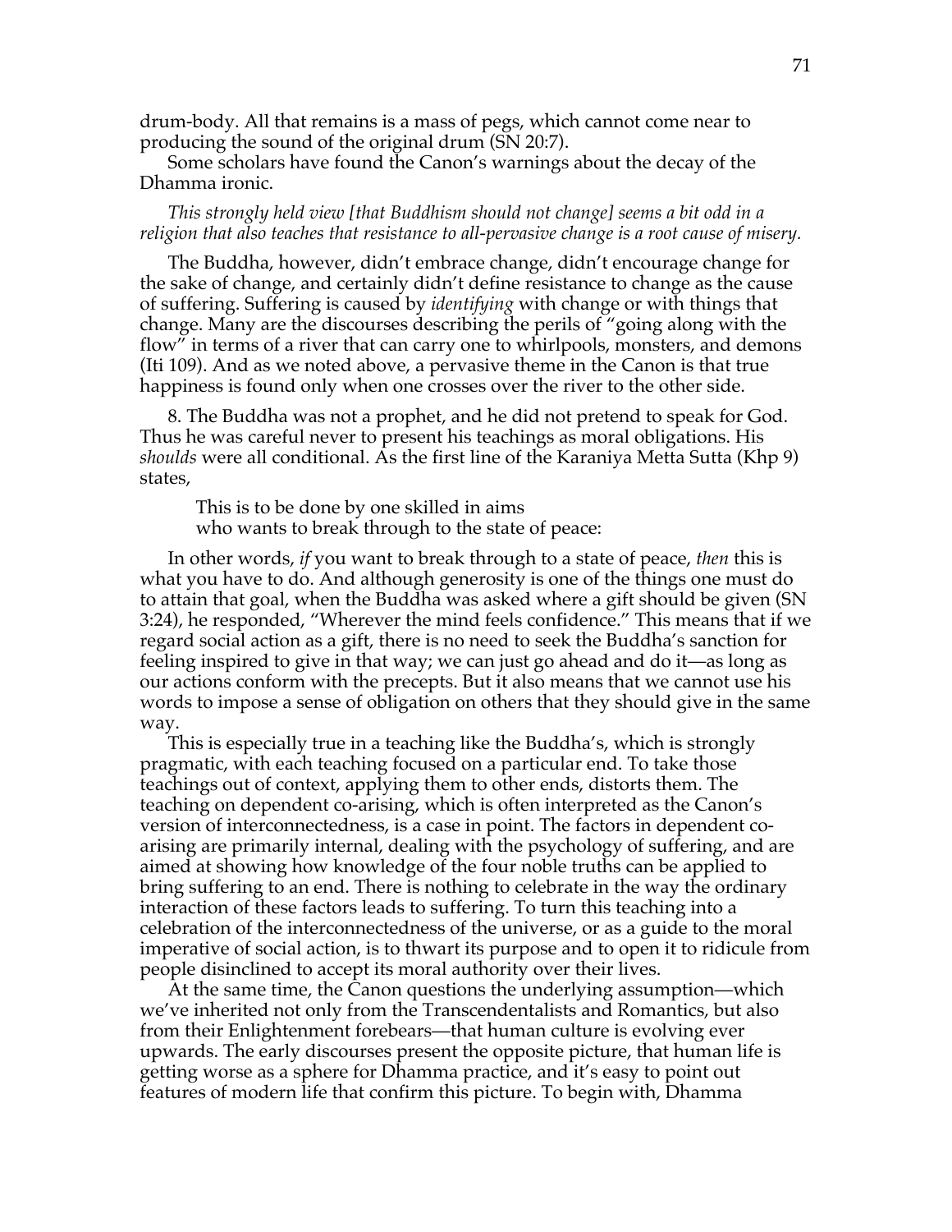drum-body. All that remains is a mass of pegs, which cannot come near to producing the sound of the original drum (SN 20:7).

Some scholars have found the Canon's warnings about the decay of the Dhamma ironic.

*This strongly held view [that Buddhism should not change] seems a bit odd in a religion that also teaches that resistance to all-pervasive change is a root cause of misery.*

The Buddha, however, didn't embrace change, didn't encourage change for the sake of change, and certainly didn't define resistance to change as the cause of suffering. Suffering is caused by *identifying* with change or with things that change. Many are the discourses describing the perils of "going along with the flow" in terms of a river that can carry one to whirlpools, monsters, and demons (Iti 109). And as we noted above, a pervasive theme in the Canon is that true happiness is found only when one crosses over the river to the other side.

8. The Buddha was not a prophet, and he did not pretend to speak for God. Thus he was careful never to present his teachings as moral obligations. His *shoulds* were all conditional. As the first line of the Karaniya Metta Sutta (Khp 9) states,

> This is to be done by one skilled in aims
> who wants to break through to the state of peace:

In other words, *if* you want to break through to a state of peace, *then* this is what you have to do. And although generosity is one of the things one must do to attain that goal, when the Buddha was asked where a gift should be given (SN 3:24), he responded, "Wherever the mind feels confidence." This means that if we regard social action as a gift, there is no need to seek the Buddha's sanction for feeling inspired to give in that way; we can just go ahead and do it—as long as our actions conform with the precepts. But it also means that we cannot use his words to impose a sense of obligation on others that they should give in the same way.

This is especially true in a teaching like the Buddha's, which is strongly pragmatic, with each teaching focused on a particular end. To take those teachings out of context, applying them to other ends, distorts them. The teaching on dependent co-arising, which is often interpreted as the Canon's version of interconnectedness, is a case in point. The factors in dependent co-arising are primarily internal, dealing with the psychology of suffering, and are aimed at showing how knowledge of the four noble truths can be applied to bring suffering to an end. There is nothing to celebrate in the way the ordinary interaction of these factors leads to suffering. To turn this teaching into a celebration of the interconnectedness of the universe, or as a guide to the moral imperative of social action, is to thwart its purpose and to open it to ridicule from people disinclined to accept its moral authority over their lives.

At the same time, the Canon questions the underlying assumption—which we've inherited not only from the Transcendentalists and Romantics, but also from their Enlightenment forebears—that human culture is evolving ever upwards. The early discourses present the opposite picture, that human life is getting worse as a sphere for Dhamma practice, and it's easy to point out features of modern life that confirm this picture. To begin with, Dhamma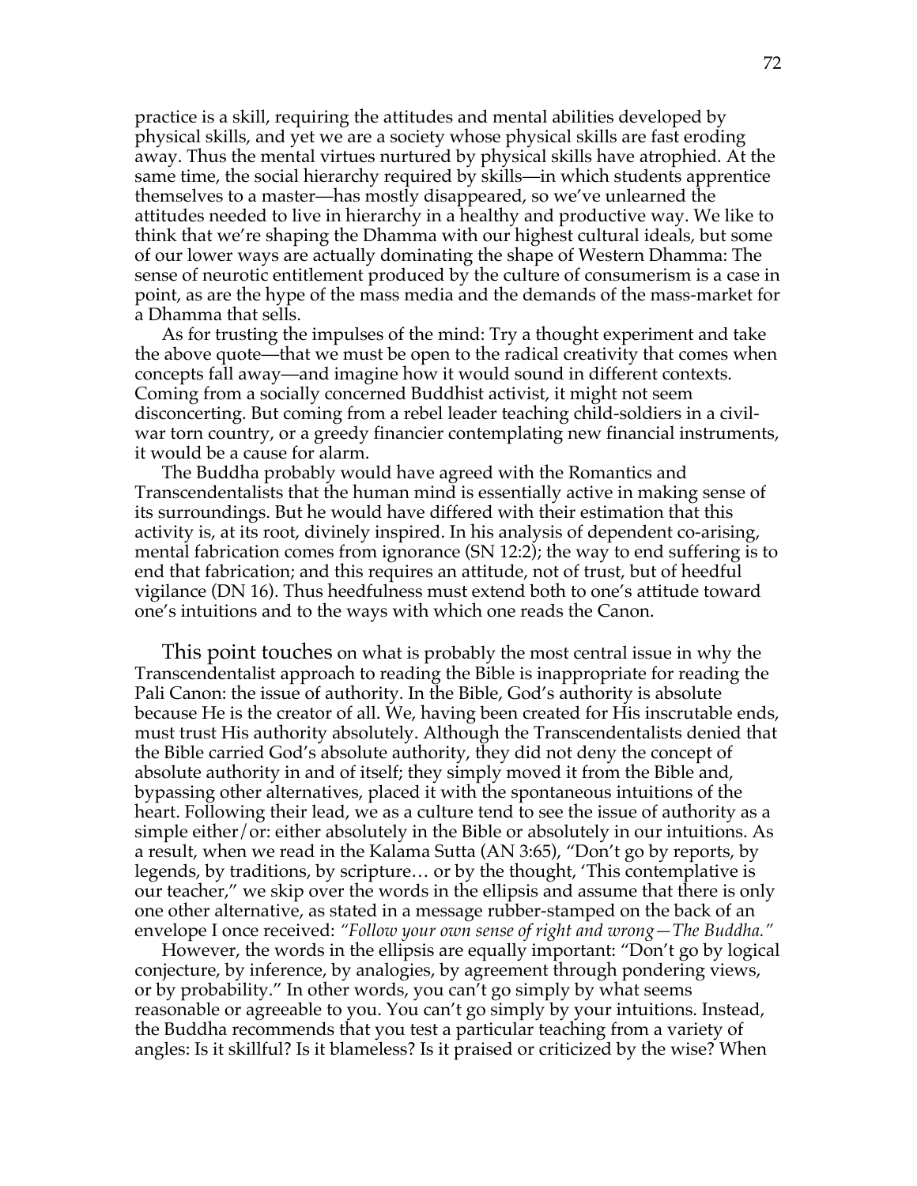practice is a skill, requiring the attitudes and mental abilities developed by physical skills, and yet we are a society whose physical skills are fast eroding away. Thus the mental virtues nurtured by physical skills have atrophied. At the same time, the social hierarchy required by skills—in which students apprentice themselves to a master—has mostly disappeared, so we've unlearned the attitudes needed to live in hierarchy in a healthy and productive way. We like to think that we're shaping the Dhamma with our highest cultural ideals, but some of our lower ways are actually dominating the shape of Western Dhamma: The sense of neurotic entitlement produced by the culture of consumerism is a case in point, as are the hype of the mass media and the demands of the mass-market for a Dhamma that sells.

As for trusting the impulses of the mind: Try a thought experiment and take the above quote—that we must be open to the radical creativity that comes when concepts fall away—and imagine how it would sound in different contexts. Coming from a socially concerned Buddhist activist, it might not seem disconcerting. But coming from a rebel leader teaching child-soldiers in a civil-war torn country, or a greedy financier contemplating new financial instruments, it would be a cause for alarm.

The Buddha probably would have agreed with the Romantics and Transcendentalists that the human mind is essentially active in making sense of its surroundings. But he would have differed with their estimation that this activity is, at its root, divinely inspired. In his analysis of dependent co-arising, mental fabrication comes from ignorance (SN 12:2); the way to end suffering is to end that fabrication; and this requires an attitude, not of trust, but of heedful vigilance (DN 16). Thus heedfulness must extend both to one's attitude toward one's intuitions and to the ways with which one reads the Canon.

This point touches on what is probably the most central issue in why the Transcendentalist approach to reading the Bible is inappropriate for reading the Pali Canon: the issue of authority. In the Bible, God's authority is absolute because He is the creator of all. We, having been created for His inscrutable ends, must trust His authority absolutely. Although the Transcendentalists denied that the Bible carried God's absolute authority, they did not deny the concept of absolute authority in and of itself; they simply moved it from the Bible and, bypassing other alternatives, placed it with the spontaneous intuitions of the heart. Following their lead, we as a culture tend to see the issue of authority as a simple either/or: either absolutely in the Bible or absolutely in our intuitions. As a result, when we read in the Kalama Sutta (AN 3:65), "Don't go by reports, by legends, by traditions, by scripture… or by the thought, 'This contemplative is our teacher,'" we skip over the words in the ellipsis and assume that there is only one other alternative, as stated in a message rubber-stamped on the back of an envelope I once received: *"Follow your own sense of right and wrong—The Buddha."*

However, the words in the ellipsis are equally important: "Don't go by logical conjecture, by inference, by analogies, by agreement through pondering views, or by probability." In other words, you can't go simply by what seems reasonable or agreeable to you. You can't go simply by your intuitions. Instead, the Buddha recommends that you test a particular teaching from a variety of angles: Is it skillful? Is it blameless? Is it praised or criticized by the wise? When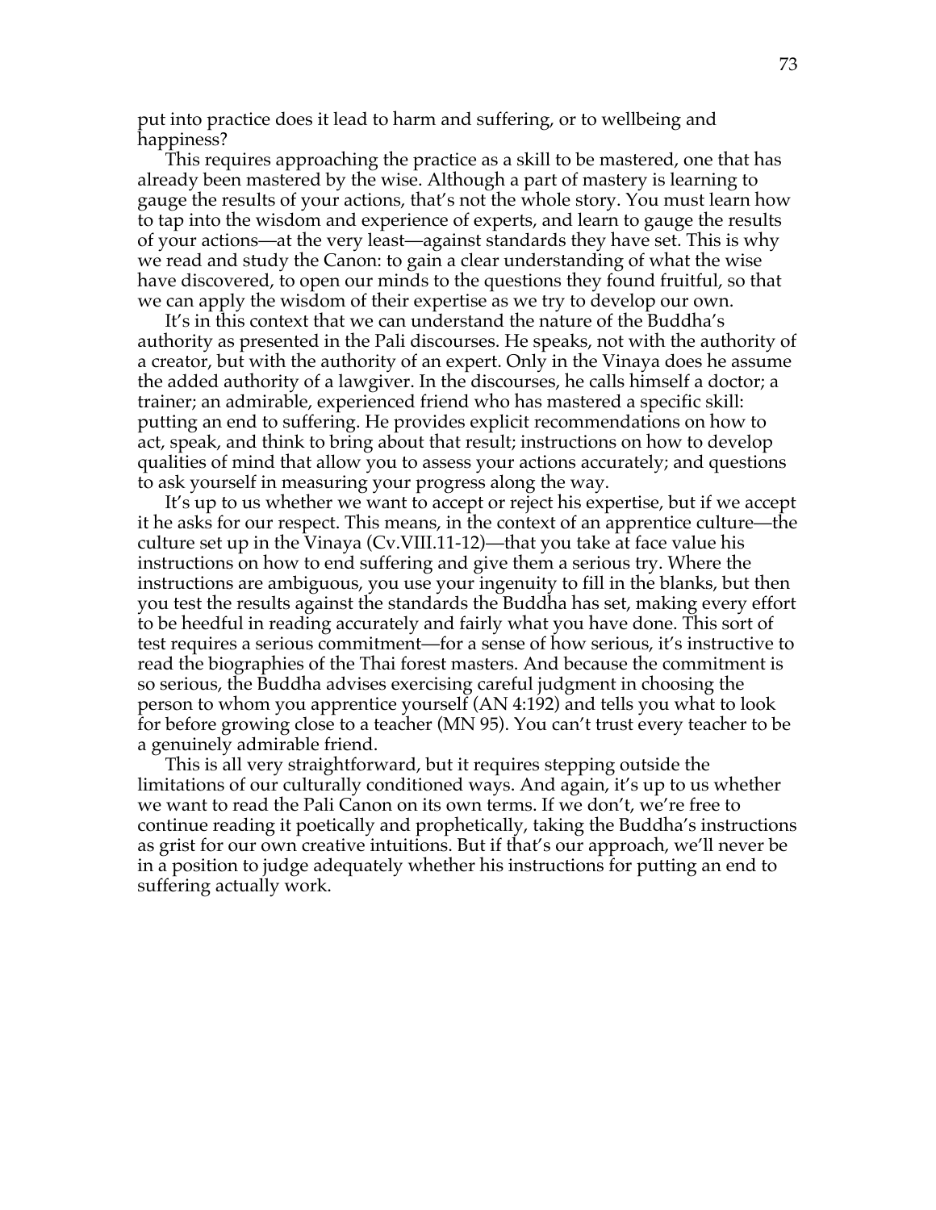put into practice does it lead to harm and suffering, or to wellbeing and happiness?

This requires approaching the practice as a skill to be mastered, one that has already been mastered by the wise. Although a part of mastery is learning to gauge the results of your actions, that's not the whole story. You must learn how to tap into the wisdom and experience of experts, and learn to gauge the results of your actions—at the very least—against standards they have set. This is why we read and study the Canon: to gain a clear understanding of what the wise have discovered, to open our minds to the questions they found fruitful, so that we can apply the wisdom of their expertise as we try to develop our own.

It's in this context that we can understand the nature of the Buddha's authority as presented in the Pali discourses. He speaks, not with the authority of a creator, but with the authority of an expert. Only in the Vinaya does he assume the added authority of a lawgiver. In the discourses, he calls himself a doctor; a trainer; an admirable, experienced friend who has mastered a specific skill: putting an end to suffering. He provides explicit recommendations on how to act, speak, and think to bring about that result; instructions on how to develop qualities of mind that allow you to assess your actions accurately; and questions to ask yourself in measuring your progress along the way.

It's up to us whether we want to accept or reject his expertise, but if we accept it he asks for our respect. This means, in the context of an apprentice culture—the culture set up in the Vinaya (Cv.VIII.11-12)—that you take at face value his instructions on how to end suffering and give them a serious try. Where the instructions are ambiguous, you use your ingenuity to fill in the blanks, but then you test the results against the standards the Buddha has set, making every effort to be heedful in reading accurately and fairly what you have done. This sort of test requires a serious commitment—for a sense of how serious, it's instructive to read the biographies of the Thai forest masters. And because the commitment is so serious, the Buddha advises exercising careful judgment in choosing the person to whom you apprentice yourself (AN 4:192) and tells you what to look for before growing close to a teacher (MN 95). You can't trust every teacher to be a genuinely admirable friend.

This is all very straightforward, but it requires stepping outside the limitations of our culturally conditioned ways. And again, it's up to us whether we want to read the Pali Canon on its own terms. If we don't, we're free to continue reading it poetically and prophetically, taking the Buddha's instructions as grist for our own creative intuitions. But if that's our approach, we'll never be in a position to judge adequately whether his instructions for putting an end to suffering actually work.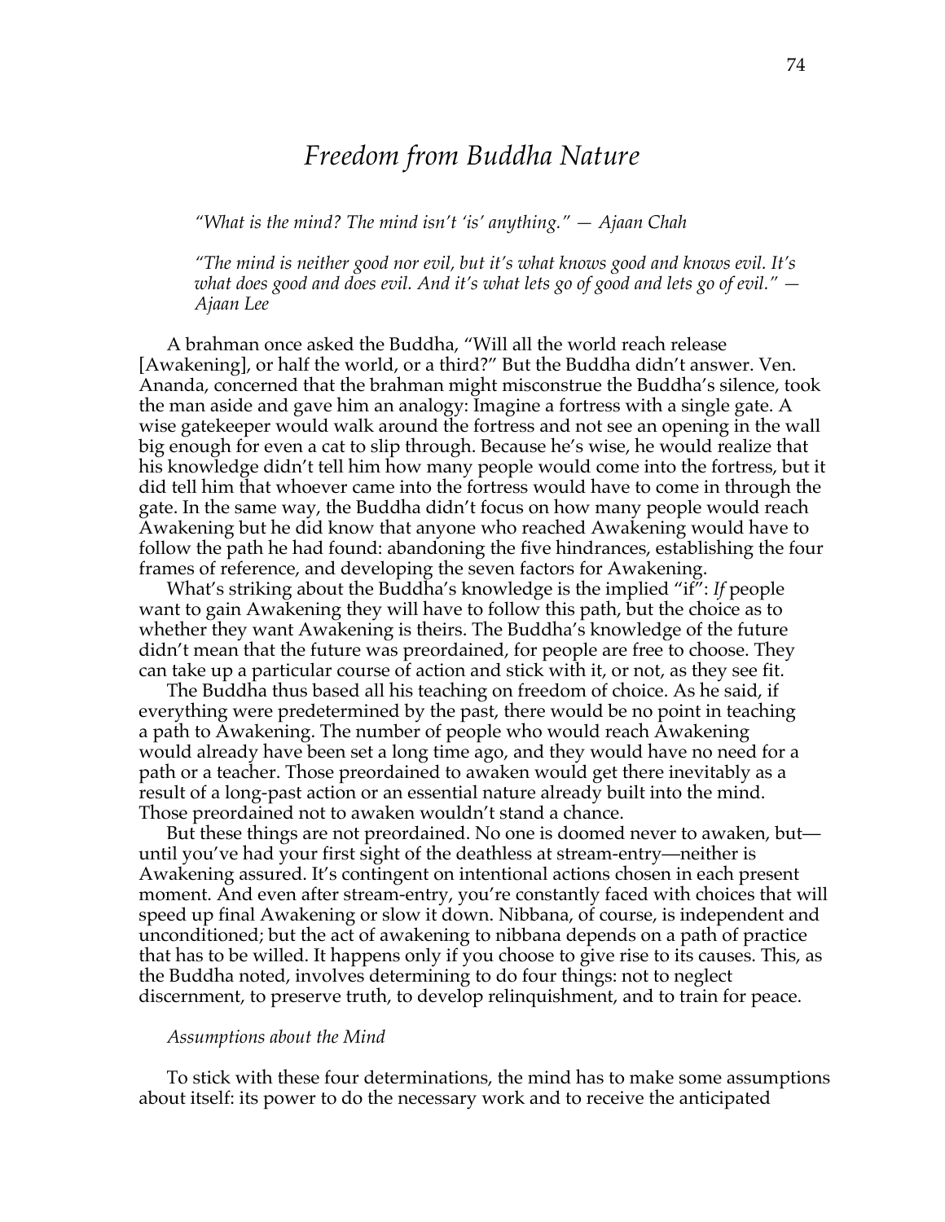# *Freedom from Buddha Nature*

> *"What is the mind? The mind isn't 'is' anything." — Ajaan Chah*

> *"The mind is neither good nor evil, but it's what knows good and knows evil. It's what does good and does evil. And it's what lets go of good and lets go of evil." — Ajaan Lee*

A brahman once asked the Buddha, "Will all the world reach release [Awakening], or half the world, or a third?" But the Buddha didn't answer. Ven. Ananda, concerned that the brahman might misconstrue the Buddha's silence, took the man aside and gave him an analogy: Imagine a fortress with a single gate. A wise gatekeeper would walk around the fortress and not see an opening in the wall big enough for even a cat to slip through. Because he's wise, he would realize that his knowledge didn't tell him how many people would come into the fortress, but it did tell him that whoever came into the fortress would have to come in through the gate. In the same way, the Buddha didn't focus on how many people would reach Awakening but he did know that anyone who reached Awakening would have to follow the path he had found: abandoning the five hindrances, establishing the four frames of reference, and developing the seven factors for Awakening.

What's striking about the Buddha's knowledge is the implied "if": *If* people want to gain Awakening they will have to follow this path, but the choice as to whether they want Awakening is theirs. The Buddha's knowledge of the future didn't mean that the future was preordained, for people are free to choose. They can take up a particular course of action and stick with it, or not, as they see fit.

The Buddha thus based all his teaching on freedom of choice. As he said, if everything were predetermined by the past, there would be no point in teaching a path to Awakening. The number of people who would reach Awakening would already have been set a long time ago, and they would have no need for a path or a teacher. Those preordained to awaken would get there inevitably as a result of a long-past action or an essential nature already built into the mind. Those preordained not to awaken wouldn't stand a chance.

But these things are not preordained. No one is doomed never to awaken, but—until you've had your first sight of the deathless at stream-entry—neither is Awakening assured. It's contingent on intentional actions chosen in each present moment. And even after stream-entry, you're constantly faced with choices that will speed up final Awakening or slow it down. Nibbana, of course, is independent and unconditioned; but the act of awakening to nibbana depends on a path of practice that has to be willed. It happens only if you choose to give rise to its causes. This, as the Buddha noted, involves determining to do four things: not to neglect discernment, to preserve truth, to develop relinquishment, and to train for peace.

### *Assumptions about the Mind*

To stick with these four determinations, the mind has to make some assumptions about itself: its power to do the necessary work and to receive the anticipated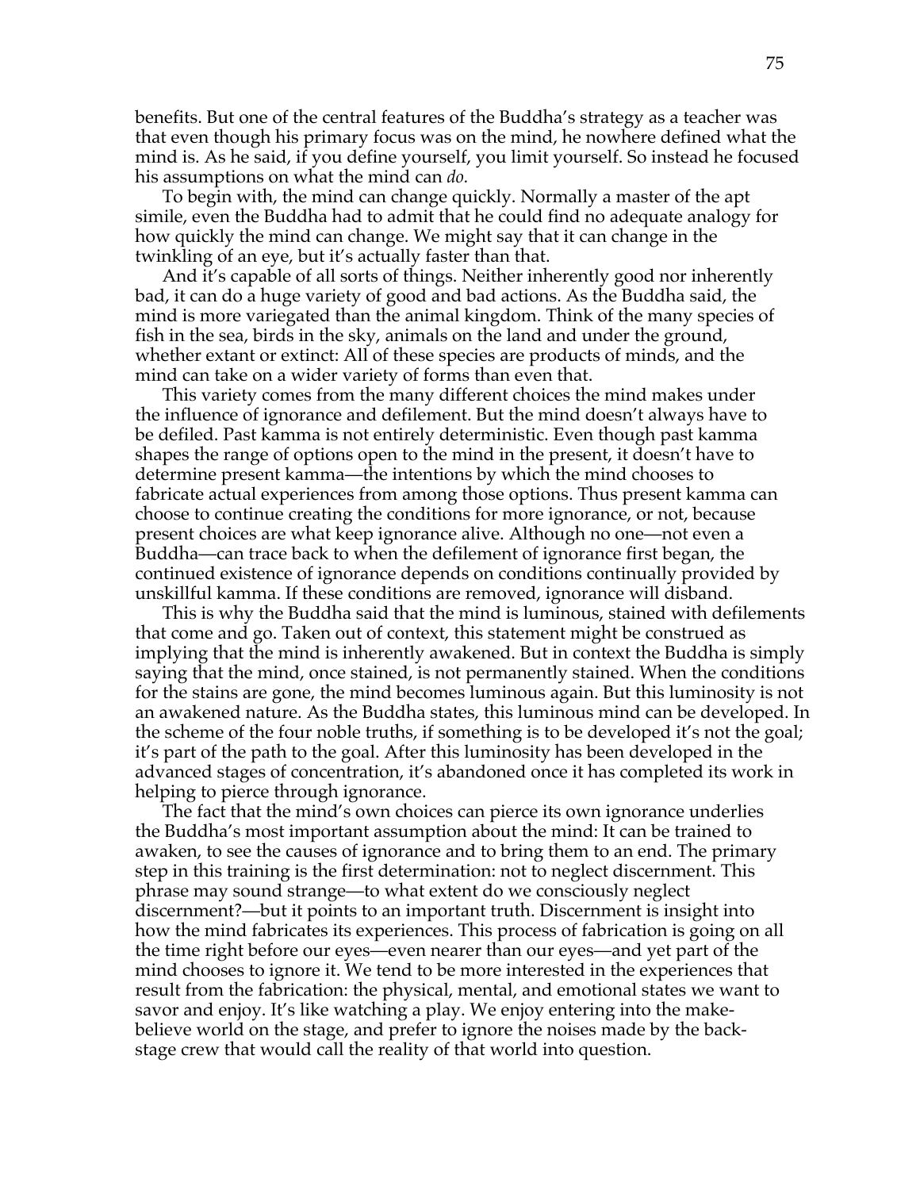benefits. But one of the central features of the Buddha's strategy as a teacher was that even though his primary focus was on the mind, he nowhere defined what the mind is. As he said, if you define yourself, you limit yourself. So instead he focused his assumptions on what the mind can *do.*

To begin with, the mind can change quickly. Normally a master of the apt simile, even the Buddha had to admit that he could find no adequate analogy for how quickly the mind can change. We might say that it can change in the twinkling of an eye, but it's actually faster than that.

And it's capable of all sorts of things. Neither inherently good nor inherently bad, it can do a huge variety of good and bad actions. As the Buddha said, the mind is more variegated than the animal kingdom. Think of the many species of fish in the sea, birds in the sky, animals on the land and under the ground, whether extant or extinct: All of these species are products of minds, and the mind can take on a wider variety of forms than even that.

This variety comes from the many different choices the mind makes under the influence of ignorance and defilement. But the mind doesn't always have to be defiled. Past kamma is not entirely deterministic. Even though past kamma shapes the range of options open to the mind in the present, it doesn't have to determine present kamma—the intentions by which the mind chooses to fabricate actual experiences from among those options. Thus present kamma can choose to continue creating the conditions for more ignorance, or not, because present choices are what keep ignorance alive. Although no one—not even a Buddha—can trace back to when the defilement of ignorance first began, the continued existence of ignorance depends on conditions continually provided by unskillful kamma. If these conditions are removed, ignorance will disband.

This is why the Buddha said that the mind is luminous, stained with defilements that come and go. Taken out of context, this statement might be construed as implying that the mind is inherently awakened. But in context the Buddha is simply saying that the mind, once stained, is not permanently stained. When the conditions for the stains are gone, the mind becomes luminous again. But this luminosity is not an awakened nature. As the Buddha states, this luminous mind can be developed. In the scheme of the four noble truths, if something is to be developed it's not the goal; it's part of the path to the goal. After this luminosity has been developed in the advanced stages of concentration, it's abandoned once it has completed its work in helping to pierce through ignorance.

The fact that the mind's own choices can pierce its own ignorance underlies the Buddha's most important assumption about the mind: It can be trained to awaken, to see the causes of ignorance and to bring them to an end. The primary step in this training is the first determination: not to neglect discernment. This phrase may sound strange—to what extent do we consciously neglect discernment?—but it points to an important truth. Discernment is insight into how the mind fabricates its experiences. This process of fabrication is going on all the time right before our eyes—even nearer than our eyes—and yet part of the mind chooses to ignore it. We tend to be more interested in the experiences that result from the fabrication: the physical, mental, and emotional states we want to savor and enjoy. It's like watching a play. We enjoy entering into the make-believe world on the stage, and prefer to ignore the noises made by the back-stage crew that would call the reality of that world into question.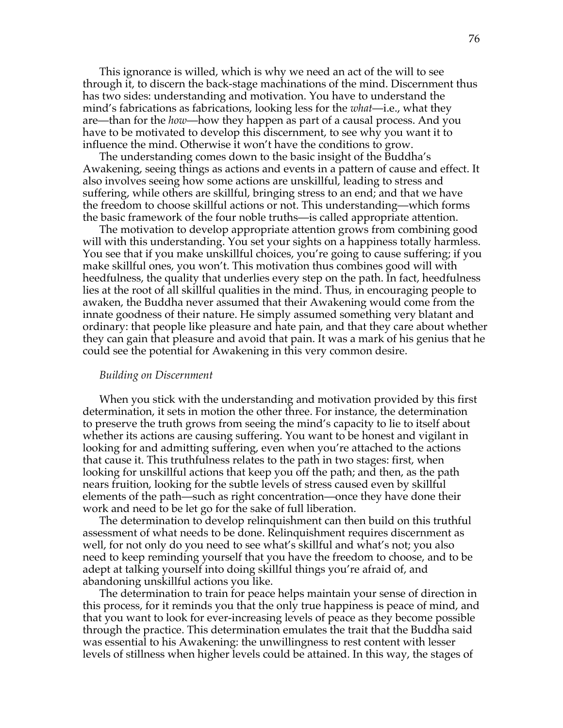This ignorance is willed, which is why we need an act of the will to see through it, to discern the back-stage machinations of the mind. Discernment thus has two sides: understanding and motivation. You have to understand the mind's fabrications as fabrications, looking less for the *what*—i.e., what they are—than for the *how*—how they happen as part of a causal process. And you have to be motivated to develop this discernment, to see why you want it to influence the mind. Otherwise it won't have the conditions to grow.

The understanding comes down to the basic insight of the Buddha's Awakening, seeing things as actions and events in a pattern of cause and effect. It also involves seeing how some actions are unskillful, leading to stress and suffering, while others are skillful, bringing stress to an end; and that we have the freedom to choose skillful actions or not. This understanding—which forms the basic framework of the four noble truths—is called appropriate attention.

The motivation to develop appropriate attention grows from combining good will with this understanding. You set your sights on a happiness totally harmless. You see that if you make unskillful choices, you're going to cause suffering; if you make skillful ones, you won't. This motivation thus combines good will with heedfulness, the quality that underlies every step on the path. In fact, heedfulness lies at the root of all skillful qualities in the mind. Thus, in encouraging people to awaken, the Buddha never assumed that their Awakening would come from the innate goodness of their nature. He simply assumed something very blatant and ordinary: that people like pleasure and hate pain, and that they care about whether they can gain that pleasure and avoid that pain. It was a mark of his genius that he could see the potential for Awakening in this very common desire.

### *Building on Discernment*

When you stick with the understanding and motivation provided by this first determination, it sets in motion the other three. For instance, the determination to preserve the truth grows from seeing the mind's capacity to lie to itself about whether its actions are causing suffering. You want to be honest and vigilant in looking for and admitting suffering, even when you're attached to the actions that cause it. This truthfulness relates to the path in two stages: first, when looking for unskillful actions that keep you off the path; and then, as the path nears fruition, looking for the subtle levels of stress caused even by skillful elements of the path—such as right concentration—once they have done their work and need to be let go for the sake of full liberation.

The determination to develop relinquishment can then build on this truthful assessment of what needs to be done. Relinquishment requires discernment as well, for not only do you need to see what's skillful and what's not; you also need to keep reminding yourself that you have the freedom to choose, and to be adept at talking yourself into doing skillful things you're afraid of, and abandoning unskillful actions you like.

The determination to train for peace helps maintain your sense of direction in this process, for it reminds you that the only true happiness is peace of mind, and that you want to look for ever-increasing levels of peace as they become possible through the practice. This determination emulates the trait that the Buddha said was essential to his Awakening: the unwillingness to rest content with lesser levels of stillness when higher levels could be attained. In this way, the stages of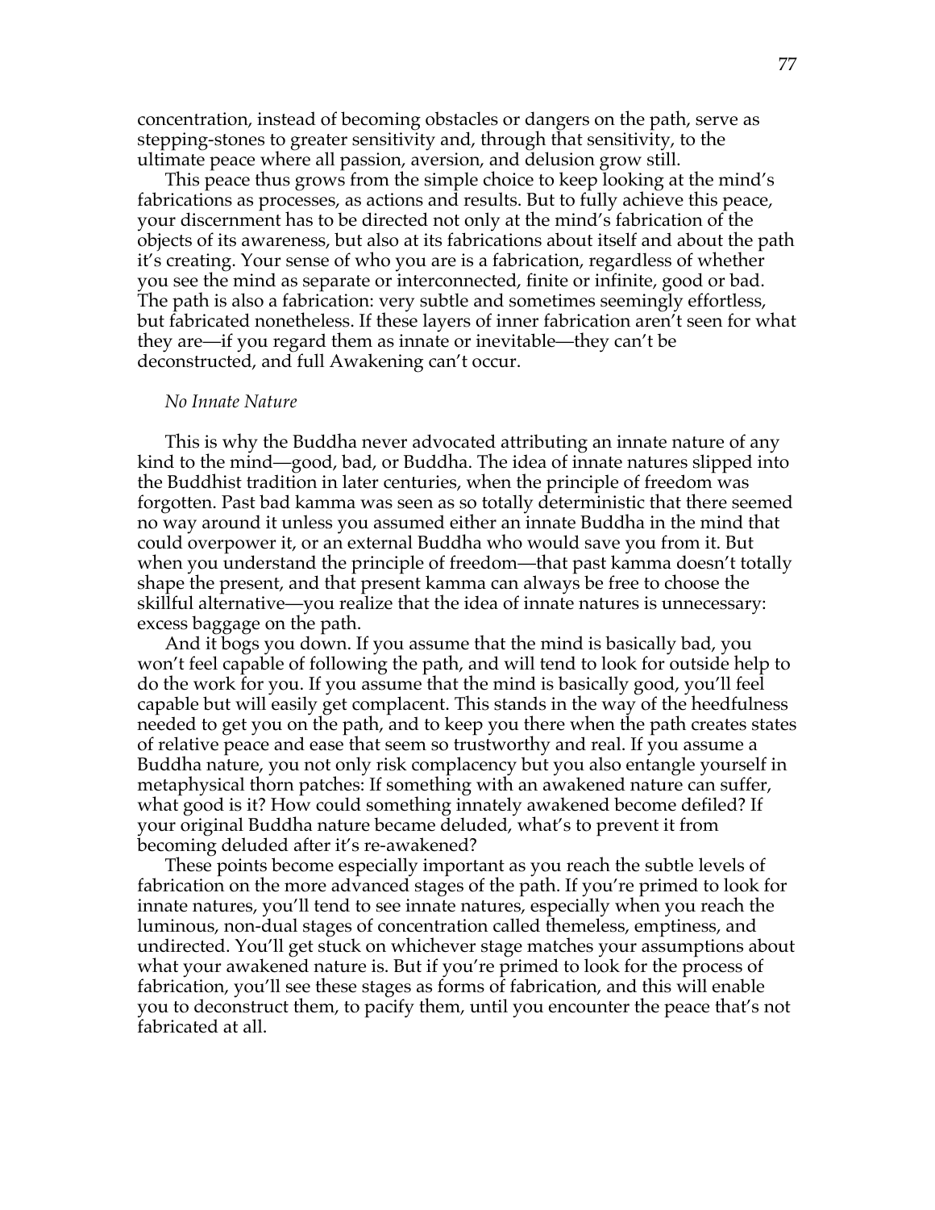concentration, instead of becoming obstacles or dangers on the path, serve as stepping-stones to greater sensitivity and, through that sensitivity, to the ultimate peace where all passion, aversion, and delusion grow still.

This peace thus grows from the simple choice to keep looking at the mind's fabrications as processes, as actions and results. But to fully achieve this peace, your discernment has to be directed not only at the mind's fabrication of the objects of its awareness, but also at its fabrications about itself and about the path it's creating. Your sense of who you are is a fabrication, regardless of whether you see the mind as separate or interconnected, finite or infinite, good or bad. The path is also a fabrication: very subtle and sometimes seemingly effortless, but fabricated nonetheless. If these layers of inner fabrication aren't seen for what they are—if you regard them as innate or inevitable—they can't be deconstructed, and full Awakening can't occur.

*No Innate Nature*

This is why the Buddha never advocated attributing an innate nature of any kind to the mind—good, bad, or Buddha. The idea of innate natures slipped into the Buddhist tradition in later centuries, when the principle of freedom was forgotten. Past bad kamma was seen as so totally deterministic that there seemed no way around it unless you assumed either an innate Buddha in the mind that could overpower it, or an external Buddha who would save you from it. But when you understand the principle of freedom—that past kamma doesn't totally shape the present, and that present kamma can always be free to choose the skillful alternative—you realize that the idea of innate natures is unnecessary: excess baggage on the path.

And it bogs you down. If you assume that the mind is basically bad, you won't feel capable of following the path, and will tend to look for outside help to do the work for you. If you assume that the mind is basically good, you'll feel capable but will easily get complacent. This stands in the way of the heedfulness needed to get you on the path, and to keep you there when the path creates states of relative peace and ease that seem so trustworthy and real. If you assume a Buddha nature, you not only risk complacency but you also entangle yourself in metaphysical thorn patches: If something with an awakened nature can suffer, what good is it? How could something innately awakened become defiled? If your original Buddha nature became deluded, what's to prevent it from becoming deluded after it's re-awakened?

These points become especially important as you reach the subtle levels of fabrication on the more advanced stages of the path. If you're primed to look for innate natures, you'll tend to see innate natures, especially when you reach the luminous, non-dual stages of concentration called themeless, emptiness, and undirected. You'll get stuck on whichever stage matches your assumptions about what your awakened nature is. But if you're primed to look for the process of fabrication, you'll see these stages as forms of fabrication, and this will enable you to deconstruct them, to pacify them, until you encounter the peace that's not fabricated at all.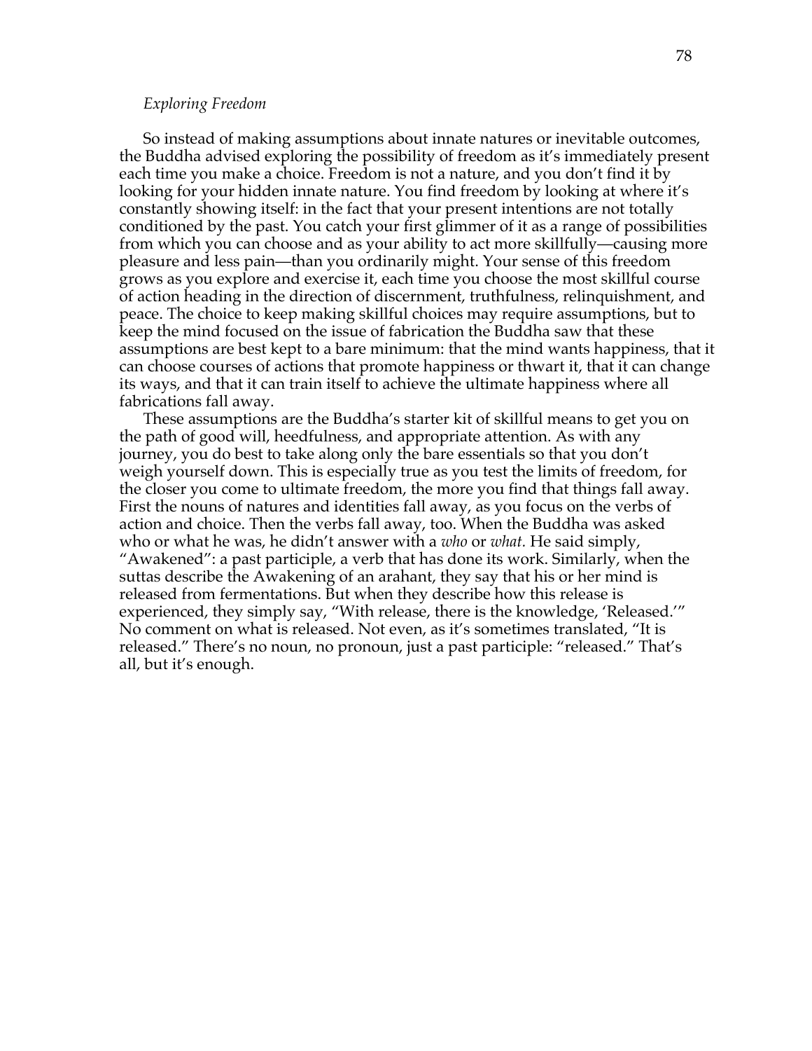### *Exploring Freedom*

So instead of making assumptions about innate natures or inevitable outcomes, the Buddha advised exploring the possibility of freedom as it's immediately present each time you make a choice. Freedom is not a nature, and you don't find it by looking for your hidden innate nature. You find freedom by looking at where it's constantly showing itself: in the fact that your present intentions are not totally conditioned by the past. You catch your first glimmer of it as a range of possibilities from which you can choose and as your ability to act more skillfully—causing more pleasure and less pain—than you ordinarily might. Your sense of this freedom grows as you explore and exercise it, each time you choose the most skillful course of action heading in the direction of discernment, truthfulness, relinquishment, and peace. The choice to keep making skillful choices may require assumptions, but to keep the mind focused on the issue of fabrication the Buddha saw that these assumptions are best kept to a bare minimum: that the mind wants happiness, that it can choose courses of actions that promote happiness or thwart it, that it can change its ways, and that it can train itself to achieve the ultimate happiness where all fabrications fall away.

These assumptions are the Buddha's starter kit of skillful means to get you on the path of good will, heedfulness, and appropriate attention. As with any journey, you do best to take along only the bare essentials so that you don't weigh yourself down. This is especially true as you test the limits of freedom, for the closer you come to ultimate freedom, the more you find that things fall away. First the nouns of natures and identities fall away, as you focus on the verbs of action and choice. Then the verbs fall away, too. When the Buddha was asked who or what he was, he didn't answer with a *who* or *what.* He said simply, "Awakened": a past participle, a verb that has done its work. Similarly, when the suttas describe the Awakening of an arahant, they say that his or her mind is released from fermentations. But when they describe how this release is experienced, they simply say, "With release, there is the knowledge, 'Released.'" No comment on what is released. Not even, as it's sometimes translated, "It is released." There's no noun, no pronoun, just a past participle: "released." That's all, but it's enough.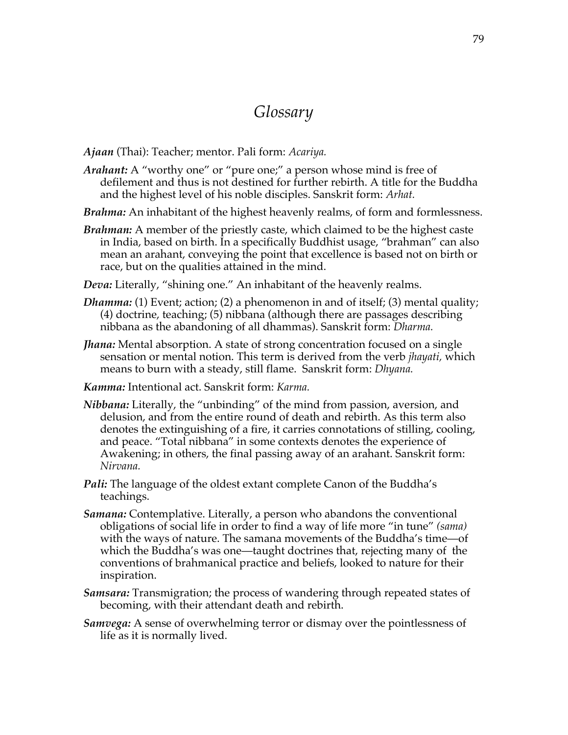# *Glossary*

***Ajaan*** (Thai): Teacher; mentor. Pali form: *Acariya.*

***Arahant:*** A "worthy one" or "pure one;" a person whose mind is free of defilement and thus is not destined for further rebirth. A title for the Buddha and the highest level of his noble disciples. Sanskrit form: *Arhat.*

***Brahma:*** An inhabitant of the highest heavenly realms, of form and formlessness.

***Brahman:*** A member of the priestly caste, which claimed to be the highest caste in India, based on birth. In a specifically Buddhist usage, "brahman" can also mean an arahant, conveying the point that excellence is based not on birth or race, but on the qualities attained in the mind.

***Deva:*** Literally, "shining one." An inhabitant of the heavenly realms.

***Dhamma:*** (1) Event; action; (2) a phenomenon in and of itself; (3) mental quality; (4) doctrine, teaching; (5) nibbana (although there are passages describing nibbana as the abandoning of all dhammas). Sanskrit form: *Dharma.*

***Jhana:*** Mental absorption. A state of strong concentration focused on a single sensation or mental notion. This term is derived from the verb *jhayati,* which means to burn with a steady, still flame. Sanskrit form: *Dhyana.*

***Kamma:*** Intentional act. Sanskrit form: *Karma.*

***Nibbana:*** Literally, the "unbinding" of the mind from passion, aversion, and delusion, and from the entire round of death and rebirth. As this term also denotes the extinguishing of a fire, it carries connotations of stilling, cooling, and peace. "Total nibbana" in some contexts denotes the experience of Awakening; in others, the final passing away of an arahant. Sanskrit form: *Nirvana.*

***Pali:*** The language of the oldest extant complete Canon of the Buddha's teachings.

***Samana:*** Contemplative. Literally, a person who abandons the conventional obligations of social life in order to find a way of life more "in tune" *(sama)* with the ways of nature. The samana movements of the Buddha's time—of which the Buddha's was one—taught doctrines that, rejecting many of the conventions of brahmanical practice and beliefs, looked to nature for their inspiration.

***Samsara:*** Transmigration; the process of wandering through repeated states of becoming, with their attendant death and rebirth.

***Samvega:*** A sense of overwhelming terror or dismay over the pointlessness of life as it is normally lived.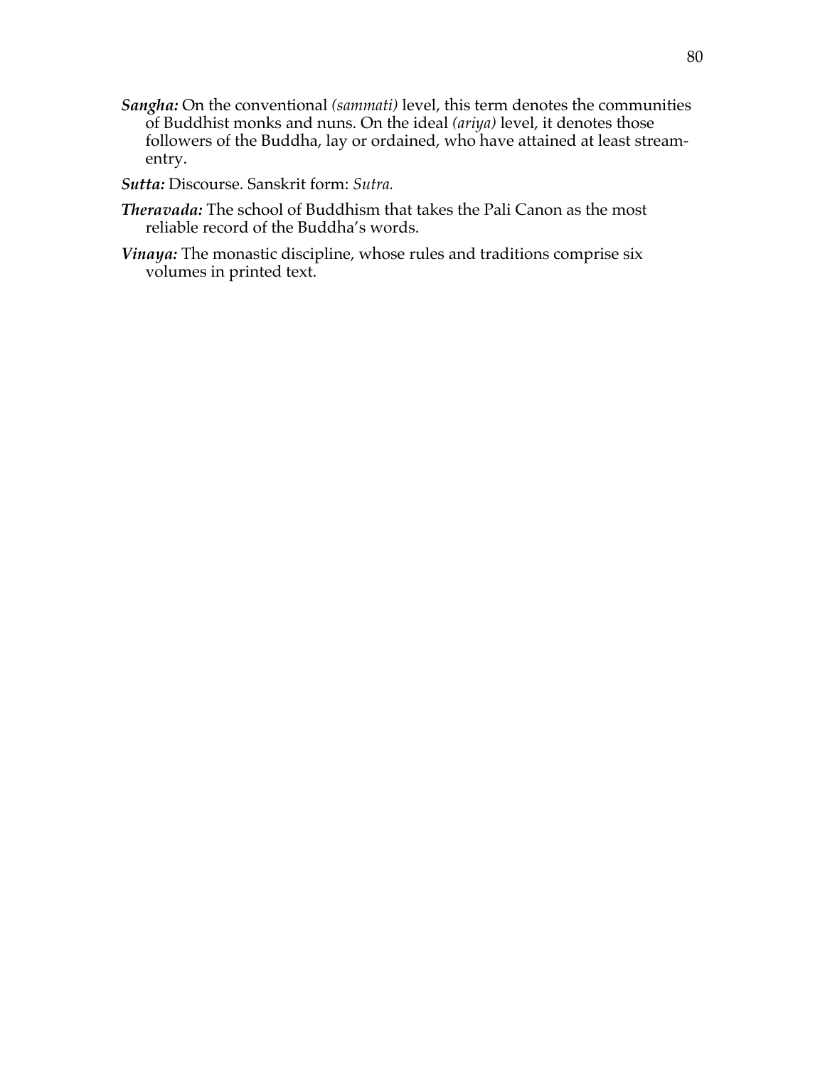***Sangha:*** On the conventional *(sammati)* level, this term denotes the communities of Buddhist monks and nuns. On the ideal *(ariya)* level, it denotes those followers of the Buddha, lay or ordained, who have attained at least stream-entry.

***Sutta:*** Discourse. Sanskrit form: *Sutra.*

***Theravada:*** The school of Buddhism that takes the Pali Canon as the most reliable record of the Buddha's words.

***Vinaya:*** The monastic discipline, whose rules and traditions comprise six volumes in printed text.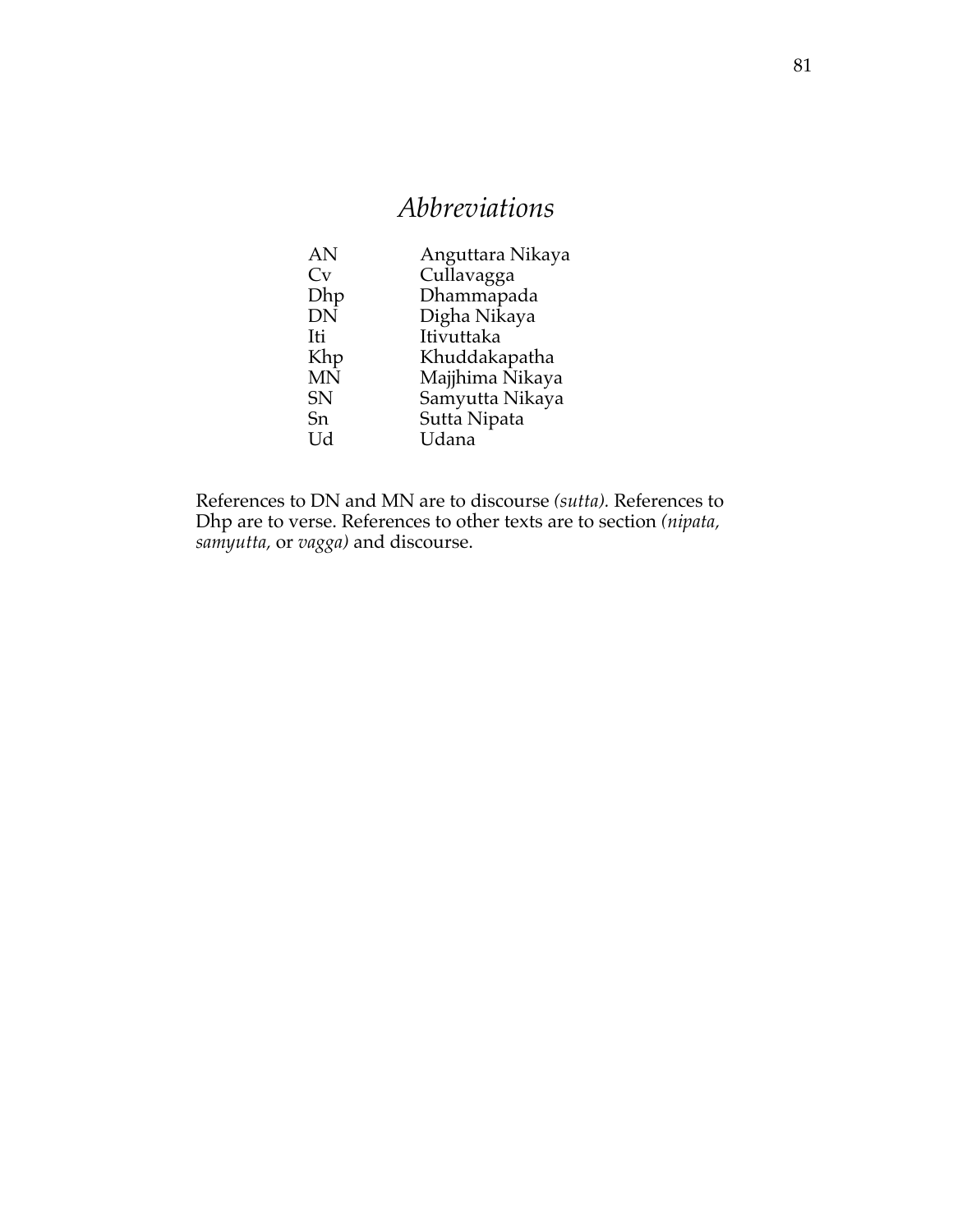# *Abbreviations*

| | |
|---|---|
| AN | Anguttara Nikaya |
| Cv | Cullavagga |
| Dhp | Dhammapada |
| DN | Digha Nikaya |
| Iti | Itivuttaka |
| Khp | Khuddakapatha |
| MN | Majjhima Nikaya |
| SN | Samyutta Nikaya |
| Sn | Sutta Nipata |
| Ud | Udana |

References to DN and MN are to discourse *(sutta).* References to Dhp are to verse. References to other texts are to section *(nipata, samyutta,* or *vagga)* and discourse.